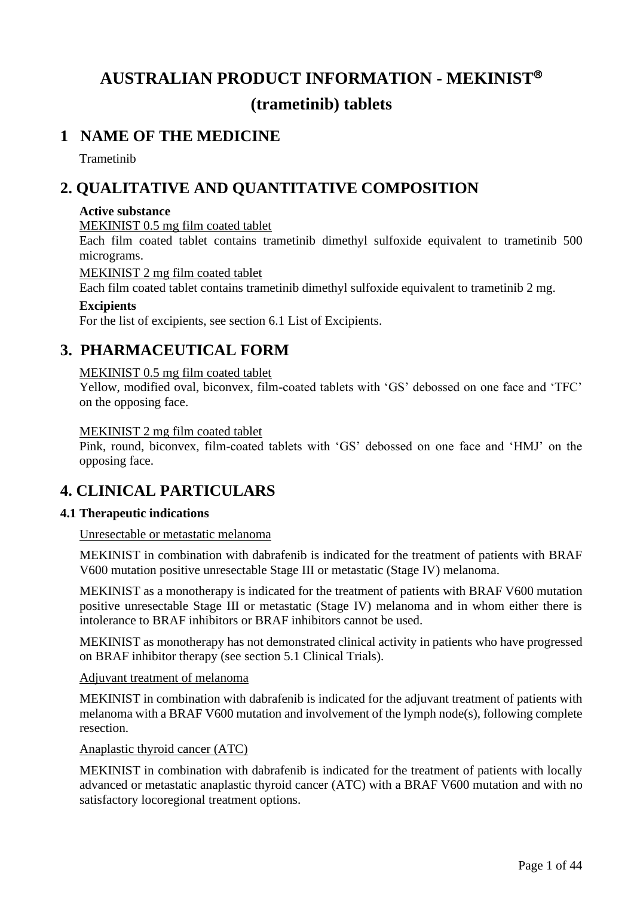# AUSTRALIAN PRODUCT INFORMATION - MEKINIST® (trametinib) tablets

## 1 NAME OF THE MEDICINE

Trametinib

## 2. QUALITATIVE AND QUANTITATIVE COMPOSITION

**Active substance**

MEKINIST 0.5 mg film coated tablet

Each film coated tablet contains trametinib dimethyl sulfoxide equivalent to trametinib 500 micrograms.

MEKINIST 2 mg film coated tablet

Each film coated tablet contains trametinib dimethyl sulfoxide equivalent to trametinib 2 mg.

**Excipients**

For the list of excipients, see section 6.1 List of Excipients.

## 3. PHARMACEUTICAL FORM

MEKINIST 0.5 mg film coated tablet

Yellow, modified oval, biconvex, film-coated tablets with 'GS' debossed on one face and 'TFC' on the opposing face.

MEKINIST 2 mg film coated tablet

Pink, round, biconvex, film-coated tablets with 'GS' debossed on one face and 'HMJ' on the opposing face.

## 4. CLINICAL PARTICULARS

### 4.1 Therapeutic indications

Unresectable or metastatic melanoma

MEKINIST in combination with dabrafenib is indicated for the treatment of patients with BRAF V600 mutation positive unresectable Stage III or metastatic (Stage IV) melanoma.

MEKINIST as a monotherapy is indicated for the treatment of patients with BRAF V600 mutation positive unresectable Stage III or metastatic (Stage IV) melanoma and in whom either there is intolerance to BRAF inhibitors or BRAF inhibitors cannot be used.

MEKINIST as monotherapy has not demonstrated clinical activity in patients who have progressed on BRAF inhibitor therapy (see section 5.1 Clinical Trials).

Adjuvant treatment of melanoma

MEKINIST in combination with dabrafenib is indicated for the adjuvant treatment of patients with melanoma with a BRAF V600 mutation and involvement of the lymph node(s), following complete resection.

Anaplastic thyroid cancer (ATC)

MEKINIST in combination with dabrafenib is indicated for the treatment of patients with locally advanced or metastatic anaplastic thyroid cancer (ATC) with a BRAF V600 mutation and with no satisfactory locoregional treatment options.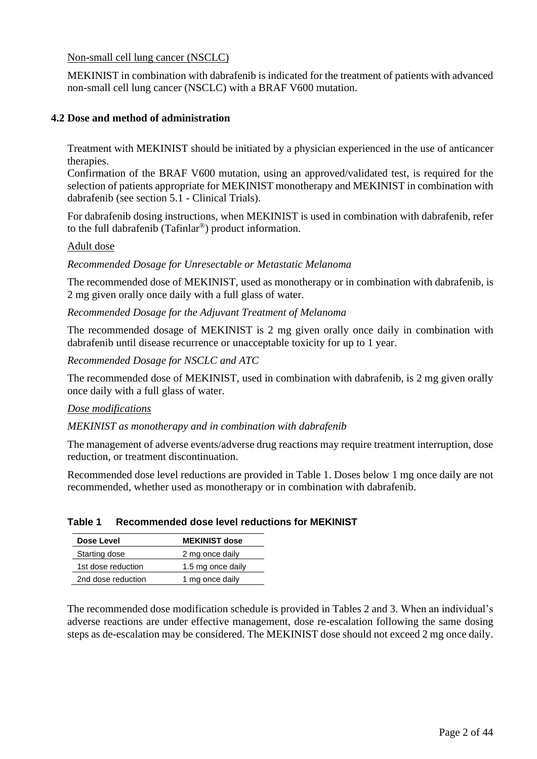Non-small cell lung cancer (NSCLC)

MEKINIST in combination with dabrafenib is indicated for the treatment of patients with advanced non-small cell lung cancer (NSCLC) with a BRAF V600 mutation.

## 4.2 Dose and method of administration

Treatment with MEKINIST should be initiated by a physician experienced in the use of anticancer therapies.

Confirmation of the BRAF V600 mutation, using an approved/validated test, is required for the selection of patients appropriate for MEKINIST monotherapy and MEKINIST in combination with dabrafenib (see section 5.1 - Clinical Trials).

For dabrafenib dosing instructions, when MEKINIST is used in combination with dabrafenib, refer to the full dabrafenib (Tafinlar®) product information.

Adult dose

*Recommended Dosage for Unresectable or Metastatic Melanoma*

The recommended dose of MEKINIST, used as monotherapy or in combination with dabrafenib, is 2 mg given orally once daily with a full glass of water.

*Recommended Dosage for the Adjuvant Treatment of Melanoma*

The recommended dosage of MEKINIST is 2 mg given orally once daily in combination with dabrafenib until disease recurrence or unacceptable toxicity for up to 1 year.

*Recommended Dosage for NSCLC and ATC*

The recommended dose of MEKINIST, used in combination with dabrafenib, is 2 mg given orally once daily with a full glass of water.

*Dose modifications*

*MEKINIST as monotherapy and in combination with dabrafenib*

The management of adverse events/adverse drug reactions may require treatment interruption, dose reduction, or treatment discontinuation.

Recommended dose level reductions are provided in Table 1. Doses below 1 mg once daily are not recommended, whether used as monotherapy or in combination with dabrafenib.

**Table 1 Recommended dose level reductions for MEKINIST**

| Dose Level | MEKINIST dose |
|---|---|
| Starting dose | 2 mg once daily |
| 1st dose reduction | 1.5 mg once daily |
| 2nd dose reduction | 1 mg once daily |

The recommended dose modification schedule is provided in Tables 2 and 3. When an individual's adverse reactions are under effective management, dose re-escalation following the same dosing steps as de-escalation may be considered. The MEKINIST dose should not exceed 2 mg once daily.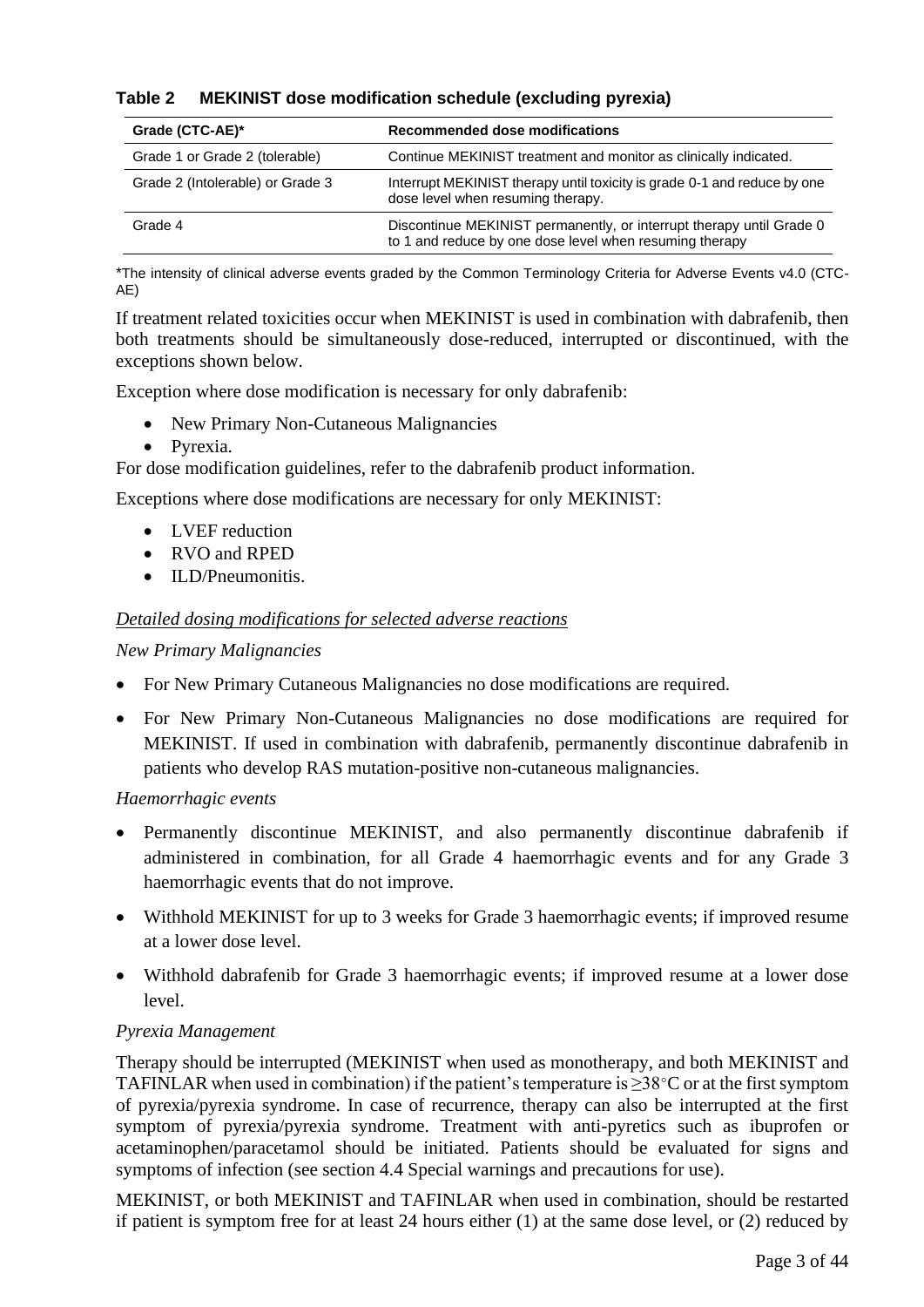**Table 2 MEKINIST dose modification schedule (excluding pyrexia)**

| Grade (CTC-AE)* | Recommended dose modifications |
| --- | --- |
| Grade 1 or Grade 2 (tolerable) | Continue MEKINIST treatment and monitor as clinically indicated. |
| Grade 2 (Intolerable) or Grade 3 | Interrupt MEKINIST therapy until toxicity is grade 0-1 and reduce by one dose level when resuming therapy. |
| Grade 4 | Discontinue MEKINIST permanently, or interrupt therapy until Grade 0 to 1 and reduce by one dose level when resuming therapy |

*The intensity of clinical adverse events graded by the Common Terminology Criteria for Adverse Events v4.0 (CTC-AE)

If treatment related toxicities occur when MEKINIST is used in combination with dabrafenib, then both treatments should be simultaneously dose-reduced, interrupted or discontinued, with the exceptions shown below.

Exception where dose modification is necessary for only dabrafenib:

- New Primary Non-Cutaneous Malignancies
- Pyrexia.

For dose modification guidelines, refer to the dabrafenib product information.

Exceptions where dose modifications are necessary for only MEKINIST:

- LVEF reduction
- RVO and RPED
- ILD/Pneumonitis.

*Detailed dosing modifications for selected adverse reactions*

*New Primary Malignancies*

- For New Primary Cutaneous Malignancies no dose modifications are required.
- For New Primary Non-Cutaneous Malignancies no dose modifications are required for MEKINIST. If used in combination with dabrafenib, permanently discontinue dabrafenib in patients who develop RAS mutation-positive non-cutaneous malignancies.

*Haemorrhagic events*

- Permanently discontinue MEKINIST, and also permanently discontinue dabrafenib if administered in combination, for all Grade 4 haemorrhagic events and for any Grade 3 haemorrhagic events that do not improve.
- Withhold MEKINIST for up to 3 weeks for Grade 3 haemorrhagic events; if improved resume at a lower dose level.
- Withhold dabrafenib for Grade 3 haemorrhagic events; if improved resume at a lower dose level.

*Pyrexia Management*

Therapy should be interrupted (MEKINIST when used as monotherapy, and both MEKINIST and TAFINLAR when used in combination) if the patient's temperature is $\geq 38°C$ or at the first symptom of pyrexia/pyrexia syndrome. In case of recurrence, therapy can also be interrupted at the first symptom of pyrexia/pyrexia syndrome. Treatment with anti-pyretics such as ibuprofen or acetaminophen/paracetamol should be initiated. Patients should be evaluated for signs and symptoms of infection (see section 4.4 Special warnings and precautions for use).

MEKINIST, or both MEKINIST and TAFINLAR when used in combination, should be restarted if patient is symptom free for at least 24 hours either (1) at the same dose level, or (2) reduced by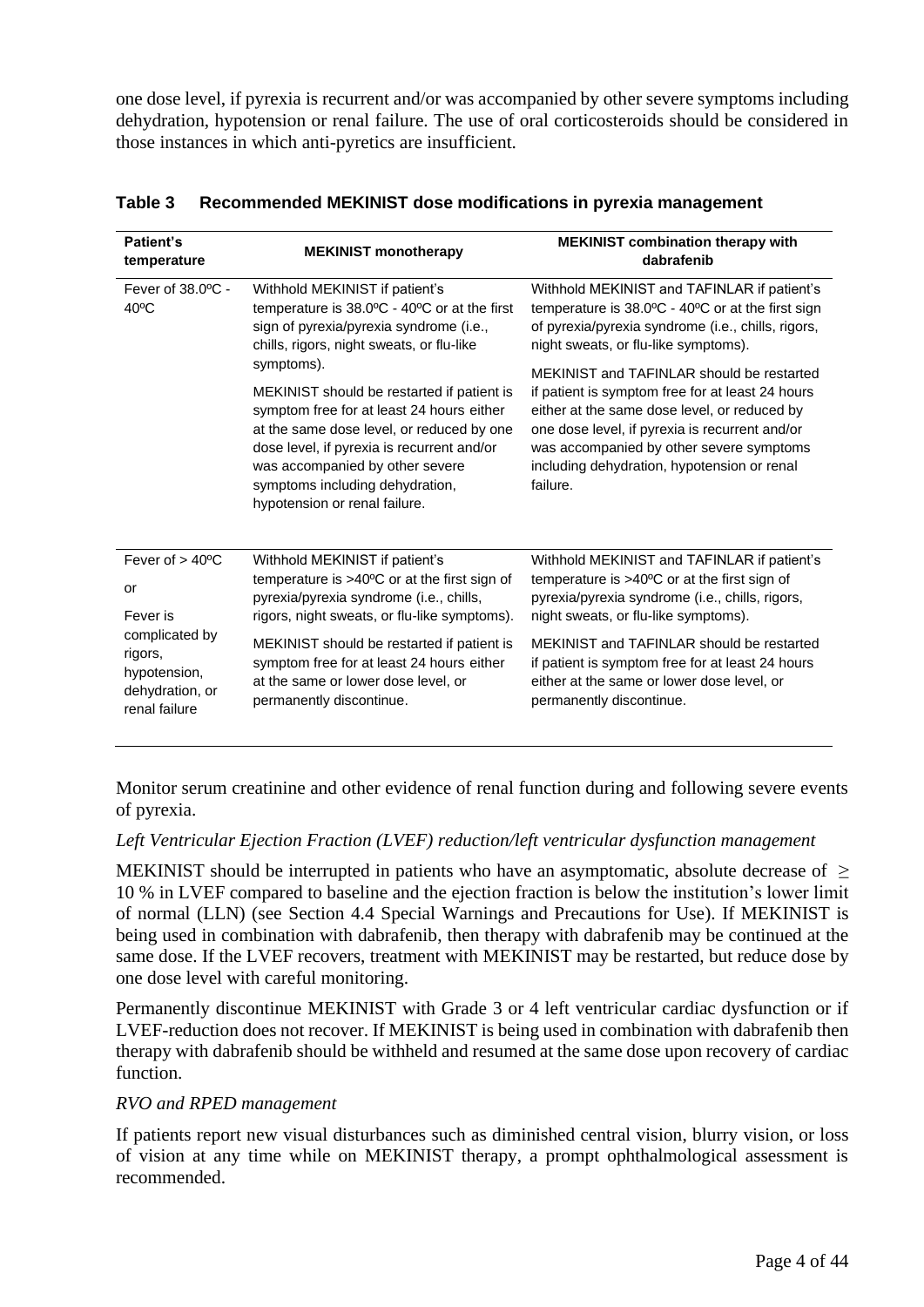one dose level, if pyrexia is recurrent and/or was accompanied by other severe symptoms including dehydration, hypotension or renal failure. The use of oral corticosteroids should be considered in those instances in which anti-pyretics are insufficient.

**Table 3 Recommended MEKINIST dose modifications in pyrexia management**

| Patient's temperature | MEKINIST monotherapy | MEKINIST combination therapy with dabrafenib |
|---|---|---|
| Fever of 38.0ºC - 40ºC | Withhold MEKINIST if patient's temperature is 38.0ºC - 40ºC or at the first sign of pyrexia/pyrexia syndrome (i.e., chills, rigors, night sweats, or flu-like symptoms).<br><br>MEKINIST should be restarted if patient is symptom free for at least 24 hours either at the same dose level, or reduced by one dose level, if pyrexia is recurrent and/or was accompanied by other severe symptoms including dehydration, hypotension or renal failure. | Withhold MEKINIST and TAFINLAR if patient's temperature is 38.0ºC - 40ºC or at the first sign of pyrexia/pyrexia syndrome (i.e., chills, rigors, night sweats, or flu-like symptoms).<br><br>MEKINIST and TAFINLAR should be restarted if patient is symptom free for at least 24 hours either at the same dose level, or reduced by one dose level, if pyrexia is recurrent and/or was accompanied by other severe symptoms including dehydration, hypotension or renal failure. |
| Fever of > 40ºC<br><br>or<br><br>Fever is complicated by rigors, hypotension, dehydration, or renal failure | Withhold MEKINIST if patient's temperature is >40ºC or at the first sign of pyrexia/pyrexia syndrome (i.e., chills, rigors, night sweats, or flu-like symptoms).<br><br>MEKINIST should be restarted if patient is symptom free for at least 24 hours either at the same or lower dose level, or permanently discontinue. | Withhold MEKINIST and TAFINLAR if patient's temperature is >40ºC or at the first sign of pyrexia/pyrexia syndrome (i.e., chills, rigors, night sweats, or flu-like symptoms).<br><br>MEKINIST and TAFINLAR should be restarted if patient is symptom free for at least 24 hours either at the same or lower dose level, or permanently discontinue. |

Monitor serum creatinine and other evidence of renal function during and following severe events of pyrexia.

*Left Ventricular Ejection Fraction (LVEF) reduction/left ventricular dysfunction management*

MEKINIST should be interrupted in patients who have an asymptomatic, absolute decrease of $\geq$ 10 % in LVEF compared to baseline and the ejection fraction is below the institution's lower limit of normal (LLN) (see Section 4.4 Special Warnings and Precautions for Use). If MEKINIST is being used in combination with dabrafenib, then therapy with dabrafenib may be continued at the same dose. If the LVEF recovers, treatment with MEKINIST may be restarted, but reduce dose by one dose level with careful monitoring.

Permanently discontinue MEKINIST with Grade 3 or 4 left ventricular cardiac dysfunction or if LVEF-reduction does not recover. If MEKINIST is being used in combination with dabrafenib then therapy with dabrafenib should be withheld and resumed at the same dose upon recovery of cardiac function.

*RVO and RPED management*

If patients report new visual disturbances such as diminished central vision, blurry vision, or loss of vision at any time while on MEKINIST therapy, a prompt ophthalmological assessment is recommended.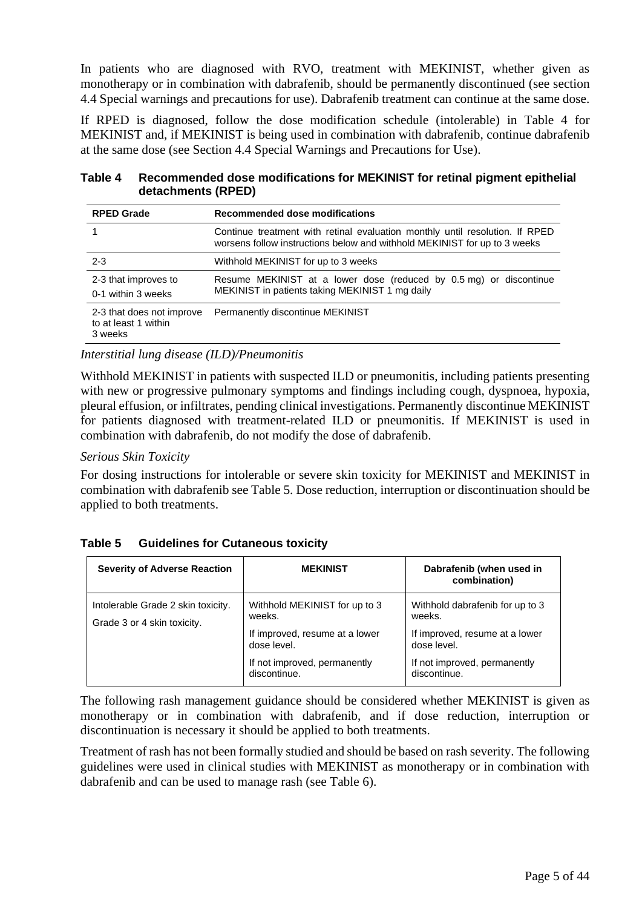In patients who are diagnosed with RVO, treatment with MEKINIST, whether given as monotherapy or in combination with dabrafenib, should be permanently discontinued (see section 4.4 Special warnings and precautions for use). Dabrafenib treatment can continue at the same dose.

If RPED is diagnosed, follow the dose modification schedule (intolerable) in Table 4 for MEKINIST and, if MEKINIST is being used in combination with dabrafenib, continue dabrafenib at the same dose (see Section 4.4 Special Warnings and Precautions for Use).

**Table 4 Recommended dose modifications for MEKINIST for retinal pigment epithelial detachments (RPED)**

| RPED Grade | Recommended dose modifications |
|---|---|
| 1 | Continue treatment with retinal evaluation monthly until resolution. If RPED worsens follow instructions below and withhold MEKINIST for up to 3 weeks |
| 2-3 | Withhold MEKINIST for up to 3 weeks |
| 2-3 that improves to 0-1 within 3 weeks | Resume MEKINIST at a lower dose (reduced by 0.5 mg) or discontinue MEKINIST in patients taking MEKINIST 1 mg daily |
| 2-3 that does not improve to at least 1 within 3 weeks | Permanently discontinue MEKINIST |

*Interstitial lung disease (ILD)/Pneumonitis*

Withhold MEKINIST in patients with suspected ILD or pneumonitis, including patients presenting with new or progressive pulmonary symptoms and findings including cough, dyspnoea, hypoxia, pleural effusion, or infiltrates, pending clinical investigations. Permanently discontinue MEKINIST for patients diagnosed with treatment-related ILD or pneumonitis. If MEKINIST is used in combination with dabrafenib, do not modify the dose of dabrafenib.

*Serious Skin Toxicity*

For dosing instructions for intolerable or severe skin toxicity for MEKINIST and MEKINIST in combination with dabrafenib see Table 5. Dose reduction, interruption or discontinuation should be applied to both treatments.

**Table 5 Guidelines for Cutaneous toxicity**

| Severity of Adverse Reaction | MEKINIST | Dabrafenib (when used in combination) |
|---|---|---|
| Intolerable Grade 2 skin toxicity. Grade 3 or 4 skin toxicity. | Withhold MEKINIST for up to 3 weeks. If improved, resume at a lower dose level. If not improved, permanently discontinue. | Withhold dabrafenib for up to 3 weeks. If improved, resume at a lower dose level. If not improved, permanently discontinue. |

The following rash management guidance should be considered whether MEKINIST is given as monotherapy or in combination with dabrafenib, and if dose reduction, interruption or discontinuation is necessary it should be applied to both treatments.

Treatment of rash has not been formally studied and should be based on rash severity. The following guidelines were used in clinical studies with MEKINIST as monotherapy or in combination with dabrafenib and can be used to manage rash (see Table 6).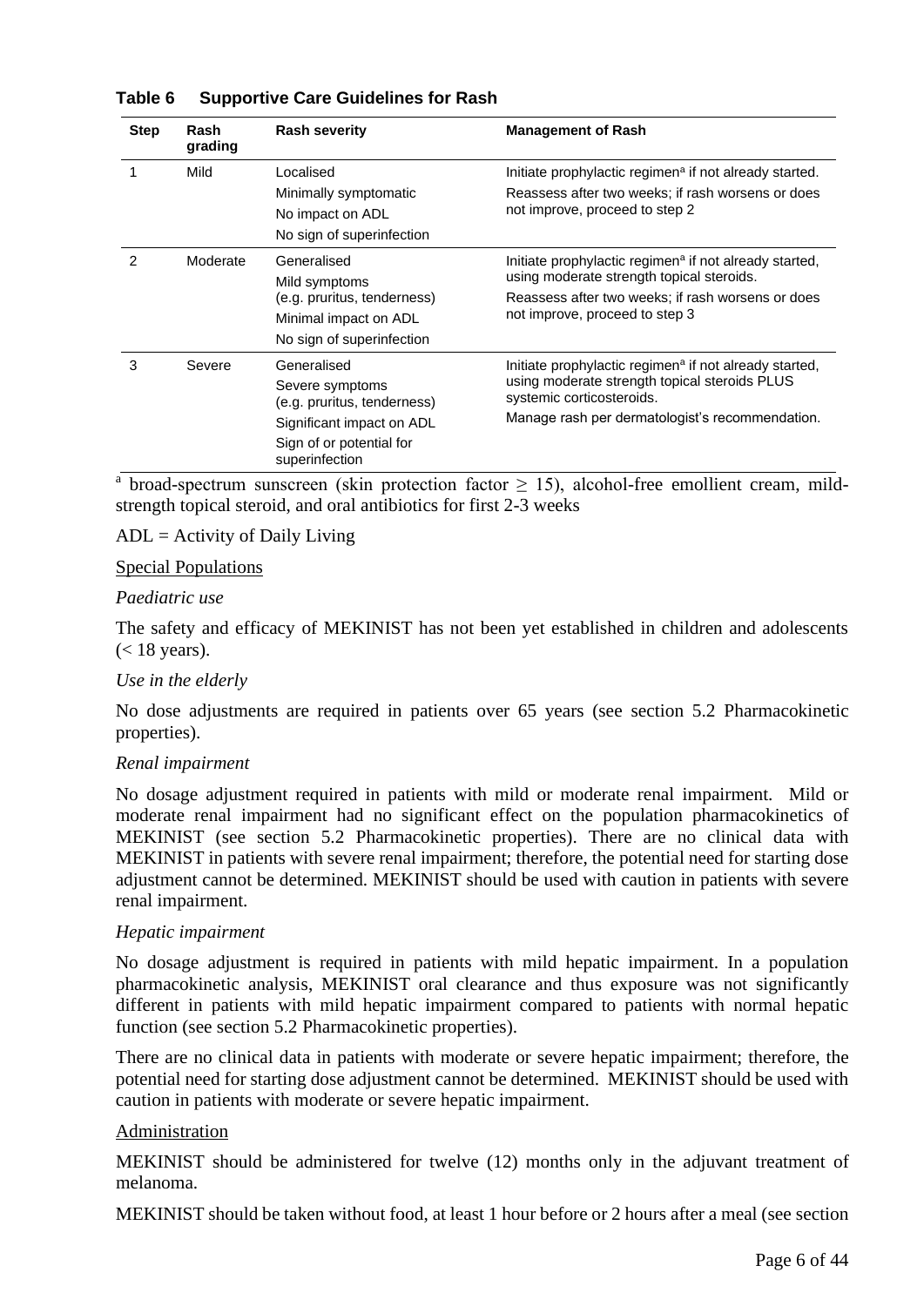**Table 6 Supportive Care Guidelines for Rash**

| Step | Rash grading | Rash severity | Management of Rash |
|---|---|---|---|
| 1 | Mild | Localised<br>Minimally symptomatic<br>No impact on ADL<br>No sign of superinfection | Initiate prophylactic regimen[a] if not already started.<br>Reassess after two weeks; if rash worsens or does not improve, proceed to step 2 |
| 2 | Moderate | Generalised<br>Mild symptoms (e.g. pruritus, tenderness)<br>Minimal impact on ADL<br>No sign of superinfection | Initiate prophylactic regimen[a] if not already started, using moderate strength topical steroids.<br>Reassess after two weeks; if rash worsens or does not improve, proceed to step 3 |
| 3 | Severe | Generalised<br>Severe symptoms (e.g. pruritus, tenderness)<br>Significant impact on ADL<br>Sign of or potential for superinfection | Initiate prophylactic regimen[a] if not already started, using moderate strength topical steroids PLUS systemic corticosteroids.<br>Manage rash per dermatologist's recommendation. |

[a] broad-spectrum sunscreen (skin protection factor $\geq$ 15), alcohol-free emollient cream, mild-strength topical steroid, and oral antibiotics for first 2-3 weeks

ADL = Activity of Daily Living

Special Populations

*Paediatric use*

The safety and efficacy of MEKINIST has not been yet established in children and adolescents (< 18 years).

*Use in the elderly*

No dose adjustments are required in patients over 65 years (see section 5.2 Pharmacokinetic properties).

*Renal impairment*

No dosage adjustment required in patients with mild or moderate renal impairment. Mild or moderate renal impairment had no significant effect on the population pharmacokinetics of MEKINIST (see section 5.2 Pharmacokinetic properties). There are no clinical data with MEKINIST in patients with severe renal impairment; therefore, the potential need for starting dose adjustment cannot be determined. MEKINIST should be used with caution in patients with severe renal impairment.

*Hepatic impairment*

No dosage adjustment is required in patients with mild hepatic impairment. In a population pharmacokinetic analysis, MEKINIST oral clearance and thus exposure was not significantly different in patients with mild hepatic impairment compared to patients with normal hepatic function (see section 5.2 Pharmacokinetic properties).

There are no clinical data in patients with moderate or severe hepatic impairment; therefore, the potential need for starting dose adjustment cannot be determined. MEKINIST should be used with caution in patients with moderate or severe hepatic impairment.

Administration

MEKINIST should be administered for twelve (12) months only in the adjuvant treatment of melanoma.

MEKINIST should be taken without food, at least 1 hour before or 2 hours after a meal (see section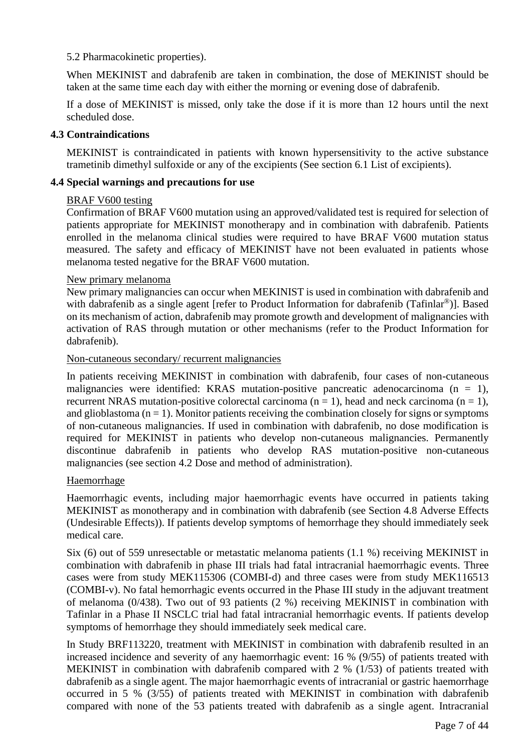5.2 Pharmacokinetic properties).

When MEKINIST and dabrafenib are taken in combination, the dose of MEKINIST should be taken at the same time each day with either the morning or evening dose of dabrafenib.

If a dose of MEKINIST is missed, only take the dose if it is more than 12 hours until the next scheduled dose.

### 4.3 Contraindications

MEKINIST is contraindicated in patients with known hypersensitivity to the active substance trametinib dimethyl sulfoxide or any of the excipients (See section 6.1 List of excipients).

### 4.4 Special warnings and precautions for use

BRAF V600 testing

Confirmation of BRAF V600 mutation using an approved/validated test is required for selection of patients appropriate for MEKINIST monotherapy and in combination with dabrafenib. Patients enrolled in the melanoma clinical studies were required to have BRAF V600 mutation status measured. The safety and efficacy of MEKINIST have not been evaluated in patients whose melanoma tested negative for the BRAF V600 mutation.

New primary melanoma

New primary malignancies can occur when MEKINIST is used in combination with dabrafenib and with dabrafenib as a single agent [refer to Product Information for dabrafenib (Tafinlar®)]. Based on its mechanism of action, dabrafenib may promote growth and development of malignancies with activation of RAS through mutation or other mechanisms (refer to the Product Information for dabrafenib).

Non-cutaneous secondary/ recurrent malignancies

In patients receiving MEKINIST in combination with dabrafenib, four cases of non-cutaneous malignancies were identified: KRAS mutation-positive pancreatic adenocarcinoma (n = 1), recurrent NRAS mutation-positive colorectal carcinoma (n = 1), head and neck carcinoma (n = 1), and glioblastoma (n = 1). Monitor patients receiving the combination closely for signs or symptoms of non-cutaneous malignancies. If used in combination with dabrafenib, no dose modification is required for MEKINIST in patients who develop non-cutaneous malignancies. Permanently discontinue dabrafenib in patients who develop RAS mutation-positive non-cutaneous malignancies (see section 4.2 Dose and method of administration).

Haemorrhage

Haemorrhagic events, including major haemorrhagic events have occurred in patients taking MEKINIST as monotherapy and in combination with dabrafenib (see Section 4.8 Adverse Effects (Undesirable Effects)). If patients develop symptoms of hemorrhage they should immediately seek medical care.

Six (6) out of 559 unresectable or metastatic melanoma patients (1.1 %) receiving MEKINIST in combination with dabrafenib in phase III trials had fatal intracranial haemorrhagic events. Three cases were from study MEK115306 (COMBI-d) and three cases were from study MEK116513 (COMBI-v). No fatal hemorrhagic events occurred in the Phase III study in the adjuvant treatment of melanoma (0/438). Two out of 93 patients (2 %) receiving MEKINIST in combination with Tafinlar in a Phase II NSCLC trial had fatal intracranial hemorrhagic events. If patients develop symptoms of hemorrhage they should immediately seek medical care.

In Study BRF113220, treatment with MEKINIST in combination with dabrafenib resulted in an increased incidence and severity of any haemorrhagic event: 16 % (9/55) of patients treated with MEKINIST in combination with dabrafenib compared with 2 % (1/53) of patients treated with dabrafenib as a single agent. The major haemorrhagic events of intracranial or gastric haemorrhage occurred in 5 % (3/55) of patients treated with MEKINIST in combination with dabrafenib compared with none of the 53 patients treated with dabrafenib as a single agent. Intracranial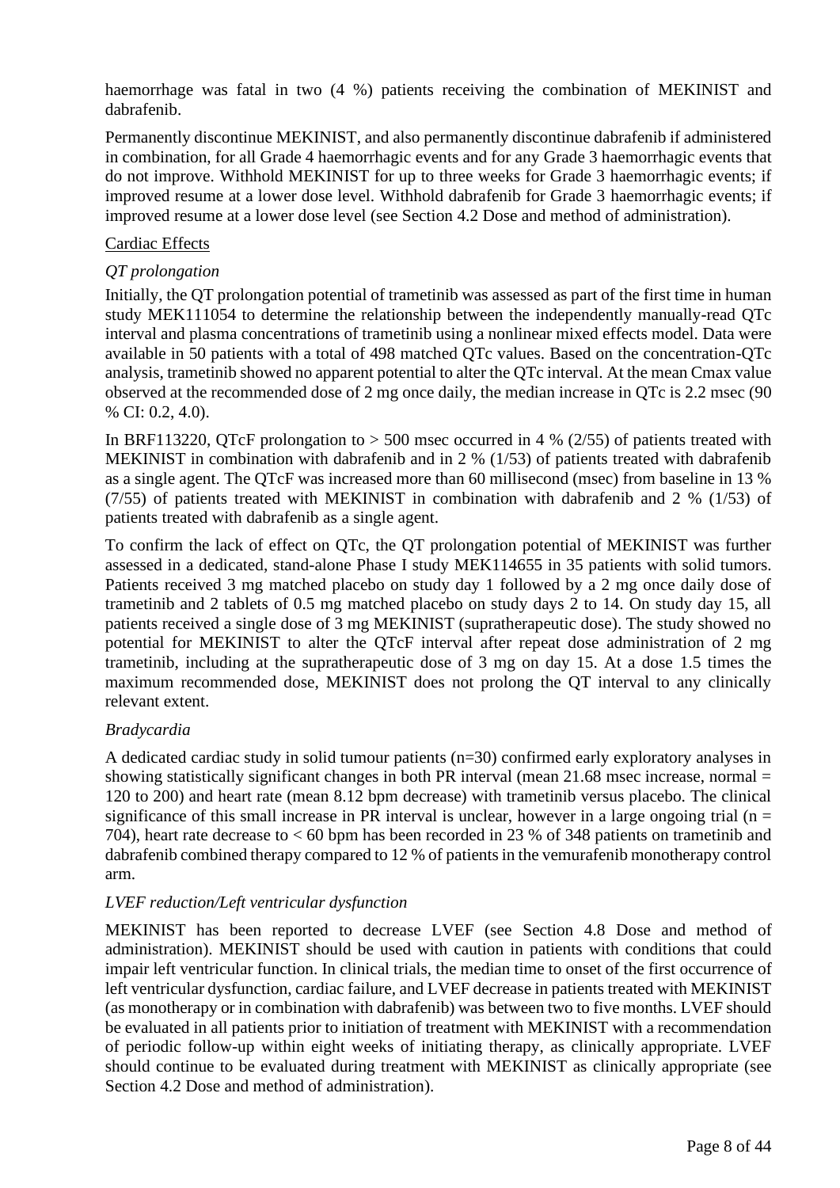haemorrhage was fatal in two (4 %) patients receiving the combination of MEKINIST and dabrafenib.

Permanently discontinue MEKINIST, and also permanently discontinue dabrafenib if administered in combination, for all Grade 4 haemorrhagic events and for any Grade 3 haemorrhagic events that do not improve. Withhold MEKINIST for up to three weeks for Grade 3 haemorrhagic events; if improved resume at a lower dose level. Withhold dabrafenib for Grade 3 haemorrhagic events; if improved resume at a lower dose level (see Section 4.2 Dose and method of administration).

Cardiac Effects

*QT prolongation*

Initially, the QT prolongation potential of trametinib was assessed as part of the first time in human study MEK111054 to determine the relationship between the independently manually-read QTc interval and plasma concentrations of trametinib using a nonlinear mixed effects model. Data were available in 50 patients with a total of 498 matched QTc values. Based on the concentration-QTc analysis, trametinib showed no apparent potential to alter the QTc interval. At the mean Cmax value observed at the recommended dose of 2 mg once daily, the median increase in QTc is 2.2 msec (90 % CI: 0.2, 4.0).

In BRF113220, QTcF prolongation to > 500 msec occurred in 4 % (2/55) of patients treated with MEKINIST in combination with dabrafenib and in 2 % (1/53) of patients treated with dabrafenib as a single agent. The QTcF was increased more than 60 millisecond (msec) from baseline in 13 % (7/55) of patients treated with MEKINIST in combination with dabrafenib and 2 % (1/53) of patients treated with dabrafenib as a single agent.

To confirm the lack of effect on QTc, the QT prolongation potential of MEKINIST was further assessed in a dedicated, stand-alone Phase I study MEK114655 in 35 patients with solid tumors. Patients received 3 mg matched placebo on study day 1 followed by a 2 mg once daily dose of trametinib and 2 tablets of 0.5 mg matched placebo on study days 2 to 14. On study day 15, all patients received a single dose of 3 mg MEKINIST (supratherapeutic dose). The study showed no potential for MEKINIST to alter the QTcF interval after repeat dose administration of 2 mg trametinib, including at the supratherapeutic dose of 3 mg on day 15. At a dose 1.5 times the maximum recommended dose, MEKINIST does not prolong the QT interval to any clinically relevant extent.

*Bradycardia*

A dedicated cardiac study in solid tumour patients (n=30) confirmed early exploratory analyses in showing statistically significant changes in both PR interval (mean 21.68 msec increase, normal = 120 to 200) and heart rate (mean 8.12 bpm decrease) with trametinib versus placebo. The clinical significance of this small increase in PR interval is unclear, however in a large ongoing trial (n = 704), heart rate decrease to < 60 bpm has been recorded in 23 % of 348 patients on trametinib and dabrafenib combined therapy compared to 12 % of patients in the vemurafenib monotherapy control arm.

*LVEF reduction/Left ventricular dysfunction*

MEKINIST has been reported to decrease LVEF (see Section 4.8 Dose and method of administration). MEKINIST should be used with caution in patients with conditions that could impair left ventricular function. In clinical trials, the median time to onset of the first occurrence of left ventricular dysfunction, cardiac failure, and LVEF decrease in patients treated with MEKINIST (as monotherapy or in combination with dabrafenib) was between two to five months. LVEF should be evaluated in all patients prior to initiation of treatment with MEKINIST with a recommendation of periodic follow-up within eight weeks of initiating therapy, as clinically appropriate. LVEF should continue to be evaluated during treatment with MEKINIST as clinically appropriate (see Section 4.2 Dose and method of administration).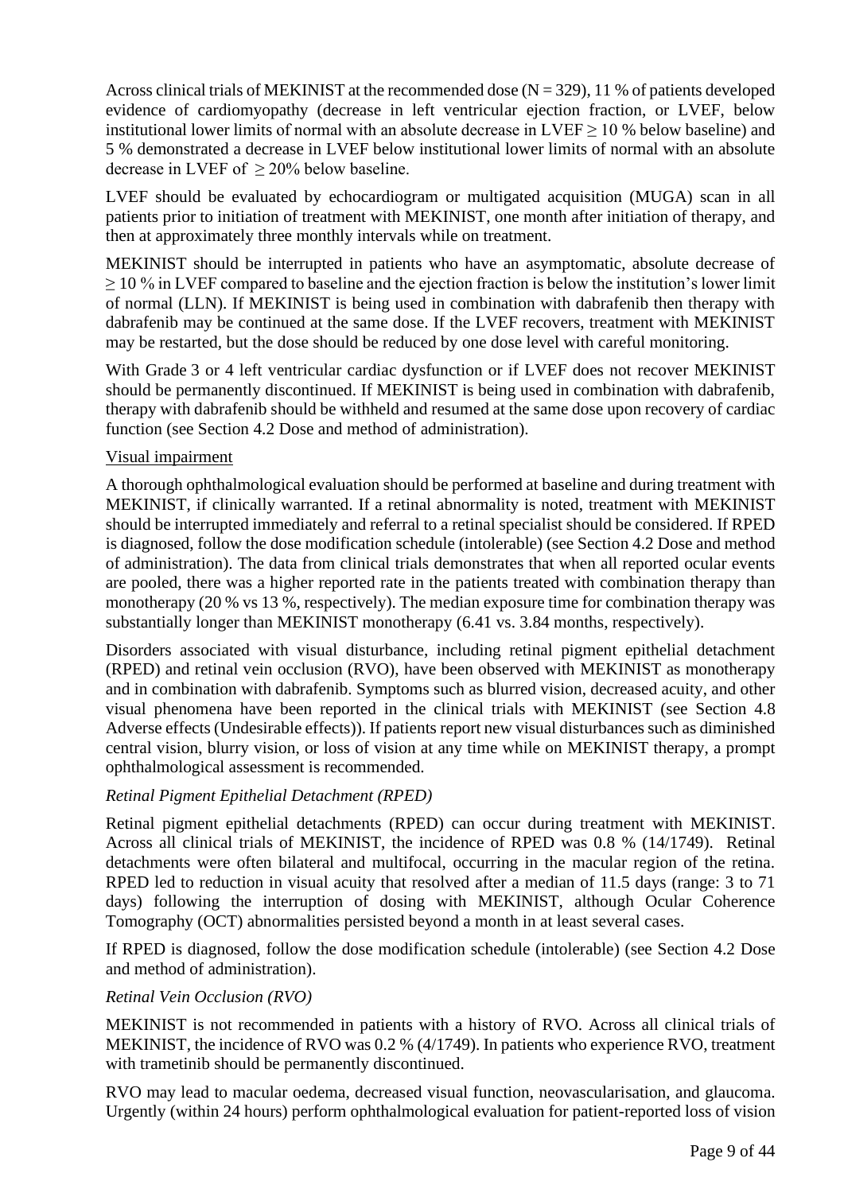Across clinical trials of MEKINIST at the recommended dose (N = 329), 11 % of patients developed evidence of cardiomyopathy (decrease in left ventricular ejection fraction, or LVEF, below institutional lower limits of normal with an absolute decrease in LVEF ≥ 10 % below baseline) and 5 % demonstrated a decrease in LVEF below institutional lower limits of normal with an absolute decrease in LVEF of ≥ 20% below baseline.

LVEF should be evaluated by echocardiogram or multigated acquisition (MUGA) scan in all patients prior to initiation of treatment with MEKINIST, one month after initiation of therapy, and then at approximately three monthly intervals while on treatment.

MEKINIST should be interrupted in patients who have an asymptomatic, absolute decrease of ≥ 10 % in LVEF compared to baseline and the ejection fraction is below the institution's lower limit of normal (LLN). If MEKINIST is being used in combination with dabrafenib then therapy with dabrafenib may be continued at the same dose. If the LVEF recovers, treatment with MEKINIST may be restarted, but the dose should be reduced by one dose level with careful monitoring.

With Grade 3 or 4 left ventricular cardiac dysfunction or if LVEF does not recover MEKINIST should be permanently discontinued. If MEKINIST is being used in combination with dabrafenib, therapy with dabrafenib should be withheld and resumed at the same dose upon recovery of cardiac function (see Section 4.2 Dose and method of administration).

Visual impairment

A thorough ophthalmological evaluation should be performed at baseline and during treatment with MEKINIST, if clinically warranted. If a retinal abnormality is noted, treatment with MEKINIST should be interrupted immediately and referral to a retinal specialist should be considered. If RPED is diagnosed, follow the dose modification schedule (intolerable) (see Section 4.2 Dose and method of administration). The data from clinical trials demonstrates that when all reported ocular events are pooled, there was a higher reported rate in the patients treated with combination therapy than monotherapy (20 % vs 13 %, respectively). The median exposure time for combination therapy was substantially longer than MEKINIST monotherapy (6.41 vs. 3.84 months, respectively).

Disorders associated with visual disturbance, including retinal pigment epithelial detachment (RPED) and retinal vein occlusion (RVO), have been observed with MEKINIST as monotherapy and in combination with dabrafenib. Symptoms such as blurred vision, decreased acuity, and other visual phenomena have been reported in the clinical trials with MEKINIST (see Section 4.8 Adverse effects (Undesirable effects)). If patients report new visual disturbances such as diminished central vision, blurry vision, or loss of vision at any time while on MEKINIST therapy, a prompt ophthalmological assessment is recommended.

*Retinal Pigment Epithelial Detachment (RPED)*

Retinal pigment epithelial detachments (RPED) can occur during treatment with MEKINIST. Across all clinical trials of MEKINIST, the incidence of RPED was 0.8 % (14/1749). Retinal detachments were often bilateral and multifocal, occurring in the macular region of the retina. RPED led to reduction in visual acuity that resolved after a median of 11.5 days (range: 3 to 71 days) following the interruption of dosing with MEKINIST, although Ocular Coherence Tomography (OCT) abnormalities persisted beyond a month in at least several cases.

If RPED is diagnosed, follow the dose modification schedule (intolerable) (see Section 4.2 Dose and method of administration).

*Retinal Vein Occlusion (RVO)*

MEKINIST is not recommended in patients with a history of RVO. Across all clinical trials of MEKINIST, the incidence of RVO was 0.2 % (4/1749). In patients who experience RVO, treatment with trametinib should be permanently discontinued.

RVO may lead to macular oedema, decreased visual function, neovascularisation, and glaucoma. Urgently (within 24 hours) perform ophthalmological evaluation for patient-reported loss of vision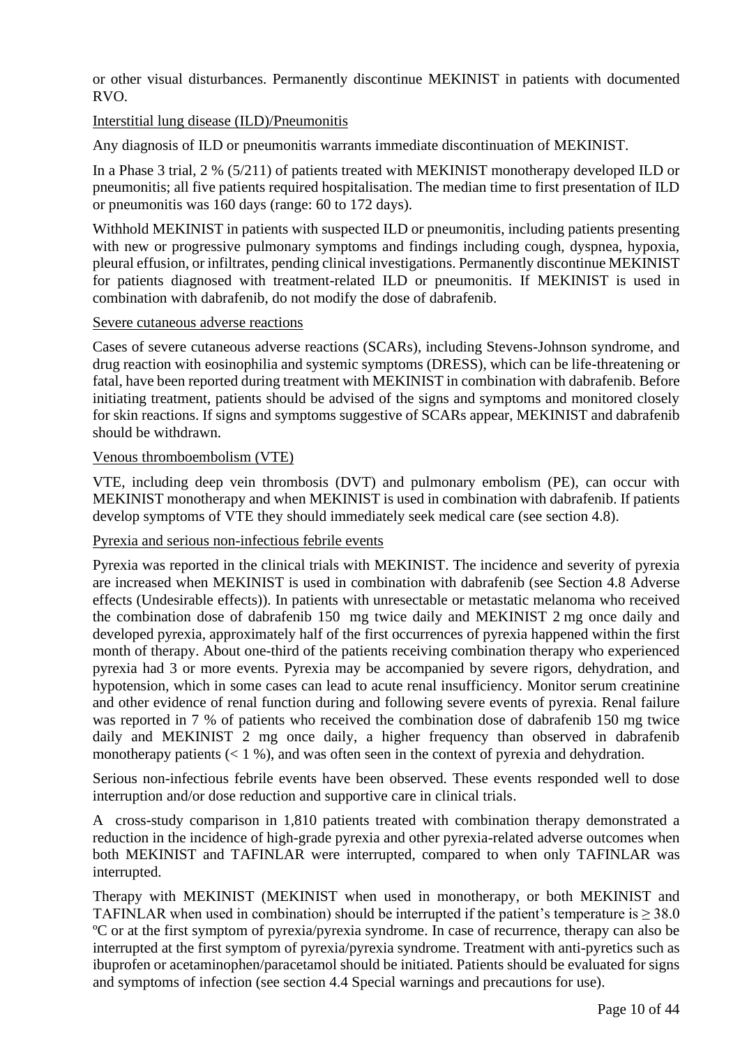or other visual disturbances. Permanently discontinue MEKINIST in patients with documented RVO.

<u>Interstitial lung disease (ILD)/Pneumonitis</u>

Any diagnosis of ILD or pneumonitis warrants immediate discontinuation of MEKINIST.

In a Phase 3 trial, 2 % (5/211) of patients treated with MEKINIST monotherapy developed ILD or pneumonitis; all five patients required hospitalisation. The median time to first presentation of ILD or pneumonitis was 160 days (range: 60 to 172 days).

Withhold MEKINIST in patients with suspected ILD or pneumonitis, including patients presenting with new or progressive pulmonary symptoms and findings including cough, dyspnea, hypoxia, pleural effusion, or infiltrates, pending clinical investigations. Permanently discontinue MEKINIST for patients diagnosed with treatment-related ILD or pneumonitis. If MEKINIST is used in combination with dabrafenib, do not modify the dose of dabrafenib.

<u>Severe cutaneous adverse reactions</u>

Cases of severe cutaneous adverse reactions (SCARs), including Stevens-Johnson syndrome, and drug reaction with eosinophilia and systemic symptoms (DRESS), which can be life-threatening or fatal, have been reported during treatment with MEKINIST in combination with dabrafenib. Before initiating treatment, patients should be advised of the signs and symptoms and monitored closely for skin reactions. If signs and symptoms suggestive of SCARs appear, MEKINIST and dabrafenib should be withdrawn.

<u>Venous thromboembolism (VTE)</u>

VTE, including deep vein thrombosis (DVT) and pulmonary embolism (PE), can occur with MEKINIST monotherapy and when MEKINIST is used in combination with dabrafenib. If patients develop symptoms of VTE they should immediately seek medical care (see section 4.8).

<u>Pyrexia and serious non-infectious febrile events</u>

Pyrexia was reported in the clinical trials with MEKINIST. The incidence and severity of pyrexia are increased when MEKINIST is used in combination with dabrafenib (see Section 4.8 Adverse effects (Undesirable effects)). In patients with unresectable or metastatic melanoma who received the combination dose of dabrafenib 150 mg twice daily and MEKINIST 2 mg once daily and developed pyrexia, approximately half of the first occurrences of pyrexia happened within the first month of therapy. About one-third of the patients receiving combination therapy who experienced pyrexia had 3 or more events. Pyrexia may be accompanied by severe rigors, dehydration, and hypotension, which in some cases can lead to acute renal insufficiency. Monitor serum creatinine and other evidence of renal function during and following severe events of pyrexia. Renal failure was reported in 7 % of patients who received the combination dose of dabrafenib 150 mg twice daily and MEKINIST 2 mg once daily, a higher frequency than observed in dabrafenib monotherapy patients (< 1 %), and was often seen in the context of pyrexia and dehydration.

Serious non-infectious febrile events have been observed. These events responded well to dose interruption and/or dose reduction and supportive care in clinical trials.

A cross-study comparison in 1,810 patients treated with combination therapy demonstrated a reduction in the incidence of high-grade pyrexia and other pyrexia-related adverse outcomes when both MEKINIST and TAFINLAR were interrupted, compared to when only TAFINLAR was interrupted.

Therapy with MEKINIST (MEKINIST when used in monotherapy, or both MEKINIST and TAFINLAR when used in combination) should be interrupted if the patient's temperature is ≥ 38.0 ºC or at the first symptom of pyrexia/pyrexia syndrome. In case of recurrence, therapy can also be interrupted at the first symptom of pyrexia/pyrexia syndrome. Treatment with anti-pyretics such as ibuprofen or acetaminophen/paracetamol should be initiated. Patients should be evaluated for signs and symptoms of infection (see section 4.4 Special warnings and precautions for use).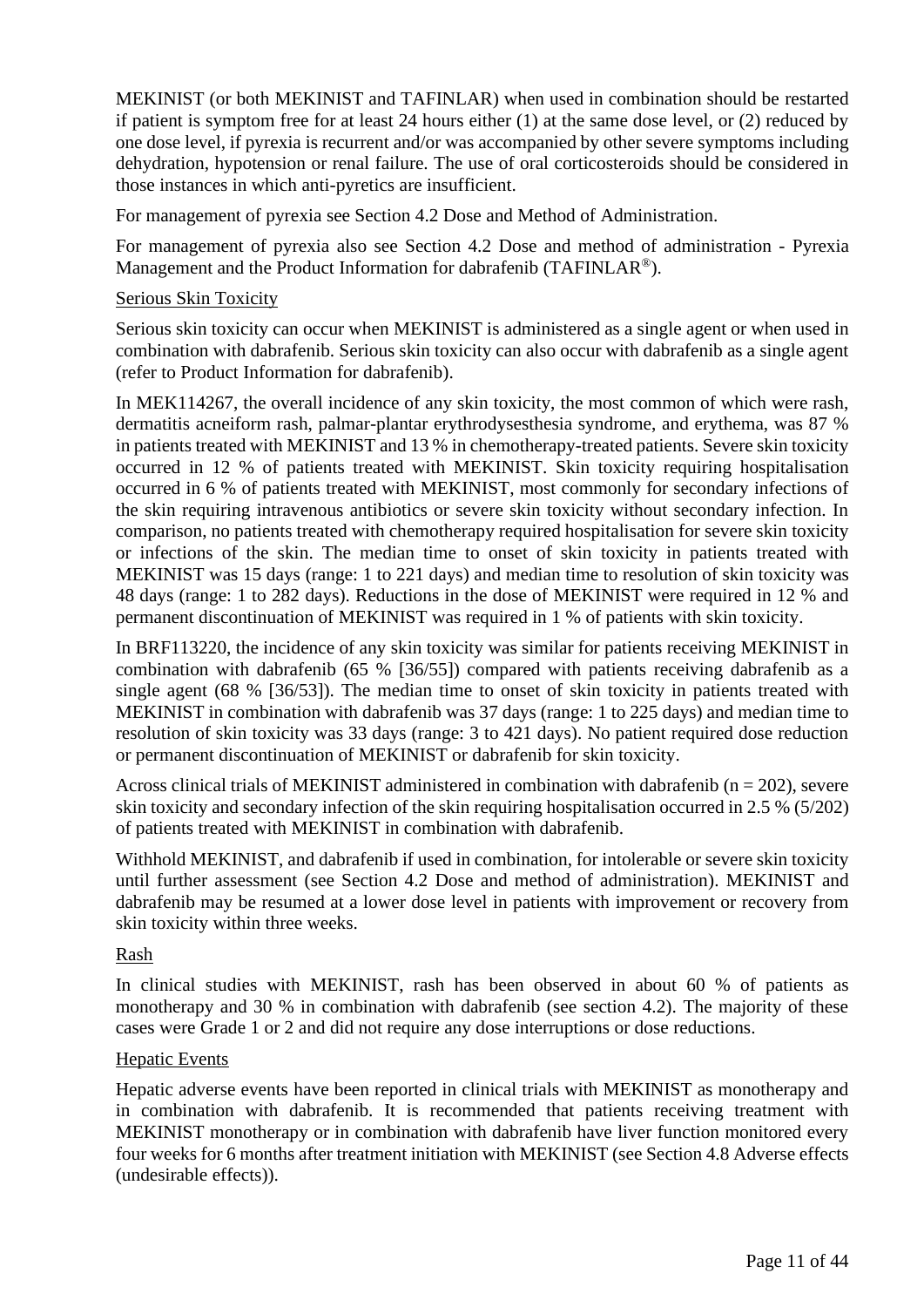MEKINIST (or both MEKINIST and TAFINLAR) when used in combination should be restarted if patient is symptom free for at least 24 hours either (1) at the same dose level, or (2) reduced by one dose level, if pyrexia is recurrent and/or was accompanied by other severe symptoms including dehydration, hypotension or renal failure. The use of oral corticosteroids should be considered in those instances in which anti-pyretics are insufficient.

For management of pyrexia see Section 4.2 Dose and Method of Administration.

For management of pyrexia also see Section 4.2 Dose and method of administration - Pyrexia Management and the Product Information for dabrafenib (TAFINLAR®).

Serious Skin Toxicity

Serious skin toxicity can occur when MEKINIST is administered as a single agent or when used in combination with dabrafenib. Serious skin toxicity can also occur with dabrafenib as a single agent (refer to Product Information for dabrafenib).

In MEK114267, the overall incidence of any skin toxicity, the most common of which were rash, dermatitis acneiform rash, palmar-plantar erythrodysesthesia syndrome, and erythema, was 87 % in patients treated with MEKINIST and 13 % in chemotherapy-treated patients. Severe skin toxicity occurred in 12 % of patients treated with MEKINIST. Skin toxicity requiring hospitalisation occurred in 6 % of patients treated with MEKINIST, most commonly for secondary infections of the skin requiring intravenous antibiotics or severe skin toxicity without secondary infection. In comparison, no patients treated with chemotherapy required hospitalisation for severe skin toxicity or infections of the skin. The median time to onset of skin toxicity in patients treated with MEKINIST was 15 days (range: 1 to 221 days) and median time to resolution of skin toxicity was 48 days (range: 1 to 282 days). Reductions in the dose of MEKINIST were required in 12 % and permanent discontinuation of MEKINIST was required in 1 % of patients with skin toxicity.

In BRF113220, the incidence of any skin toxicity was similar for patients receiving MEKINIST in combination with dabrafenib (65 % [36/55]) compared with patients receiving dabrafenib as a single agent (68 % [36/53]). The median time to onset of skin toxicity in patients treated with MEKINIST in combination with dabrafenib was 37 days (range: 1 to 225 days) and median time to resolution of skin toxicity was 33 days (range: 3 to 421 days). No patient required dose reduction or permanent discontinuation of MEKINIST or dabrafenib for skin toxicity.

Across clinical trials of MEKINIST administered in combination with dabrafenib (n = 202), severe skin toxicity and secondary infection of the skin requiring hospitalisation occurred in 2.5 % (5/202) of patients treated with MEKINIST in combination with dabrafenib.

Withhold MEKINIST, and dabrafenib if used in combination, for intolerable or severe skin toxicity until further assessment (see Section 4.2 Dose and method of administration). MEKINIST and dabrafenib may be resumed at a lower dose level in patients with improvement or recovery from skin toxicity within three weeks.

Rash

In clinical studies with MEKINIST, rash has been observed in about 60 % of patients as monotherapy and 30 % in combination with dabrafenib (see section 4.2). The majority of these cases were Grade 1 or 2 and did not require any dose interruptions or dose reductions.

Hepatic Events

Hepatic adverse events have been reported in clinical trials with MEKINIST as monotherapy and in combination with dabrafenib. It is recommended that patients receiving treatment with MEKINIST monotherapy or in combination with dabrafenib have liver function monitored every four weeks for 6 months after treatment initiation with MEKINIST (see Section 4.8 Adverse effects (undesirable effects)).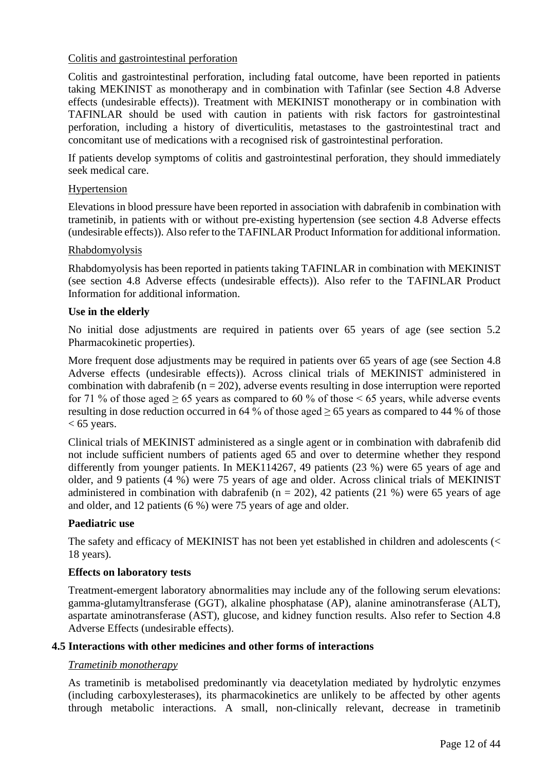Colitis and gastrointestinal perforation

Colitis and gastrointestinal perforation, including fatal outcome, have been reported in patients taking MEKINIST as monotherapy and in combination with Tafinlar (see Section 4.8 Adverse effects (undesirable effects)). Treatment with MEKINIST monotherapy or in combination with TAFINLAR should be used with caution in patients with risk factors for gastrointestinal perforation, including a history of diverticulitis, metastases to the gastrointestinal tract and concomitant use of medications with a recognised risk of gastrointestinal perforation.

If patients develop symptoms of colitis and gastrointestinal perforation, they should immediately seek medical care.

Hypertension

Elevations in blood pressure have been reported in association with dabrafenib in combination with trametinib, in patients with or without pre-existing hypertension (see section 4.8 Adverse effects (undesirable effects)). Also refer to the TAFINLAR Product Information for additional information.

Rhabdomyolysis

Rhabdomyolysis has been reported in patients taking TAFINLAR in combination with MEKINIST (see section 4.8 Adverse effects (undesirable effects)). Also refer to the TAFINLAR Product Information for additional information.

**Use in the elderly**

No initial dose adjustments are required in patients over 65 years of age (see section 5.2 Pharmacokinetic properties).

More frequent dose adjustments may be required in patients over 65 years of age (see Section 4.8 Adverse effects (undesirable effects)). Across clinical trials of MEKINIST administered in combination with dabrafenib ($n = 202$), adverse events resulting in dose interruption were reported for 71 % of those aged $\geq 65$ years as compared to 60 % of those $< 65$ years, while adverse events resulting in dose reduction occurred in 64 % of those aged $\geq 65$ years as compared to 44 % of those $< 65$ years.

Clinical trials of MEKINIST administered as a single agent or in combination with dabrafenib did not include sufficient numbers of patients aged 65 and over to determine whether they respond differently from younger patients. In MEK114267, 49 patients (23 %) were 65 years of age and older, and 9 patients (4 %) were 75 years of age and older. Across clinical trials of MEKINIST administered in combination with dabrafenib ($n = 202$), 42 patients (21 %) were 65 years of age and older, and 12 patients (6 %) were 75 years of age and older.

**Paediatric use**

The safety and efficacy of MEKINIST has not been yet established in children and adolescents (< 18 years).

**Effects on laboratory tests**

Treatment-emergent laboratory abnormalities may include any of the following serum elevations: gamma-glutamyltransferase (GGT), alkaline phosphatase (AP), alanine aminotransferase (ALT), aspartate aminotransferase (AST), glucose, and kidney function results. Also refer to Section 4.8 Adverse Effects (undesirable effects).

## 4.5 Interactions with other medicines and other forms of interactions

*Trametinib monotherapy*

As trametinib is metabolised predominantly via deacetylation mediated by hydrolytic enzymes (including carboxylesterases), its pharmacokinetics are unlikely to be affected by other agents through metabolic interactions. A small, non-clinically relevant, decrease in trametinib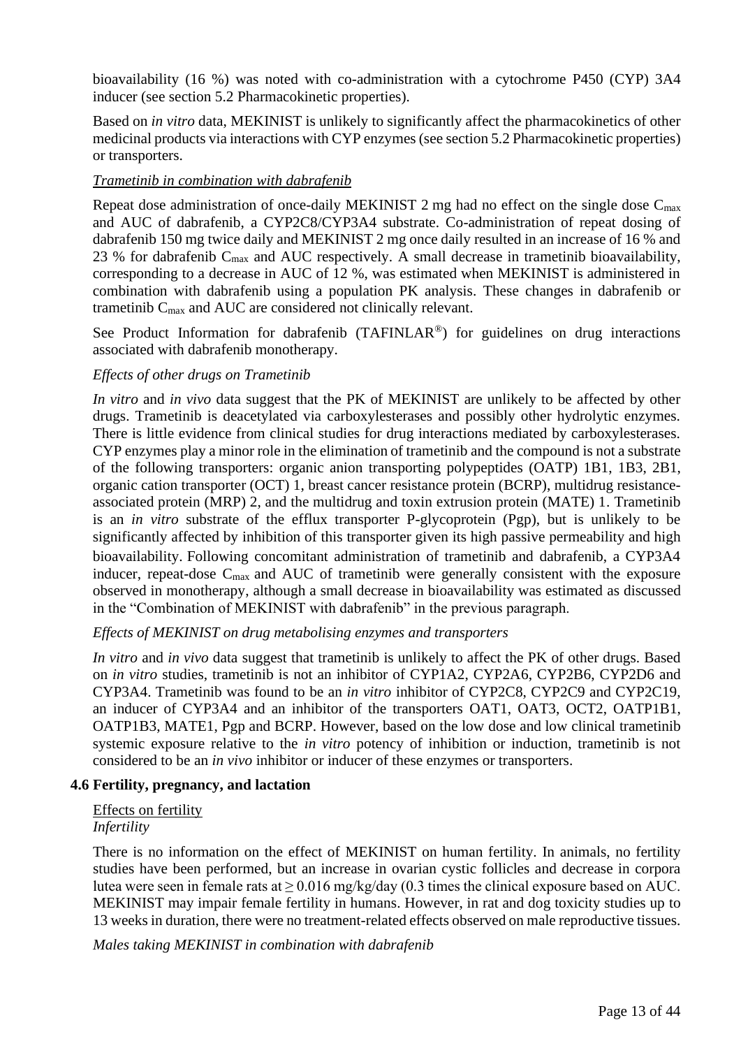bioavailability (16 %) was noted with co-administration with a cytochrome P450 (CYP) 3A4 inducer (see section 5.2 Pharmacokinetic properties).

Based on *in vitro* data, MEKINIST is unlikely to significantly affect the pharmacokinetics of other medicinal products via interactions with CYP enzymes (see section 5.2 Pharmacokinetic properties) or transporters.

*Trametinib in combination with dabrafenib*

Repeat dose administration of once-daily MEKINIST 2 mg had no effect on the single dose $C_{max}$ and AUC of dabrafenib, a CYP2C8/CYP3A4 substrate. Co-administration of repeat dosing of dabrafenib 150 mg twice daily and MEKINIST 2 mg once daily resulted in an increase of 16 % and 23 % for dabrafenib $C_{max}$ and AUC respectively. A small decrease in trametinib bioavailability, corresponding to a decrease in AUC of 12 %, was estimated when MEKINIST is administered in combination with dabrafenib using a population PK analysis. These changes in dabrafenib or trametinib $C_{max}$ and AUC are considered not clinically relevant.

See Product Information for dabrafenib (TAFINLAR®) for guidelines on drug interactions associated with dabrafenib monotherapy.

*Effects of other drugs on Trametinib*

*In vitro* and *in vivo* data suggest that the PK of MEKINIST are unlikely to be affected by other drugs. Trametinib is deacetylated via carboxylesterases and possibly other hydrolytic enzymes. There is little evidence from clinical studies for drug interactions mediated by carboxylesterases. CYP enzymes play a minor role in the elimination of trametinib and the compound is not a substrate of the following transporters: organic anion transporting polypeptides (OATP) 1B1, 1B3, 2B1, organic cation transporter (OCT) 1, breast cancer resistance protein (BCRP), multidrug resistance-associated protein (MRP) 2, and the multidrug and toxin extrusion protein (MATE) 1. Trametinib is an *in vitro* substrate of the efflux transporter P-glycoprotein (Pgp), but is unlikely to be significantly affected by inhibition of this transporter given its high passive permeability and high bioavailability. Following concomitant administration of trametinib and dabrafenib, a CYP3A4 inducer, repeat-dose $C_{max}$ and AUC of trametinib were generally consistent with the exposure observed in monotherapy, although a small decrease in bioavailability was estimated as discussed in the "Combination of MEKINIST with dabrafenib" in the previous paragraph.

*Effects of MEKINIST on drug metabolising enzymes and transporters*

*In vitro* and *in vivo* data suggest that trametinib is unlikely to affect the PK of other drugs. Based on *in vitro* studies, trametinib is not an inhibitor of CYP1A2, CYP2A6, CYP2B6, CYP2D6 and CYP3A4. Trametinib was found to be an *in vitro* inhibitor of CYP2C8, CYP2C9 and CYP2C19, an inducer of CYP3A4 and an inhibitor of the transporters OAT1, OAT3, OCT2, OATP1B1, OATP1B3, MATE1, Pgp and BCRP. However, based on the low dose and low clinical trametinib systemic exposure relative to the *in vitro* potency of inhibition or induction, trametinib is not considered to be an *in vivo* inhibitor or inducer of these enzymes or transporters.

### 4.6 Fertility, pregnancy, and lactation

Effects on fertility
*Infertility*

There is no information on the effect of MEKINIST on human fertility. In animals, no fertility studies have been performed, but an increase in ovarian cystic follicles and decrease in corpora lutea were seen in female rats at $\geq 0.016$ mg/kg/day (0.3 times the clinical exposure based on AUC. MEKINIST may impair female fertility in humans. However, in rat and dog toxicity studies up to 13 weeks in duration, there were no treatment-related effects observed on male reproductive tissues.

*Males taking MEKINIST in combination with dabrafenib*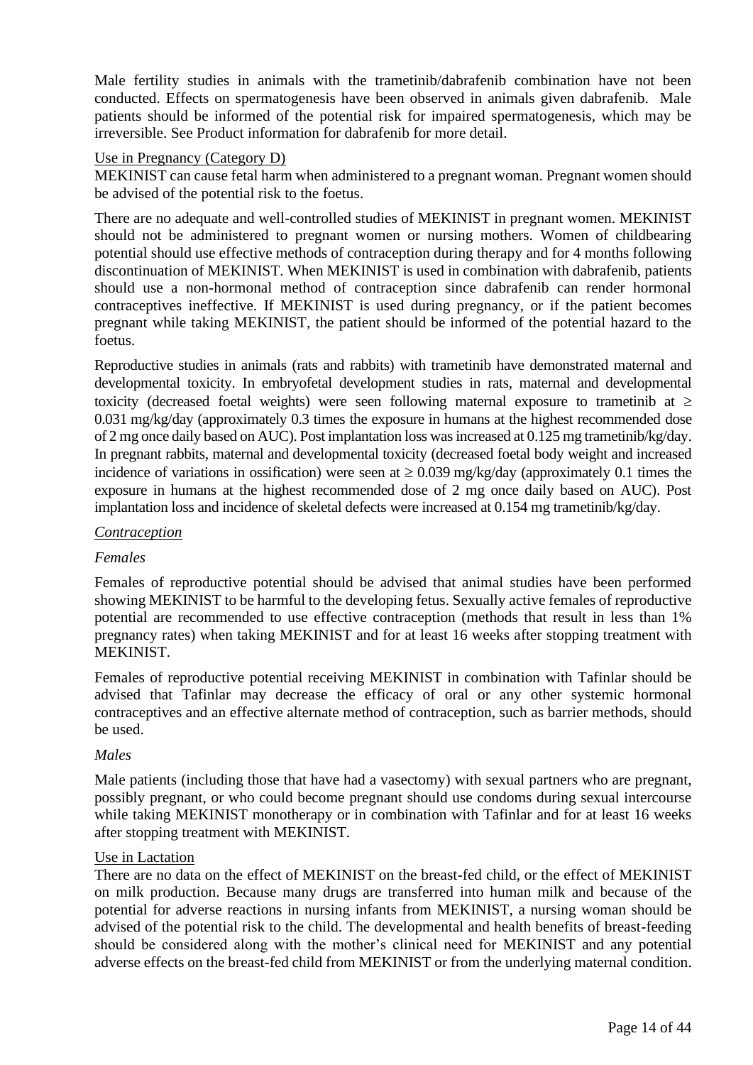Male fertility studies in animals with the trametinib/dabrafenib combination have not been conducted. Effects on spermatogenesis have been observed in animals given dabrafenib. Male patients should be informed of the potential risk for impaired spermatogenesis, which may be irreversible. See Product information for dabrafenib for more detail.

Use in Pregnancy (Category D)

MEKINIST can cause fetal harm when administered to a pregnant woman. Pregnant women should be advised of the potential risk to the foetus.

There are no adequate and well-controlled studies of MEKINIST in pregnant women. MEKINIST should not be administered to pregnant women or nursing mothers. Women of childbearing potential should use effective methods of contraception during therapy and for 4 months following discontinuation of MEKINIST. When MEKINIST is used in combination with dabrafenib, patients should use a non-hormonal method of contraception since dabrafenib can render hormonal contraceptives ineffective. If MEKINIST is used during pregnancy, or if the patient becomes pregnant while taking MEKINIST, the patient should be informed of the potential hazard to the foetus.

Reproductive studies in animals (rats and rabbits) with trametinib have demonstrated maternal and developmental toxicity. In embryofetal development studies in rats, maternal and developmental toxicity (decreased foetal weights) were seen following maternal exposure to trametinib at $\geq$ 0.031 mg/kg/day (approximately 0.3 times the exposure in humans at the highest recommended dose of 2 mg once daily based on AUC). Post implantation loss was increased at 0.125 mg trametinib/kg/day. In pregnant rabbits, maternal and developmental toxicity (decreased foetal body weight and increased incidence of variations in ossification) were seen at $\geq$ 0.039 mg/kg/day (approximately 0.1 times the exposure in humans at the highest recommended dose of 2 mg once daily based on AUC). Post implantation loss and incidence of skeletal defects were increased at 0.154 mg trametinib/kg/day.

*Contraception*

*Females*

Females of reproductive potential should be advised that animal studies have been performed showing MEKINIST to be harmful to the developing fetus. Sexually active females of reproductive potential are recommended to use effective contraception (methods that result in less than 1% pregnancy rates) when taking MEKINIST and for at least 16 weeks after stopping treatment with MEKINIST.

Females of reproductive potential receiving MEKINIST in combination with Tafinlar should be advised that Tafinlar may decrease the efficacy of oral or any other systemic hormonal contraceptives and an effective alternate method of contraception, such as barrier methods, should be used.

*Males*

Male patients (including those that have had a vasectomy) with sexual partners who are pregnant, possibly pregnant, or who could become pregnant should use condoms during sexual intercourse while taking MEKINIST monotherapy or in combination with Tafinlar and for at least 16 weeks after stopping treatment with MEKINIST.

Use in Lactation

There are no data on the effect of MEKINIST on the breast-fed child, or the effect of MEKINIST on milk production. Because many drugs are transferred into human milk and because of the potential for adverse reactions in nursing infants from MEKINIST, a nursing woman should be advised of the potential risk to the child. The developmental and health benefits of breast-feeding should be considered along with the mother's clinical need for MEKINIST and any potential adverse effects on the breast-fed child from MEKINIST or from the underlying maternal condition.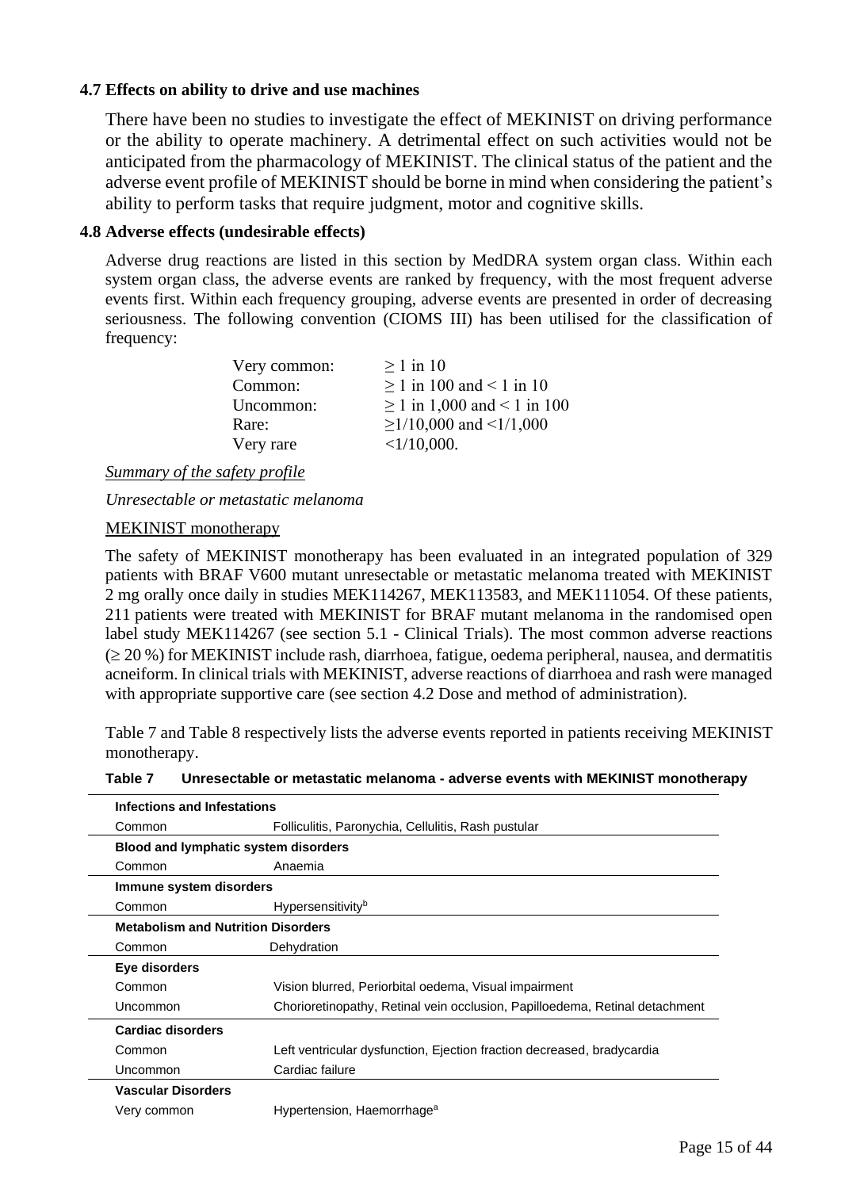### 4.7 Effects on ability to drive and use machines

There have been no studies to investigate the effect of MEKINIST on driving performance or the ability to operate machinery. A detrimental effect on such activities would not be anticipated from the pharmacology of MEKINIST. The clinical status of the patient and the adverse event profile of MEKINIST should be borne in mind when considering the patient's ability to perform tasks that require judgment, motor and cognitive skills.

### 4.8 Adverse effects (undesirable effects)

Adverse drug reactions are listed in this section by MedDRA system organ class. Within each system organ class, the adverse events are ranked by frequency, with the most frequent adverse events first. Within each frequency grouping, adverse events are presented in order of decreasing seriousness. The following convention (CIOMS III) has been utilised for the classification of frequency:

| | |
|---|---|
| Very common: | ≥ 1 in 10 |
| Common: | ≥ 1 in 100 and < 1 in 10 |
| Uncommon: | ≥ 1 in 1,000 and < 1 in 100 |
| Rare: | ≥1/10,000 and <1/1,000 |
| Very rare | <1/10,000. |

<u>*Summary of the safety profile*</u>

*Unresectable or metastatic melanoma*

<u>MEKINIST monotherapy</u>

The safety of MEKINIST monotherapy has been evaluated in an integrated population of 329 patients with BRAF V600 mutant unresectable or metastatic melanoma treated with MEKINIST 2 mg orally once daily in studies MEK114267, MEK113583, and MEK111054. Of these patients, 211 patients were treated with MEKINIST for BRAF mutant melanoma in the randomised open label study MEK114267 (see section 5.1 - Clinical Trials). The most common adverse reactions (≥ 20 %) for MEKINIST include rash, diarrhoea, fatigue, oedema peripheral, nausea, and dermatitis acneiform. In clinical trials with MEKINIST, adverse reactions of diarrhoea and rash were managed with appropriate supportive care (see section 4.2 Dose and method of administration).

Table 7 and Table 8 respectively lists the adverse events reported in patients receiving MEKINIST monotherapy.

**Table 7 Unresectable or metastatic melanoma - adverse events with MEKINIST monotherapy**

| | |
|---|---|
| **Infections and Infestations** | |
| Common | Folliculitis, Paronychia, Cellulitis, Rash pustular |
| **Blood and lymphatic system disorders** | |
| Common | Anaemia |
| **Immune system disorders** | |
| Common | Hypersensitivity[b] |
| **Metabolism and Nutrition Disorders** | |
| Common | Dehydration |
| **Eye disorders** | |
| Common | Vision blurred, Periorbital oedema, Visual impairment |
| Uncommon | Chorioretinopathy, Retinal vein occlusion, Papilloedema, Retinal detachment |
| **Cardiac disorders** | |
| Common | Left ventricular dysfunction, Ejection fraction decreased, bradycardia |
| Uncommon | Cardiac failure |
| **Vascular Disorders** | |
| Very common | Hypertension, Haemorrhage[a] |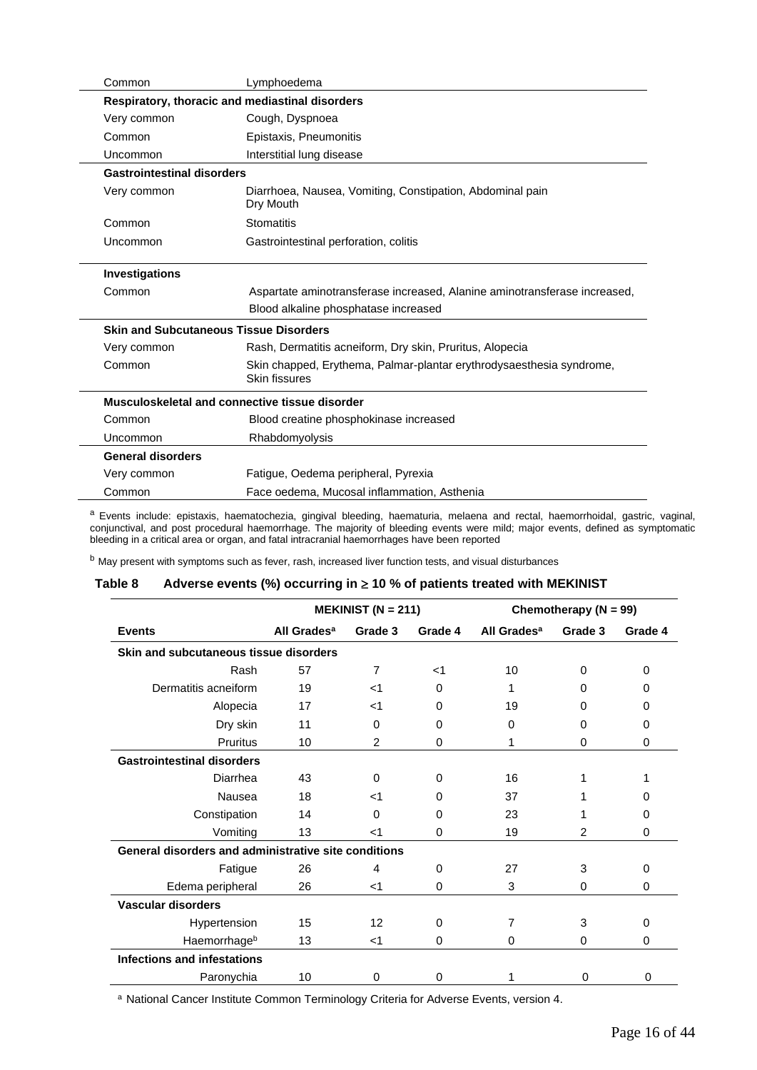| | |
|---|---|
| Common | Lymphoedema |
| **Respiratory, thoracic and mediastinal disorders** | |
| Very common | Cough, Dyspnoea |
| Common | Epistaxis, Pneumonitis |
| Uncommon | Interstitial lung disease |
| **Gastrointestinal disorders** | |
| Very common | Diarrhoea, Nausea, Vomiting, Constipation, Abdominal pain Dry Mouth |
| Common | Stomatitis |
| Uncommon | Gastrointestinal perforation, colitis |
| **Investigations** | |
| Common | Aspartate aminotransferase increased, Alanine aminotransferase increased, Blood alkaline phosphatase increased |
| **Skin and Subcutaneous Tissue Disorders** | |
| Very common | Rash, Dermatitis acneiform, Dry skin, Pruritus, Alopecia |
| Common | Skin chapped, Erythema, Palmar-plantar erythrodysaesthesia syndrome, Skin fissures |
| **Musculoskeletal and connective tissue disorder** | |
| Common | Blood creatine phosphokinase increased |
| Uncommon | Rhabdomyolysis |
| **General disorders** | |
| Very common | Fatigue, Oedema peripheral, Pyrexia |
| Common | Face oedema, Mucosal inflammation, Asthenia |

[a] Events include: epistaxis, haematochezia, gingival bleeding, haematuria, melaena and rectal, haemorrhoidal, gastric, vaginal, conjunctival, and post procedural haemorrhage. The majority of bleeding events were mild; major events, defined as symptomatic bleeding in a critical area or organ, and fatal intracranial haemorrhages have been reported

[b] May present with symptoms such as fever, rash, increased liver function tests, and visual disturbances

**Table 8 Adverse events (%) occurring in ≥ 10 % of patients treated with MEKINIST**

| | MEKINIST (N = 211) | | | Chemotherapy (N = 99) | | |
|---|---|---|---|---|---|---|
| **Events** | **All Grades[a]** | **Grade 3** | **Grade 4** | **All Grades[a]** | **Grade 3** | **Grade 4** |
| **Skin and subcutaneous tissue disorders** | | | | | | |
| Rash | 57 | 7 | <1 | 10 | 0 | 0 |
| Dermatitis acneiform | 19 | <1 | 0 | 1 | 0 | 0 |
| Alopecia | 17 | <1 | 0 | 19 | 0 | 0 |
| Dry skin | 11 | 0 | 0 | 0 | 0 | 0 |
| Pruritus | 10 | 2 | 0 | 1 | 0 | 0 |
| **Gastrointestinal disorders** | | | | | | |
| Diarrhea | 43 | 0 | 0 | 16 | 1 | 1 |
| Nausea | 18 | <1 | 0 | 37 | 1 | 0 |
| Constipation | 14 | 0 | 0 | 23 | 1 | 0 |
| Vomiting | 13 | <1 | 0 | 19 | 2 | 0 |
| **General disorders and administrative site conditions** | | | | | | |
| Fatigue | 26 | 4 | 0 | 27 | 3 | 0 |
| Edema peripheral | 26 | <1 | 0 | 3 | 0 | 0 |
| **Vascular disorders** | | | | | | |
| Hypertension | 15 | 12 | 0 | 7 | 3 | 0 |
| Haemorrhage[b] | 13 | <1 | 0 | 0 | 0 | 0 |
| **Infections and infestations** | | | | | | |
| Paronychia | 10 | 0 | 0 | 1 | 0 | 0 |

[a] National Cancer Institute Common Terminology Criteria for Adverse Events, version 4.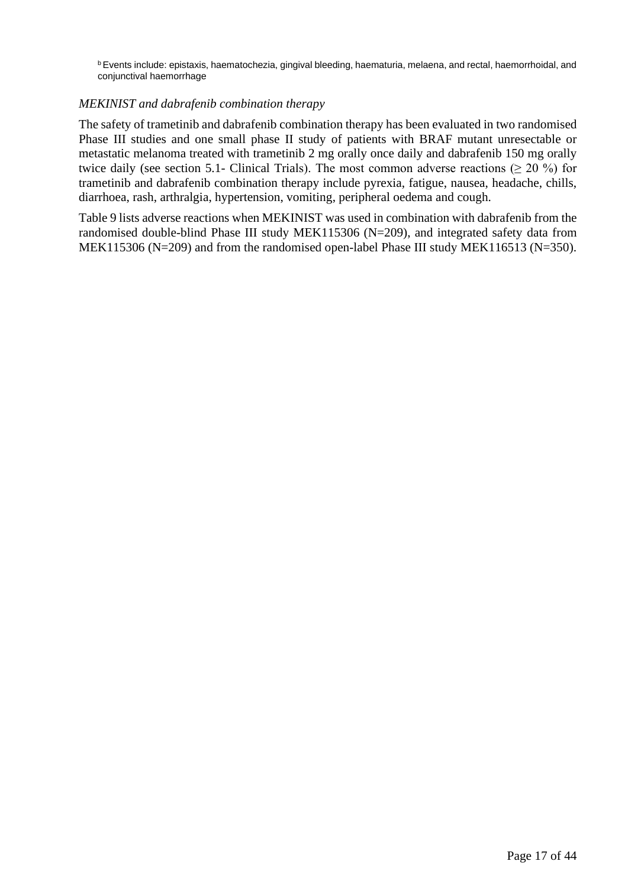[b] Events include: epistaxis, haematochezia, gingival bleeding, haematuria, melaena, and rectal, haemorrhoidal, and conjunctival haemorrhage

*MEKINIST and dabrafenib combination therapy*

The safety of trametinib and dabrafenib combination therapy has been evaluated in two randomised Phase III studies and one small phase II study of patients with BRAF mutant unresectable or metastatic melanoma treated with trametinib 2 mg orally once daily and dabrafenib 150 mg orally twice daily (see section 5.1- Clinical Trials). The most common adverse reactions ($\geq$ 20 %) for trametinib and dabrafenib combination therapy include pyrexia, fatigue, nausea, headache, chills, diarrhoea, rash, arthralgia, hypertension, vomiting, peripheral oedema and cough.

Table 9 lists adverse reactions when MEKINIST was used in combination with dabrafenib from the randomised double-blind Phase III study MEK115306 (N=209), and integrated safety data from MEK115306 (N=209) and from the randomised open-label Phase III study MEK116513 (N=350).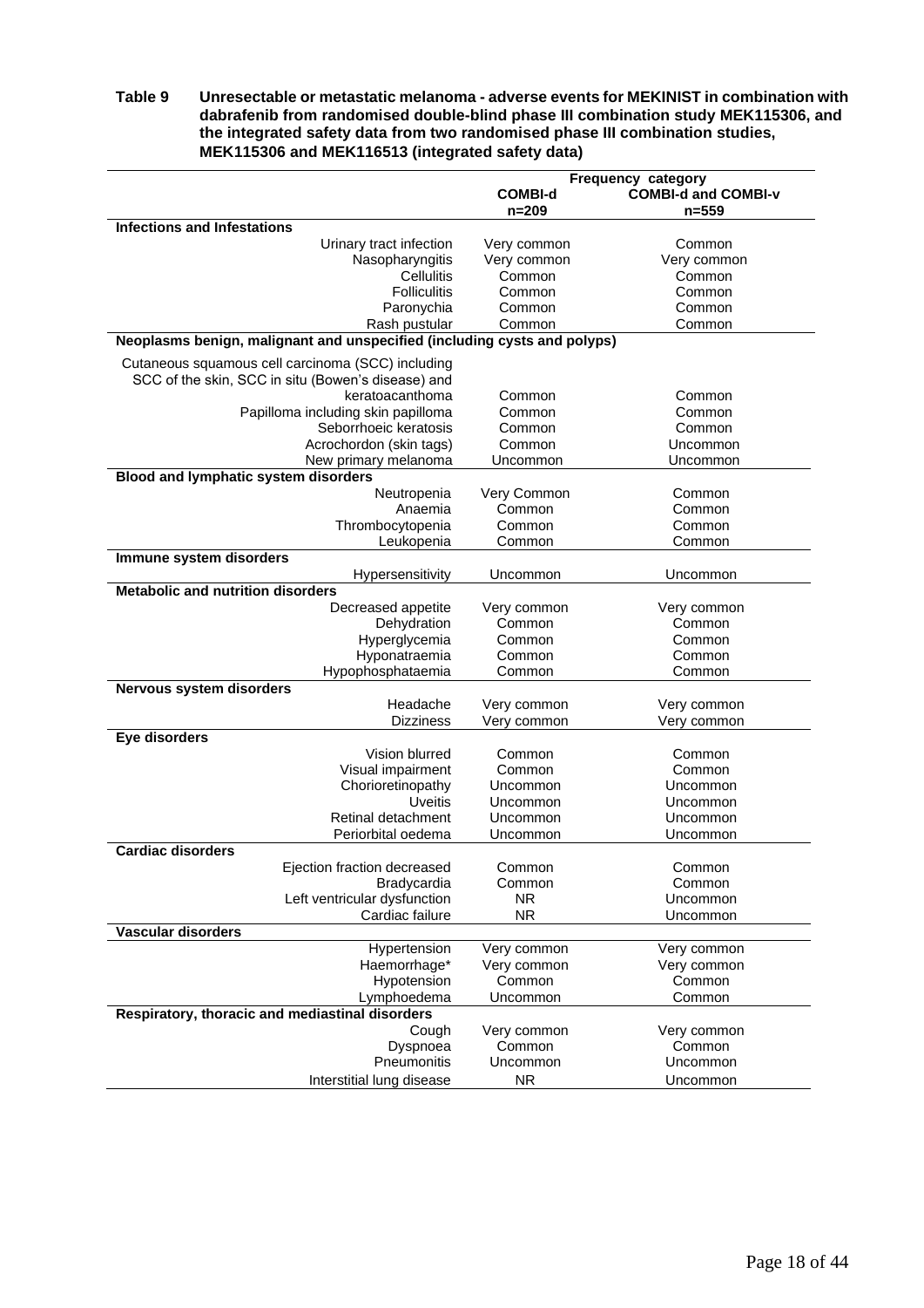**Table 9 Unresectable or metastatic melanoma - adverse events for MEKINIST in combination with dabrafenib from randomised double-blind phase III combination study MEK115306, and the integrated safety data from two randomised phase III combination studies, MEK115306 and MEK116513 (integrated safety data)**

| | Frequency category | |
|---|---|---|
| | **COMBI-d n=209** | **COMBI-d and COMBI-v n=559** |
| **Infections and Infestations** | | |
| Urinary tract infection | Very common | Common |
| Nasopharyngitis | Very common | Very common |
| Cellulitis | Common | Common |
| Folliculitis | Common | Common |
| Paronychia | Common | Common |
| Rash pustular | Common | Common |
| **Neoplasms benign, malignant and unspecified (including cysts and polyps)** | | |
| Cutaneous squamous cell carcinoma (SCC) including SCC of the skin, SCC in situ (Bowen's disease) and keratoacanthoma | Common | Common |
| Papilloma including skin papilloma | Common | Common |
| Seborrhoeic keratosis | Common | Common |
| Acrochordon (skin tags) | Common | Uncommon |
| New primary melanoma | Uncommon | Uncommon |
| **Blood and lymphatic system disorders** | | |
| Neutropenia | Very Common | Common |
| Anaemia | Common | Common |
| Thrombocytopenia | Common | Common |
| Leukopenia | Common | Common |
| **Immune system disorders** | | |
| Hypersensitivity | Uncommon | Uncommon |
| **Metabolic and nutrition disorders** | | |
| Decreased appetite | Very common | Very common |
| Dehydration | Common | Common |
| Hyperglycemia | Common | Common |
| Hyponatraemia | Common | Common |
| Hypophosphataemia | Common | Common |
| **Nervous system disorders** | | |
| Headache | Very common | Very common |
| Dizziness | Very common | Very common |
| **Eye disorders** | | |
| Vision blurred | Common | Common |
| Visual impairment | Common | Common |
| Chorioretinopathy | Uncommon | Uncommon |
| Uveitis | Uncommon | Uncommon |
| Retinal detachment | Uncommon | Uncommon |
| Periorbital oedema | Uncommon | Uncommon |
| **Cardiac disorders** | | |
| Ejection fraction decreased | Common | Common |
| Bradycardia | Common | Common |
| Left ventricular dysfunction | NR | Uncommon |
| Cardiac failure | NR | Uncommon |
| **Vascular disorders** | | |
| Hypertension | Very common | Very common |
| Haemorrhage* | Very common | Very common |
| Hypotension | Common | Common |
| Lymphoedema | Uncommon | Common |
| **Respiratory, thoracic and mediastinal disorders** | | |
| Cough | Very common | Very common |
| Dyspnoea | Common | Common |
| Pneumonitis | Uncommon | Uncommon |
| Interstitial lung disease | NR | Uncommon |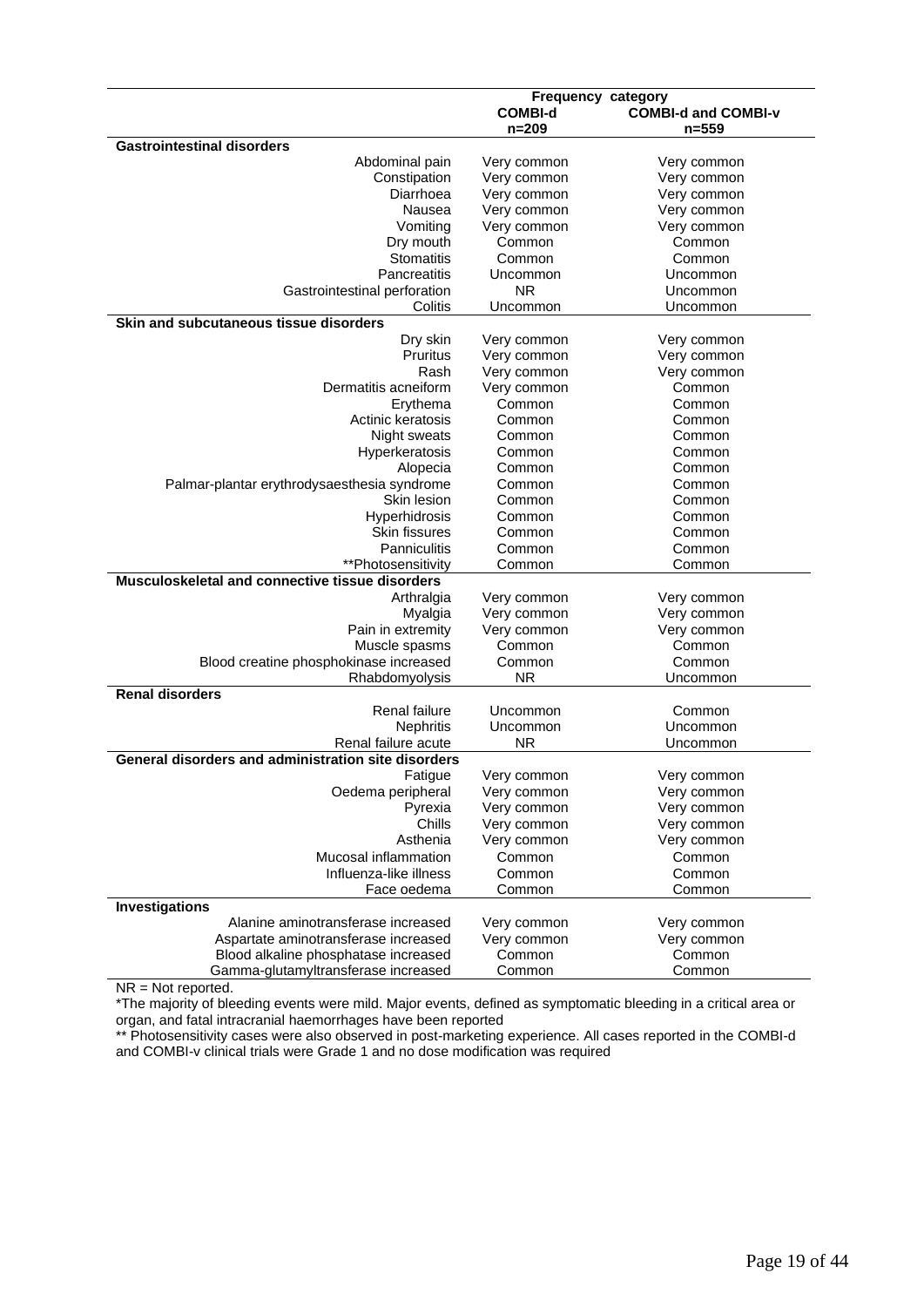| | Frequency category | |
|---|---|---|
| | COMBI-d n=209 | COMBI-d and COMBI-v n=559 |
| **Gastrointestinal disorders** | | |
| Abdominal pain | Very common | Very common |
| Constipation | Very common | Very common |
| Diarrhoea | Very common | Very common |
| Nausea | Very common | Very common |
| Vomiting | Very common | Very common |
| Dry mouth | Common | Common |
| Stomatitis | Common | Common |
| Pancreatitis | Uncommon | Uncommon |
| Gastrointestinal perforation | NR | Uncommon |
| Colitis | Uncommon | Uncommon |
| **Skin and subcutaneous tissue disorders** | | |
| Dry skin | Very common | Very common |
| Pruritus | Very common | Very common |
| Rash | Very common | Very common |
| Dermatitis acneiform | Very common | Common |
| Erythema | Common | Common |
| Actinic keratosis | Common | Common |
| Night sweats | Common | Common |
| Hyperkeratosis | Common | Common |
| Alopecia | Common | Common |
| Palmar-plantar erythrodysaesthesia syndrome | Common | Common |
| Skin lesion | Common | Common |
| Hyperhidrosis | Common | Common |
| Skin fissures | Common | Common |
| Panniculitis | Common | Common |
| **Photosensitivity | Common | Common |
| **Musculoskeletal and connective tissue disorders** | | |
| Arthralgia | Very common | Very common |
| Myalgia | Very common | Very common |
| Pain in extremity | Very common | Very common |
| Muscle spasms | Common | Common |
| Blood creatine phosphokinase increased | Common | Common |
| Rhabdomyolysis | NR | Uncommon |
| **Renal disorders** | | |
| Renal failure | Uncommon | Common |
| Nephritis | Uncommon | Uncommon |
| Renal failure acute | NR | Uncommon |
| **General disorders and administration site disorders** | | |
| Fatigue | Very common | Very common |
| Oedema peripheral | Very common | Very common |
| Pyrexia | Very common | Very common |
| Chills | Very common | Very common |
| Asthenia | Very common | Very common |
| Mucosal inflammation | Common | Common |
| Influenza-like illness | Common | Common |
| Face oedema | Common | Common |
| **Investigations** | | |
| Alanine aminotransferase increased | Very common | Very common |
| Aspartate aminotransferase increased | Very common | Very common |
| Blood alkaline phosphatase increased | Common | Common |
| Gamma-glutamyltransferase increased | Common | Common |

NR = Not reported.

*The majority of bleeding events were mild. Major events, defined as symptomatic bleeding in a critical area or organ, and fatal intracranial haemorrhages have been reported

** Photosensitivity cases were also observed in post-marketing experience. All cases reported in the COMBI-d and COMBI-v clinical trials were Grade 1 and no dose modification was required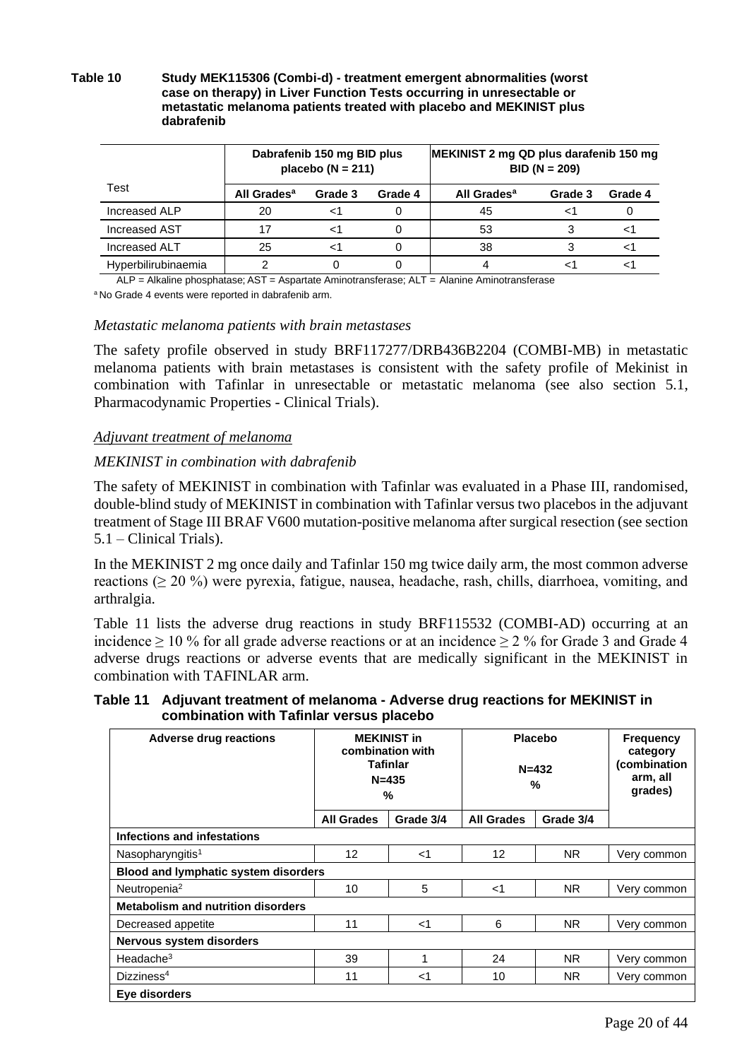**Table 10 Study MEK115306 (Combi-d) - treatment emergent abnormalities (worst case on therapy) in Liver Function Tests occurring in unresectable or metastatic melanoma patients treated with placebo and MEKINIST plus dabrafenib**

| Test | Dabrafenib 150 mg BID plus placebo (N = 211) | | | MEKINIST 2 mg QD plus darafenib 150 mg BID (N = 209) | | |
|---|---|---|---|---|---|---|
| | All Grades[a] | Grade 3 | Grade 4 | All Grades[a] | Grade 3 | Grade 4 |
| Increased ALP | 20 | <1 | 0 | 45 | <1 | 0 |
| Increased AST | 17 | <1 | 0 | 53 | 3 | <1 |
| Increased ALT | 25 | <1 | 0 | 38 | 3 | <1 |
| Hyperbilirubinaemia | 2 | 0 | 0 | 4 | <1 | <1 |

ALP = Alkaline phosphatase; AST = Aspartate Aminotransferase; ALT = Alanine Aminotransferase

[a] No Grade 4 events were reported in dabrafenib arm.

*Metastatic melanoma patients with brain metastases*

The safety profile observed in study BRF117277/DRB436B2204 (COMBI-MB) in metastatic melanoma patients with brain metastases is consistent with the safety profile of Mekinist in combination with Tafinlar in unresectable or metastatic melanoma (see also section 5.1, Pharmacodynamic Properties - Clinical Trials).

*Adjuvant treatment of melanoma*

*MEKINIST in combination with dabrafenib*

The safety of MEKINIST in combination with Tafinlar was evaluated in a Phase III, randomised, double-blind study of MEKINIST in combination with Tafinlar versus two placebos in the adjuvant treatment of Stage III BRAF V600 mutation-positive melanoma after surgical resection (see section 5.1 – Clinical Trials).

In the MEKINIST 2 mg once daily and Tafinlar 150 mg twice daily arm, the most common adverse reactions (≥ 20 %) were pyrexia, fatigue, nausea, headache, rash, chills, diarrhoea, vomiting, and arthralgia.

Table 11 lists the adverse drug reactions in study BRF115532 (COMBI-AD) occurring at an incidence ≥ 10 % for all grade adverse reactions or at an incidence ≥ 2 % for Grade 3 and Grade 4 adverse drugs reactions or adverse events that are medically significant in the MEKINIST in combination with TAFINLAR arm.

**Table 11 Adjuvant treatment of melanoma - Adverse drug reactions for MEKINIST in combination with Tafinlar versus placebo**

| Adverse drug reactions | MEKINIST in combination with Tafinlar N=435 % | | Placebo N=432 % | | Frequency category (combination arm, all grades) |
|---|---|---|---|---|---|
| | All Grades | Grade 3/4 | All Grades | Grade 3/4 | |
| **Infections and infestations** | | | | | |
| Nasopharyngitis[1] | 12 | <1 | 12 | NR | Very common |
| **Blood and lymphatic system disorders** | | | | | |
| Neutropenia[2] | 10 | 5 | <1 | NR | Very common |
| **Metabolism and nutrition disorders** | | | | | |
| Decreased appetite | 11 | <1 | 6 | NR | Very common |
| **Nervous system disorders** | | | | | |
| Headache[3] | 39 | 1 | 24 | NR | Very common |
| Dizziness[4] | 11 | <1 | 10 | NR | Very common |
| **Eye disorders** | | | | | |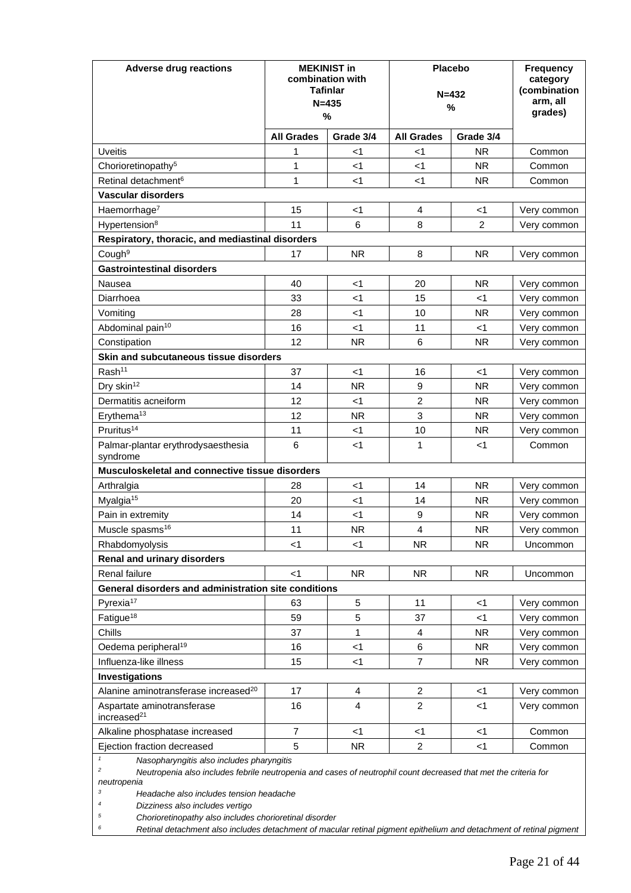| Adverse drug reactions | MEKINIST in combination with Tafinlar N=435 % | | Placebo N=432 % | | Frequency category (combination arm, all grades) |
|---|---|---|---|---|---|
| | All Grades | Grade 3/4 | All Grades | Grade 3/4 | |
| Uveitis | 1 | <1 | <1 | NR | Common |
| Chorioretinopathy[5] | 1 | <1 | <1 | NR | Common |
| Retinal detachment[6] | 1 | <1 | <1 | NR | Common |
| **Vascular disorders** | | | | | |
| Haemorrhage[7] | 15 | <1 | 4 | <1 | Very common |
| Hypertension[8] | 11 | 6 | 8 | 2 | Very common |
| **Respiratory, thoracic, and mediastinal disorders** | | | | | |
| Cough[9] | 17 | NR | 8 | NR | Very common |
| **Gastrointestinal disorders** | | | | | |
| Nausea | 40 | <1 | 20 | NR | Very common |
| Diarrhoea | 33 | <1 | 15 | <1 | Very common |
| Vomiting | 28 | <1 | 10 | NR | Very common |
| Abdominal pain[10] | 16 | <1 | 11 | <1 | Very common |
| Constipation | 12 | NR | 6 | NR | Very common |
| **Skin and subcutaneous tissue disorders** | | | | | |
| Rash[11] | 37 | <1 | 16 | <1 | Very common |
| Dry skin[12] | 14 | NR | 9 | NR | Very common |
| Dermatitis acneiform | 12 | <1 | 2 | NR | Very common |
| Erythema[13] | 12 | NR | 3 | NR | Very common |
| Pruritus[14] | 11 | <1 | 10 | NR | Very common |
| Palmar-plantar erythrodysaesthesia syndrome | 6 | <1 | 1 | <1 | Common |
| **Musculoskeletal and connective tissue disorders** | | | | | |
| Arthralgia | 28 | <1 | 14 | NR | Very common |
| Myalgia[15] | 20 | <1 | 14 | NR | Very common |
| Pain in extremity | 14 | <1 | 9 | NR | Very common |
| Muscle spasms[16] | 11 | NR | 4 | NR | Very common |
| Rhabdomyolysis | <1 | <1 | NR | NR | Uncommon |
| **Renal and urinary disorders** | | | | | |
| Renal failure | <1 | NR | NR | NR | Uncommon |
| **General disorders and administration site conditions** | | | | | |
| Pyrexia[17] | 63 | 5 | 11 | <1 | Very common |
| Fatigue[18] | 59 | 5 | 37 | <1 | Very common |
| Chills | 37 | 1 | 4 | NR | Very common |
| Oedema peripheral[19] | 16 | <1 | 6 | NR | Very common |
| Influenza-like illness | 15 | <1 | 7 | NR | Very common |
| **Investigations** | | | | | |
| Alanine aminotransferase increased[20] | 17 | 4 | 2 | <1 | Very common |
| Aspartate aminotransferase increased[21] | 16 | 4 | 2 | <1 | Very common |
| Alkaline phosphatase increased | 7 | <1 | <1 | <1 | Common |
| Ejection fraction decreased | 5 | NR | 2 | <1 | Common |

[1] *Nasopharyngitis also includes pharyngitis*
[2] *Neutropenia also includes febrile neutropenia and cases of neutrophil count decreased that met the criteria for neutropenia*
[3] *Headache also includes tension headache*
[4] *Dizziness also includes vertigo*
[5] *Chorioretinopathy also includes chorioretinal disorder*
[6] *Retinal detachment also includes detachment of macular retinal pigment epithelium and detachment of retinal pigment*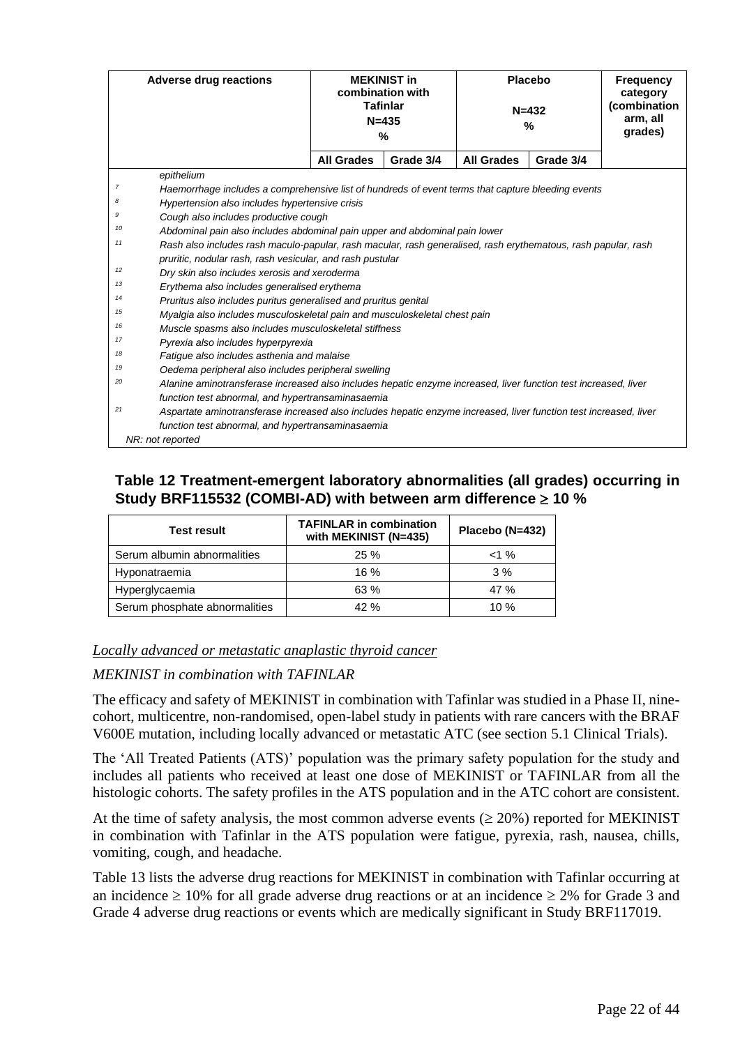| Adverse drug reactions | MEKINIST in combination with Tafinlar N=435 % | | Placebo N=432 % | | Frequency category (combination arm, all grades) |
|---|---|---|---|---|---|
| | All Grades | Grade 3/4 | All Grades | Grade 3/4 | |

epithelium

[7] Haemorrhage includes a comprehensive list of hundreds of event terms that capture bleeding events

[8] Hypertension also includes hypertensive crisis

[9] Cough also includes productive cough

[10] Abdominal pain also includes abdominal pain upper and abdominal pain lower

[11] Rash also includes rash maculo-papular, rash macular, rash generalised, rash erythematous, rash papular, rash pruritic, nodular rash, rash vesicular, and rash pustular

[12] Dry skin also includes xerosis and xeroderma

[13] Erythema also includes generalised erythema

[14] Pruritus also includes puritus generalised and pruritus genital

[15] Myalgia also includes musculoskeletal pain and musculoskeletal chest pain

[16] Muscle spasms also includes musculoskeletal stiffness

[17] Pyrexia also includes hyperpyrexia

[18] Fatigue also includes asthenia and malaise

[19] Oedema peripheral also includes peripheral swelling

[20] Alanine aminotransferase increased also includes hepatic enzyme increased, liver function test increased, liver function test abnormal, and hypertransaminasaemia

[21] Aspartate aminotransferase increased also includes hepatic enzyme increased, liver function test increased, liver function test abnormal, and hypertransaminasaemia

NR: not reported

### Table 12 Treatment-emergent laboratory abnormalities (all grades) occurring in Study BRF115532 (COMBI-AD) with between arm difference $\geq$ 10 %

| Test result | TAFINLAR in combination with MEKINIST (N=435) | Placebo (N=432) |
|---|---|---|
| Serum albumin abnormalities | 25 % | <1 % |
| Hyponatraemia | 16 % | 3 % |
| Hyperglycaemia | 63 % | 47 % |
| Serum phosphate abnormalities | 42 % | 10 % |

_Locally advanced or metastatic anaplastic thyroid cancer_

*MEKINIST in combination with TAFINLAR*

The efficacy and safety of MEKINIST in combination with Tafinlar was studied in a Phase II, nine-cohort, multicentre, non-randomised, open-label study in patients with rare cancers with the BRAF V600E mutation, including locally advanced or metastatic ATC (see section 5.1 Clinical Trials).

The 'All Treated Patients (ATS)' population was the primary safety population for the study and includes all patients who received at least one dose of MEKINIST or TAFINLAR from all the histologic cohorts. The safety profiles in the ATS population and in the ATC cohort are consistent.

At the time of safety analysis, the most common adverse events ($\geq$ 20%) reported for MEKINIST in combination with Tafinlar in the ATS population were fatigue, pyrexia, rash, nausea, chills, vomiting, cough, and headache.

Table 13 lists the adverse drug reactions for MEKINIST in combination with Tafinlar occurring at an incidence $\geq$ 10% for all grade adverse drug reactions or at an incidence $\geq$ 2% for Grade 3 and Grade 4 adverse drug reactions or events which are medically significant in Study BRF117019.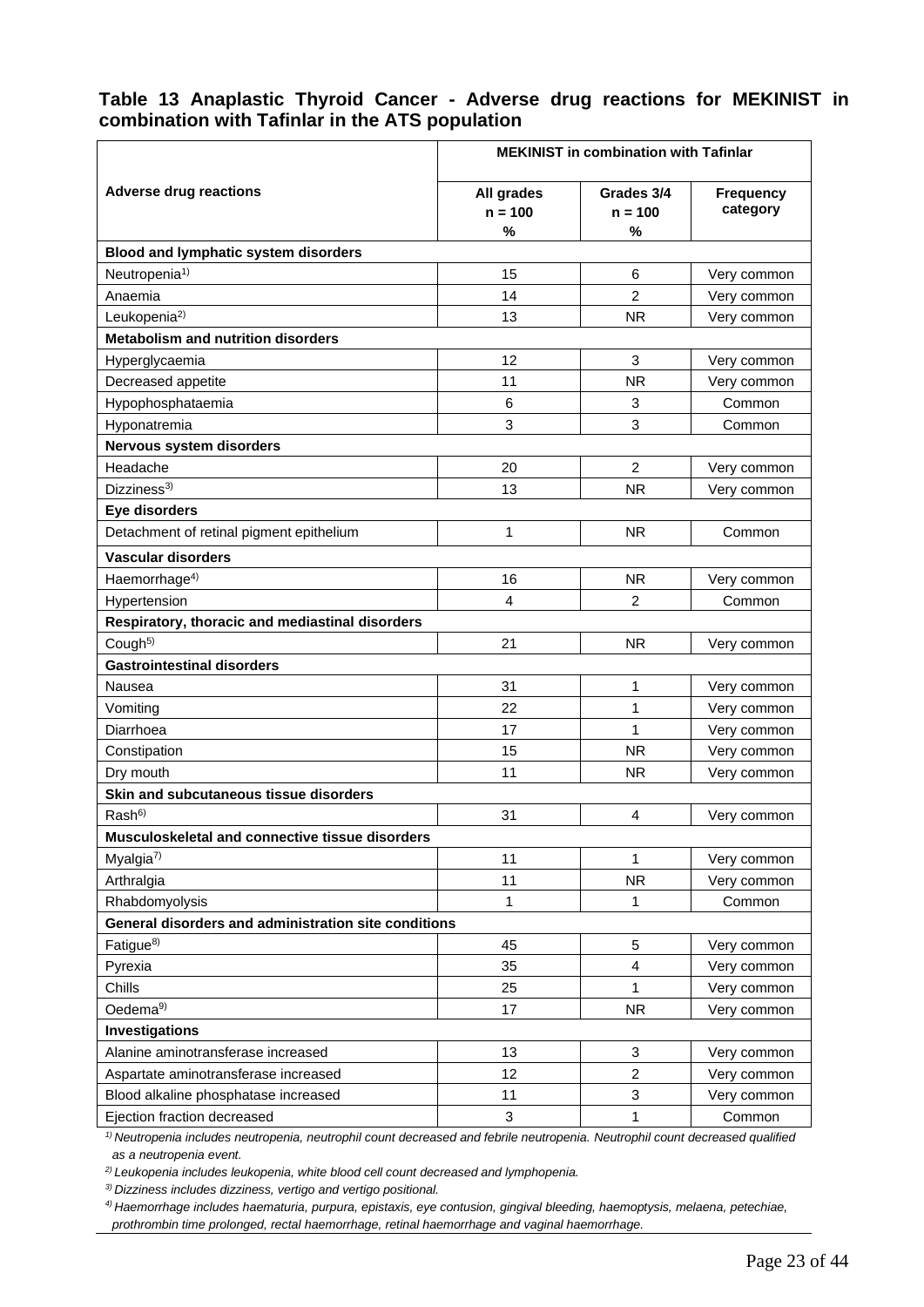**Table 13 Anaplastic Thyroid Cancer - Adverse drug reactions for MEKINIST in combination with Tafinlar in the ATS population**

| Adverse drug reactions | MEKINIST in combination with Tafinlar | | |
|---|---|---|---|
| | All grades n = 100 % | Grades 3/4 n = 100 % | Frequency category |
| **Blood and lymphatic system disorders** | | | |
| Neutropenia[1)] | 15 | 6 | Very common |
| Anaemia | 14 | 2 | Very common |
| Leukopenia[2)] | 13 | NR | Very common |
| **Metabolism and nutrition disorders** | | | |
| Hyperglycaemia | 12 | 3 | Very common |
| Decreased appetite | 11 | NR | Very common |
| Hypophosphataemia | 6 | 3 | Common |
| Hyponatremia | 3 | 3 | Common |
| **Nervous system disorders** | | | |
| Headache | 20 | 2 | Very common |
| Dizziness[3)] | 13 | NR | Very common |
| **Eye disorders** | | | |
| Detachment of retinal pigment epithelium | 1 | NR | Common |
| **Vascular disorders** | | | |
| Haemorrhage[4)] | 16 | NR | Very common |
| Hypertension | 4 | 2 | Common |
| **Respiratory, thoracic and mediastinal disorders** | | | |
| Cough[5)] | 21 | NR | Very common |
| **Gastrointestinal disorders** | | | |
| Nausea | 31 | 1 | Very common |
| Vomiting | 22 | 1 | Very common |
| Diarrhoea | 17 | 1 | Very common |
| Constipation | 15 | NR | Very common |
| Dry mouth | 11 | NR | Very common |
| **Skin and subcutaneous tissue disorders** | | | |
| Rash[6)] | 31 | 4 | Very common |
| **Musculoskeletal and connective tissue disorders** | | | |
| Myalgia[7)] | 11 | 1 | Very common |
| Arthralgia | 11 | NR | Very common |
| Rhabdomyolysis | 1 | 1 | Common |
| **General disorders and administration site conditions** | | | |
| Fatigue[8)] | 45 | 5 | Very common |
| Pyrexia | 35 | 4 | Very common |
| Chills | 25 | 1 | Very common |
| Oedema[9)] | 17 | NR | Very common |
| **Investigations** | | | |
| Alanine aminotransferase increased | 13 | 3 | Very common |
| Aspartate aminotransferase increased | 12 | 2 | Very common |
| Blood alkaline phosphatase increased | 11 | 3 | Very common |
| Ejection fraction decreased | 3 | 1 | Common |

*[1)] Neutropenia includes neutropenia, neutrophil count decreased and febrile neutropenia. Neutrophil count decreased qualified as a neutropenia event.*

*[2)] Leukopenia includes leukopenia, white blood cell count decreased and lymphopenia.*

*[3)] Dizziness includes dizziness, vertigo and vertigo positional.*

*[4)] Haemorrhage includes haematuria, purpura, epistaxis, eye contusion, gingival bleeding, haemoptysis, melaena, petechiae, prothrombin time prolonged, rectal haemorrhage, retinal haemorrhage and vaginal haemorrhage.*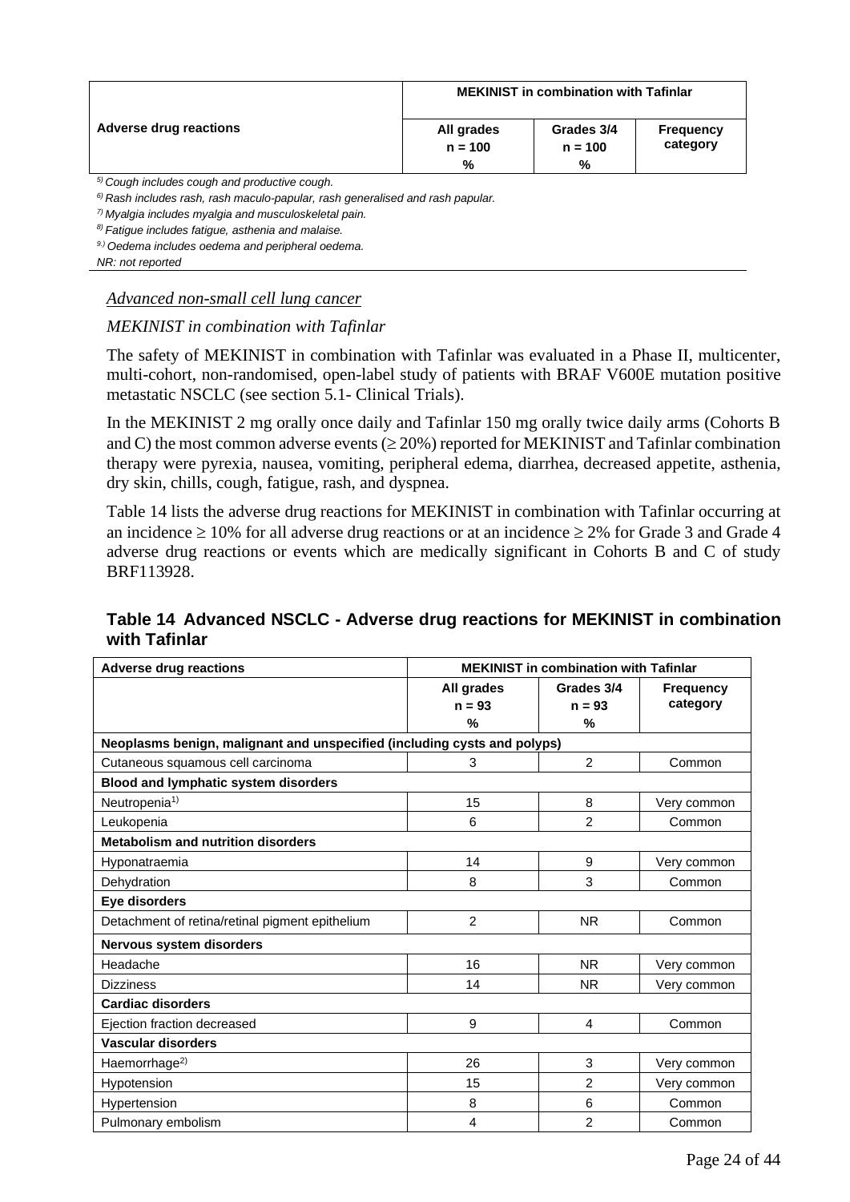| Adverse drug reactions | MEKINIST in combination with Tafinlar | | |
|---|---|---|---|
| | All grades n = 100 % | Grades 3/4 n = 100 % | Frequency category |

[5)] *Cough includes cough and productive cough.*

[6)] *Rash includes rash, rash maculo-papular, rash generalised and rash papular.*

[7)] *Myalgia includes myalgia and musculoskeletal pain.*

[8)] *Fatigue includes fatigue, asthenia and malaise.*

[9.)] *Oedema includes oedema and peripheral oedema.*

*NR: not reported*

*Advanced non-small cell lung cancer*

*MEKINIST in combination with Tafinlar*

The safety of MEKINIST in combination with Tafinlar was evaluated in a Phase II, multicenter, multi-cohort, non-randomised, open-label study of patients with BRAF V600E mutation positive metastatic NSCLC (see section 5.1- Clinical Trials).

In the MEKINIST 2 mg orally once daily and Tafinlar 150 mg orally twice daily arms (Cohorts B and C) the most common adverse events (≥ 20%) reported for MEKINIST and Tafinlar combination therapy were pyrexia, nausea, vomiting, peripheral edema, diarrhea, decreased appetite, asthenia, dry skin, chills, cough, fatigue, rash, and dyspnea.

Table 14 lists the adverse drug reactions for MEKINIST in combination with Tafinlar occurring at an incidence ≥ 10% for all adverse drug reactions or at an incidence ≥ 2% for Grade 3 and Grade 4 adverse drug reactions or events which are medically significant in Cohorts B and C of study BRF113928.

### Table 14 Advanced NSCLC - Adverse drug reactions for MEKINIST in combination with Tafinlar

| Adverse drug reactions | MEKINIST in combination with Tafinlar | | |
|---|---|---|---|
| | All grades n = 93 % | Grades 3/4 n = 93 % | Frequency category |
| **Neoplasms benign, malignant and unspecified (including cysts and polyps)** | | | |
| Cutaneous squamous cell carcinoma | 3 | 2 | Common |
| **Blood and lymphatic system disorders** | | | |
| Neutropenia[1)] | 15 | 8 | Very common |
| Leukopenia | 6 | 2 | Common |
| **Metabolism and nutrition disorders** | | | |
| Hyponatraemia | 14 | 9 | Very common |
| Dehydration | 8 | 3 | Common |
| **Eye disorders** | | | |
| Detachment of retina/retinal pigment epithelium | 2 | NR | Common |
| **Nervous system disorders** | | | |
| Headache | 16 | NR | Very common |
| Dizziness | 14 | NR | Very common |
| **Cardiac disorders** | | | |
| Ejection fraction decreased | 9 | 4 | Common |
| **Vascular disorders** | | | |
| Haemorrhage[2)] | 26 | 3 | Very common |
| Hypotension | 15 | 2 | Very common |
| Hypertension | 8 | 6 | Common |
| Pulmonary embolism | 4 | 2 | Common |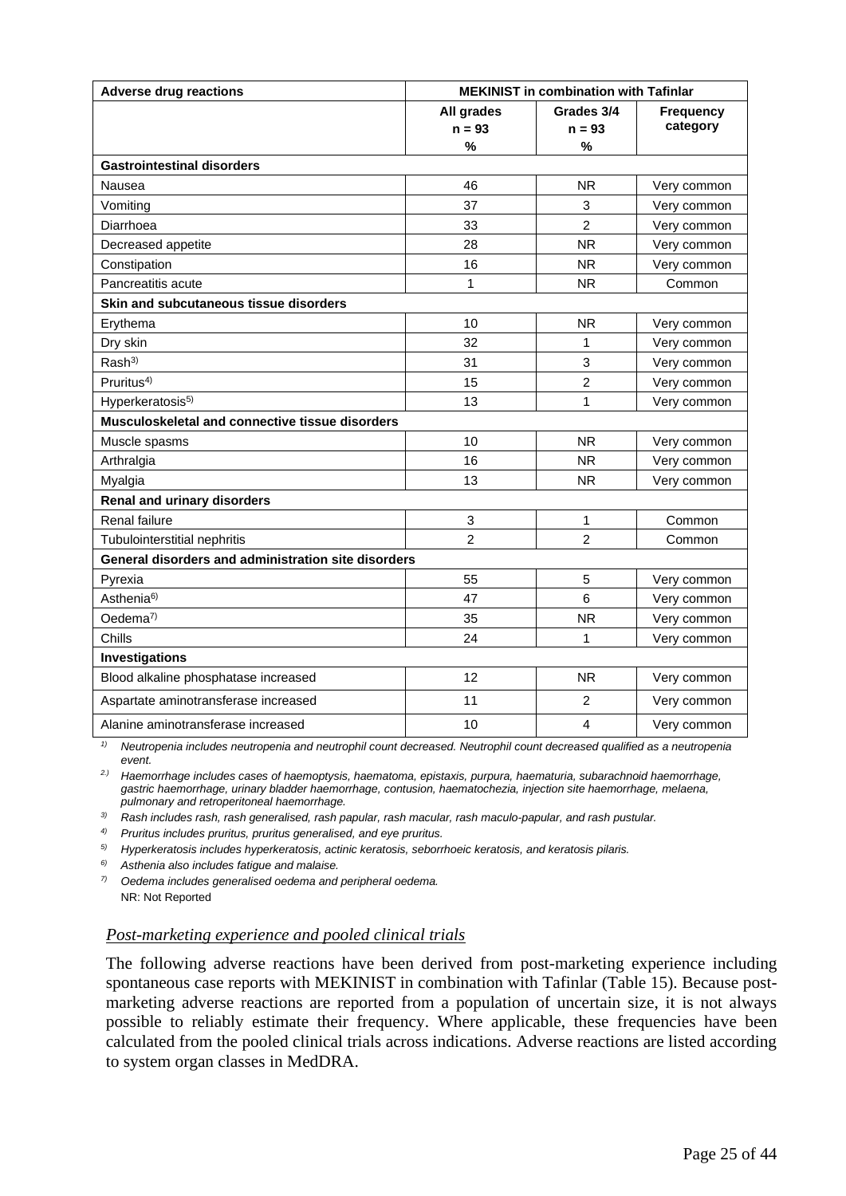| Adverse drug reactions | MEKINIST in combination with Tafinlar | | |
|---|---|---|---|
| | All grades n = 93 % | Grades 3/4 n = 93 % | Frequency category |
| **Gastrointestinal disorders** | | | |
| Nausea | 46 | NR | Very common |
| Vomiting | 37 | 3 | Very common |
| Diarrhoea | 33 | 2 | Very common |
| Decreased appetite | 28 | NR | Very common |
| Constipation | 16 | NR | Very common |
| Pancreatitis acute | 1 | NR | Common |
| **Skin and subcutaneous tissue disorders** | | | |
| Erythema | 10 | NR | Very common |
| Dry skin | 32 | 1 | Very common |
| Rash[3)] | 31 | 3 | Very common |
| Pruritus[4)] | 15 | 2 | Very common |
| Hyperkeratosis[5)] | 13 | 1 | Very common |
| **Musculoskeletal and connective tissue disorders** | | | |
| Muscle spasms | 10 | NR | Very common |
| Arthralgia | 16 | NR | Very common |
| Myalgia | 13 | NR | Very common |
| **Renal and urinary disorders** | | | |
| Renal failure | 3 | 1 | Common |
| Tubulointerstitial nephritis | 2 | 2 | Common |
| **General disorders and administration site disorders** | | | |
| Pyrexia | 55 | 5 | Very common |
| Asthenia[6)] | 47 | 6 | Very common |
| Oedema[7)] | 35 | NR | Very common |
| Chills | 24 | 1 | Very common |
| **Investigations** | | | |
| Blood alkaline phosphatase increased | 12 | NR | Very common |
| Aspartate aminotransferase increased | 11 | 2 | Very common |
| Alanine aminotransferase increased | 10 | 4 | Very common |

[1)] *Neutropenia includes neutropenia and neutrophil count decreased. Neutrophil count decreased qualified as a neutropenia event.*

[2.)] *Haemorrhage includes cases of haemoptysis, haematoma, epistaxis, purpura, haematuria, subarachnoid haemorrhage, gastric haemorrhage, urinary bladder haemorrhage, contusion, haematochezia, injection site haemorrhage, melaena, pulmonary and retroperitoneal haemorrhage.*

[3)] *Rash includes rash, rash generalised, rash papular, rash macular, rash maculo-papular, and rash pustular.*

[4)] *Pruritus includes pruritus, pruritus generalised, and eye pruritus.*

[5)] *Hyperkeratosis includes hyperkeratosis, actinic keratosis, seborrhoeic keratosis, and keratosis pilaris.*

[6)] *Asthenia also includes fatigue and malaise.*

[7)] *Oedema includes generalised oedema and peripheral oedema.*

NR: Not Reported

### *Post-marketing experience and pooled clinical trials*

The following adverse reactions have been derived from post-marketing experience including spontaneous case reports with MEKINIST in combination with Tafinlar (Table 15). Because post-marketing adverse reactions are reported from a population of uncertain size, it is not always possible to reliably estimate their frequency. Where applicable, these frequencies have been calculated from the pooled clinical trials across indications. Adverse reactions are listed according to system organ classes in MedDRA.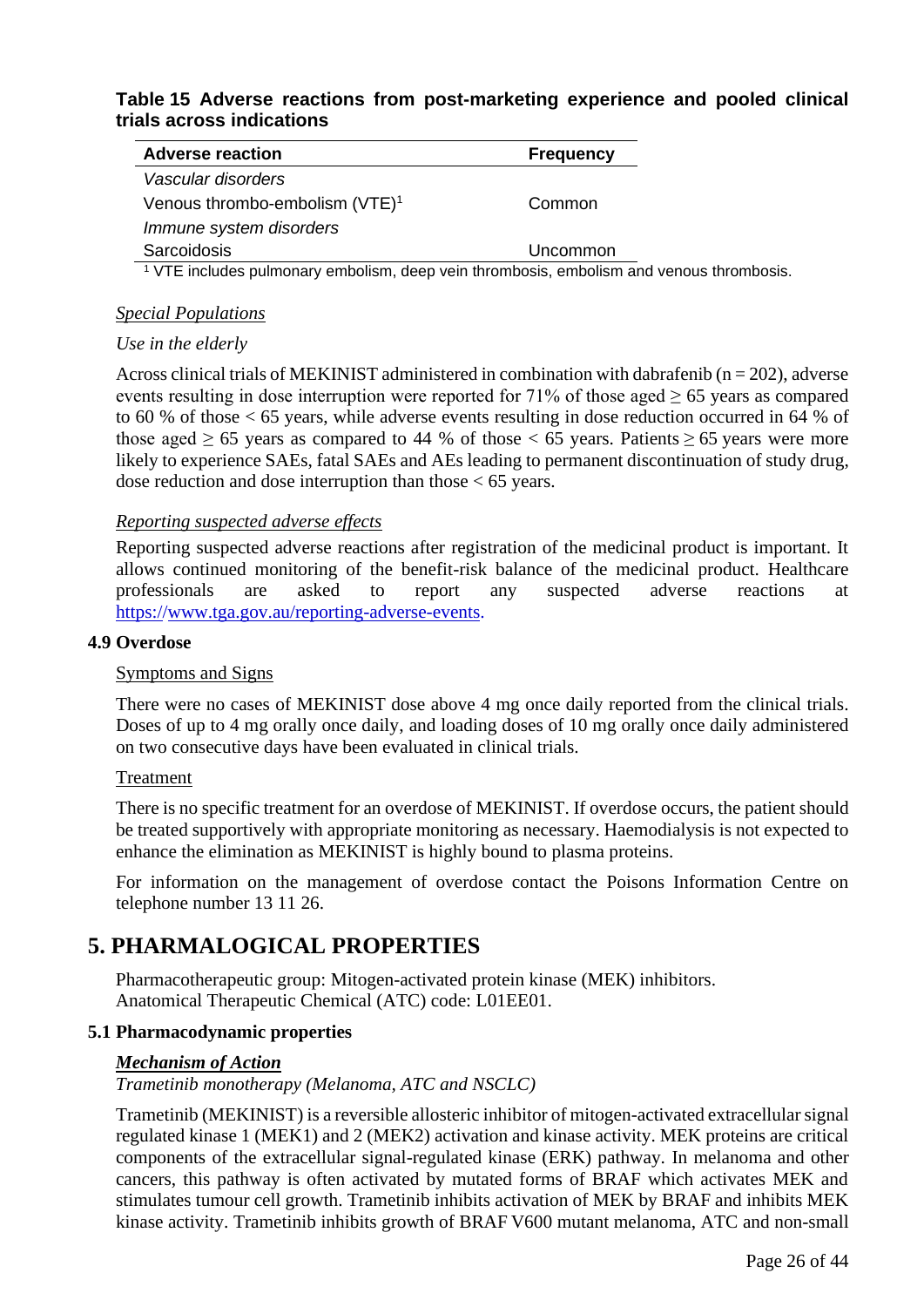**Table 15 Adverse reactions from post-marketing experience and pooled clinical trials across indications**

| Adverse reaction | Frequency |
| --- | --- |
| *Vascular disorders* | |
| Venous thrombo-embolism (VTE)[1] | Common |
| *Immune system disorders* | |
| Sarcoidosis | Uncommon |

[1] VTE includes pulmonary embolism, deep vein thrombosis, embolism and venous thrombosis.

*Special Populations*

*Use in the elderly*

Across clinical trials of MEKINIST administered in combination with dabrafenib (n = 202), adverse events resulting in dose interruption were reported for 71% of those aged ≥ 65 years as compared to 60 % of those < 65 years, while adverse events resulting in dose reduction occurred in 64 % of those aged ≥ 65 years as compared to 44 % of those < 65 years. Patients ≥ 65 years were more likely to experience SAEs, fatal SAEs and AEs leading to permanent discontinuation of study drug, dose reduction and dose interruption than those < 65 years.

*Reporting suspected adverse effects*

Reporting suspected adverse reactions after registration of the medicinal product is important. It allows continued monitoring of the benefit-risk balance of the medicinal product. Healthcare professionals are asked to report any suspected adverse reactions at https://www.tga.gov.au/reporting-adverse-events.

### 4.9 Overdose

Symptoms and Signs

There were no cases of MEKINIST dose above 4 mg once daily reported from the clinical trials. Doses of up to 4 mg orally once daily, and loading doses of 10 mg orally once daily administered on two consecutive days have been evaluated in clinical trials.

Treatment

There is no specific treatment for an overdose of MEKINIST. If overdose occurs, the patient should be treated supportively with appropriate monitoring as necessary. Haemodialysis is not expected to enhance the elimination as MEKINIST is highly bound to plasma proteins.

For information on the management of overdose contact the Poisons Information Centre on telephone number 13 11 26.

## 5. PHARMALOGICAL PROPERTIES

Pharmacotherapeutic group: Mitogen-activated protein kinase (MEK) inhibitors.
Anatomical Therapeutic Chemical (ATC) code: L01EE01.

### 5.1 Pharmacodynamic properties

***Mechanism of Action***

*Trametinib monotherapy (Melanoma, ATC and NSCLC)*

Trametinib (MEKINIST) is a reversible allosteric inhibitor of mitogen-activated extracellular signal regulated kinase 1 (MEK1) and 2 (MEK2) activation and kinase activity. MEK proteins are critical components of the extracellular signal-regulated kinase (ERK) pathway. In melanoma and other cancers, this pathway is often activated by mutated forms of BRAF which activates MEK and stimulates tumour cell growth. Trametinib inhibits activation of MEK by BRAF and inhibits MEK kinase activity. Trametinib inhibits growth of BRAF V600 mutant melanoma, ATC and non-small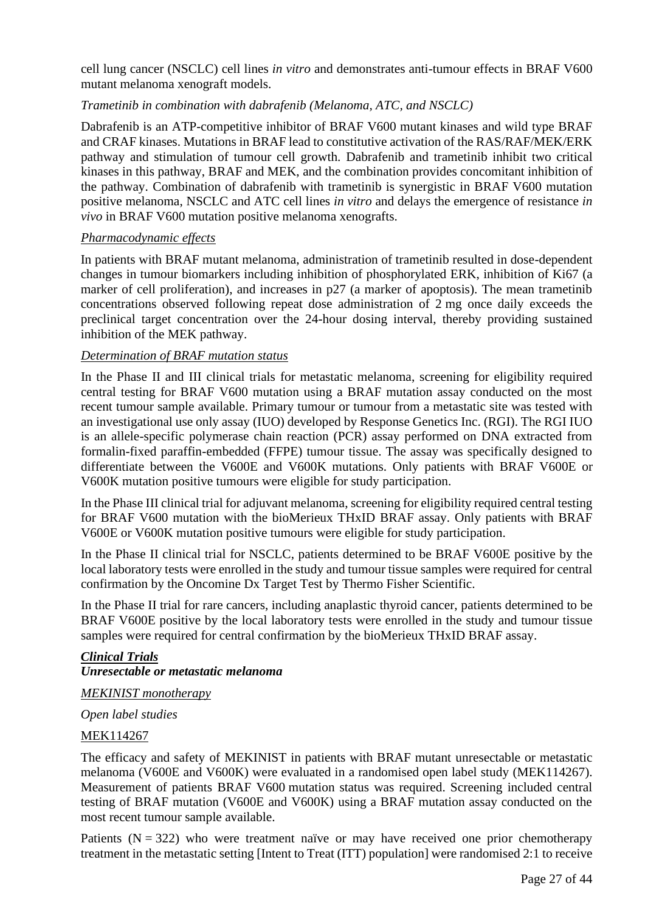cell lung cancer (NSCLC) cell lines *in vitro* and demonstrates anti-tumour effects in BRAF V600 mutant melanoma xenograft models.

*Trametinib in combination with dabrafenib (Melanoma, ATC, and NSCLC)*

Dabrafenib is an ATP-competitive inhibitor of BRAF V600 mutant kinases and wild type BRAF and CRAF kinases. Mutations in BRAF lead to constitutive activation of the RAS/RAF/MEK/ERK pathway and stimulation of tumour cell growth. Dabrafenib and trametinib inhibit two critical kinases in this pathway, BRAF and MEK, and the combination provides concomitant inhibition of the pathway. Combination of dabrafenib with trametinib is synergistic in BRAF V600 mutation positive melanoma, NSCLC and ATC cell lines *in vitro* and delays the emergence of resistance *in vivo* in BRAF V600 mutation positive melanoma xenografts.

*Pharmacodynamic effects*

In patients with BRAF mutant melanoma, administration of trametinib resulted in dose-dependent changes in tumour biomarkers including inhibition of phosphorylated ERK, inhibition of Ki67 (a marker of cell proliferation), and increases in p27 (a marker of apoptosis). The mean trametinib concentrations observed following repeat dose administration of 2 mg once daily exceeds the preclinical target concentration over the 24-hour dosing interval, thereby providing sustained inhibition of the MEK pathway.

*Determination of BRAF mutation status*

In the Phase II and III clinical trials for metastatic melanoma, screening for eligibility required central testing for BRAF V600 mutation using a BRAF mutation assay conducted on the most recent tumour sample available. Primary tumour or tumour from a metastatic site was tested with an investigational use only assay (IUO) developed by Response Genetics Inc. (RGI). The RGI IUO is an allele-specific polymerase chain reaction (PCR) assay performed on DNA extracted from formalin-fixed paraffin-embedded (FFPE) tumour tissue. The assay was specifically designed to differentiate between the V600E and V600K mutations. Only patients with BRAF V600E or V600K mutation positive tumours were eligible for study participation.

In the Phase III clinical trial for adjuvant melanoma, screening for eligibility required central testing for BRAF V600 mutation with the bioMerieux THxID BRAF assay. Only patients with BRAF V600E or V600K mutation positive tumours were eligible for study participation.

In the Phase II clinical trial for NSCLC, patients determined to be BRAF V600E positive by the local laboratory tests were enrolled in the study and tumour tissue samples were required for central confirmation by the Oncomine Dx Target Test by Thermo Fisher Scientific.

In the Phase II trial for rare cancers, including anaplastic thyroid cancer, patients determined to be BRAF V600E positive by the local laboratory tests were enrolled in the study and tumour tissue samples were required for central confirmation by the bioMerieux THxID BRAF assay.

***Clinical Trials***

***Unresectable or metastatic melanoma***

*MEKINIST monotherapy*

*Open label studies*

MEK114267

The efficacy and safety of MEKINIST in patients with BRAF mutant unresectable or metastatic melanoma (V600E and V600K) were evaluated in a randomised open label study (MEK114267). Measurement of patients BRAF V600 mutation status was required. Screening included central testing of BRAF mutation (V600E and V600K) using a BRAF mutation assay conducted on the most recent tumour sample available.

Patients (N = 322) who were treatment naïve or may have received one prior chemotherapy treatment in the metastatic setting [Intent to Treat (ITT) population] were randomised 2:1 to receive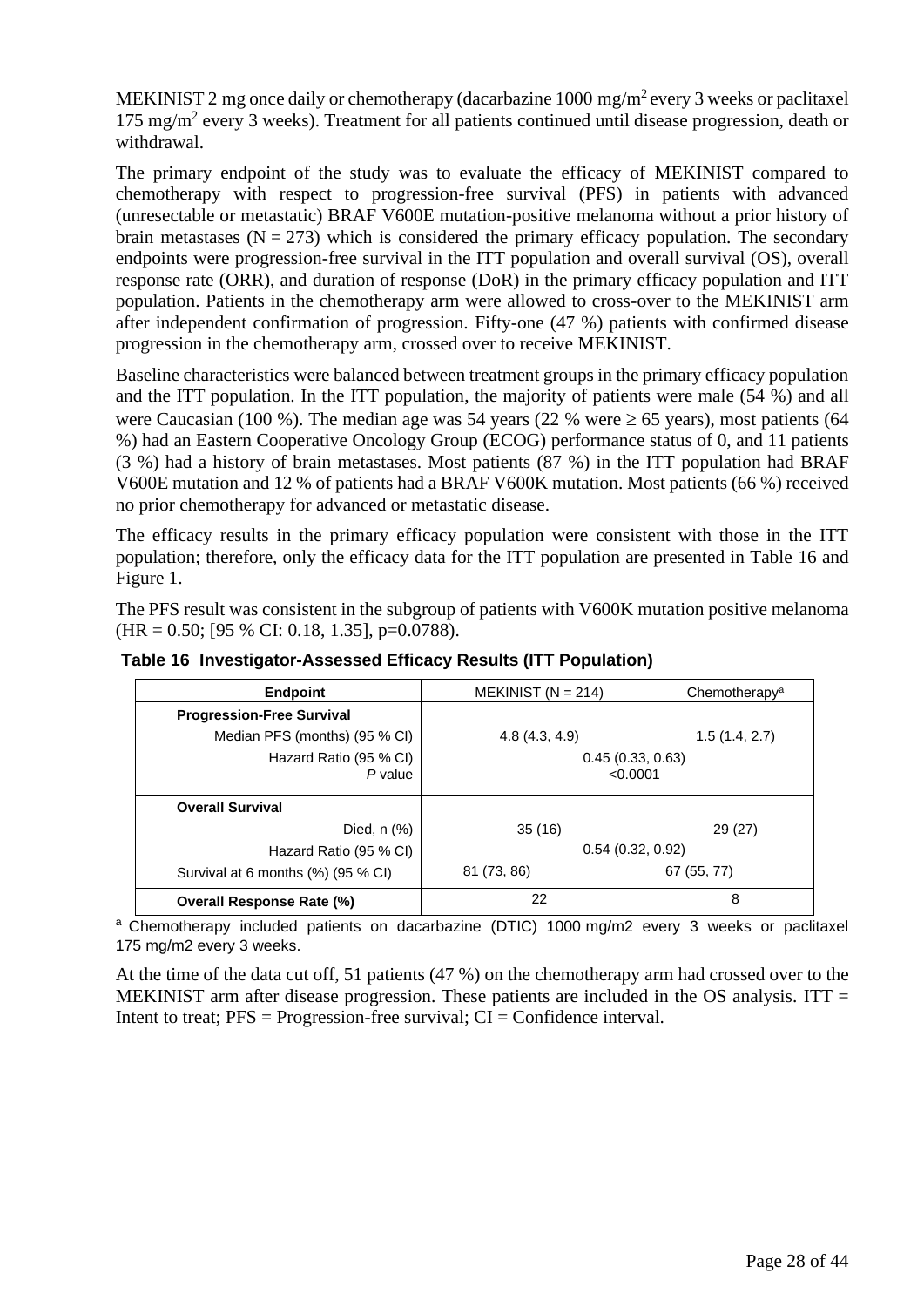MEKINIST 2 mg once daily or chemotherapy (dacarbazine 1000 mg/m$^2$ every 3 weeks or paclitaxel 175 mg/m$^2$ every 3 weeks). Treatment for all patients continued until disease progression, death or withdrawal.

The primary endpoint of the study was to evaluate the efficacy of MEKINIST compared to chemotherapy with respect to progression-free survival (PFS) in patients with advanced (unresectable or metastatic) BRAF V600E mutation-positive melanoma without a prior history of brain metastases (N = 273) which is considered the primary efficacy population. The secondary endpoints were progression-free survival in the ITT population and overall survival (OS), overall response rate (ORR), and duration of response (DoR) in the primary efficacy population and ITT population. Patients in the chemotherapy arm were allowed to cross-over to the MEKINIST arm after independent confirmation of progression. Fifty-one (47 %) patients with confirmed disease progression in the chemotherapy arm, crossed over to receive MEKINIST.

Baseline characteristics were balanced between treatment groups in the primary efficacy population and the ITT population. In the ITT population, the majority of patients were male (54 %) and all were Caucasian (100 %). The median age was 54 years (22 % were ≥ 65 years), most patients (64 %) had an Eastern Cooperative Oncology Group (ECOG) performance status of 0, and 11 patients (3 %) had a history of brain metastases. Most patients (87 %) in the ITT population had BRAF V600E mutation and 12 % of patients had a BRAF V600K mutation. Most patients (66 %) received no prior chemotherapy for advanced or metastatic disease.

The efficacy results in the primary efficacy population were consistent with those in the ITT population; therefore, only the efficacy data for the ITT population are presented in Table 16 and Figure 1.

The PFS result was consistent in the subgroup of patients with V600K mutation positive melanoma (HR = 0.50; [95 % CI: 0.18, 1.35], p=0.0788).

**Table 16 Investigator-Assessed Efficacy Results (ITT Population)**

| Endpoint | MEKINIST (N = 214) | Chemotherapy[a] |
|---|---|---|
| **Progression-Free Survival** | | |
| Median PFS (months) (95 % CI) | 4.8 (4.3, 4.9) | 1.5 (1.4, 2.7) |
| Hazard Ratio (95 % CI) *P* value | 0.45 (0.33, 0.63) <0.0001 | |
| **Overall Survival** | | |
| Died, n (%) | 35 (16) | 29 (27) |
| Hazard Ratio (95 % CI) | 0.54 (0.32, 0.92) | |
| Survival at 6 months (%) (95 % CI) | 81 (73, 86) | 67 (55, 77) |
| **Overall Response Rate (%)** | 22 | 8 |

[a] Chemotherapy included patients on dacarbazine (DTIC) 1000 mg/m2 every 3 weeks or paclitaxel 175 mg/m2 every 3 weeks.

At the time of the data cut off, 51 patients (47 %) on the chemotherapy arm had crossed over to the MEKINIST arm after disease progression. These patients are included in the OS analysis. ITT = Intent to treat; PFS = Progression-free survival; CI = Confidence interval.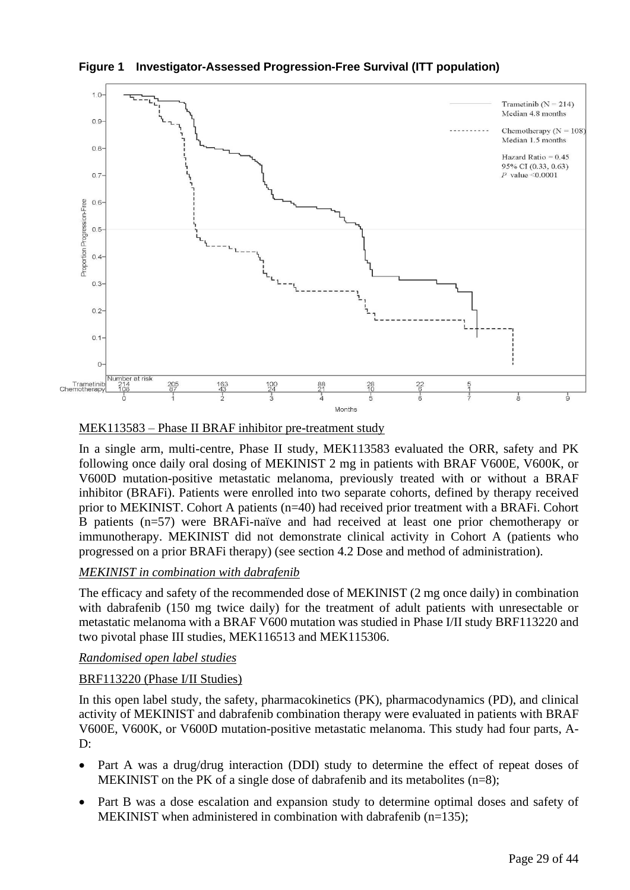**Figure 1 Investigator-Assessed Progression-Free Survival (ITT population)**

MEK113583 – Phase II BRAF inhibitor pre-treatment study

In a single arm, multi-centre, Phase II study, MEK113583 evaluated the ORR, safety and PK following once daily oral dosing of MEKINIST 2 mg in patients with BRAF V600E, V600K, or V600D mutation-positive metastatic melanoma, previously treated with or without a BRAF inhibitor (BRAFi). Patients were enrolled into two separate cohorts, defined by therapy received prior to MEKINIST. Cohort A patients (n=40) had received prior treatment with a BRAFi. Cohort B patients (n=57) were BRAFi-naïve and had received at least one prior chemotherapy or immunotherapy. MEKINIST did not demonstrate clinical activity in Cohort A (patients who progressed on a prior BRAFi therapy) (see section 4.2 Dose and method of administration).

*MEKINIST in combination with dabrafenib*

The efficacy and safety of the recommended dose of MEKINIST (2 mg once daily) in combination with dabrafenib (150 mg twice daily) for the treatment of adult patients with unresectable or metastatic melanoma with a BRAF V600 mutation was studied in Phase I/II study BRF113220 and two pivotal phase III studies, MEK116513 and MEK115306.

*Randomised open label studies*

BRF113220 (Phase I/II Studies)

In this open label study, the safety, pharmacokinetics (PK), pharmacodynamics (PD), and clinical activity of MEKINIST and dabrafenib combination therapy were evaluated in patients with BRAF V600E, V600K, or V600D mutation-positive metastatic melanoma. This study had four parts, A-D:

- Part A was a drug/drug interaction (DDI) study to determine the effect of repeat doses of MEKINIST on the PK of a single dose of dabrafenib and its metabolites (n=8);
- Part B was a dose escalation and expansion study to determine optimal doses and safety of MEKINIST when administered in combination with dabrafenib (n=135);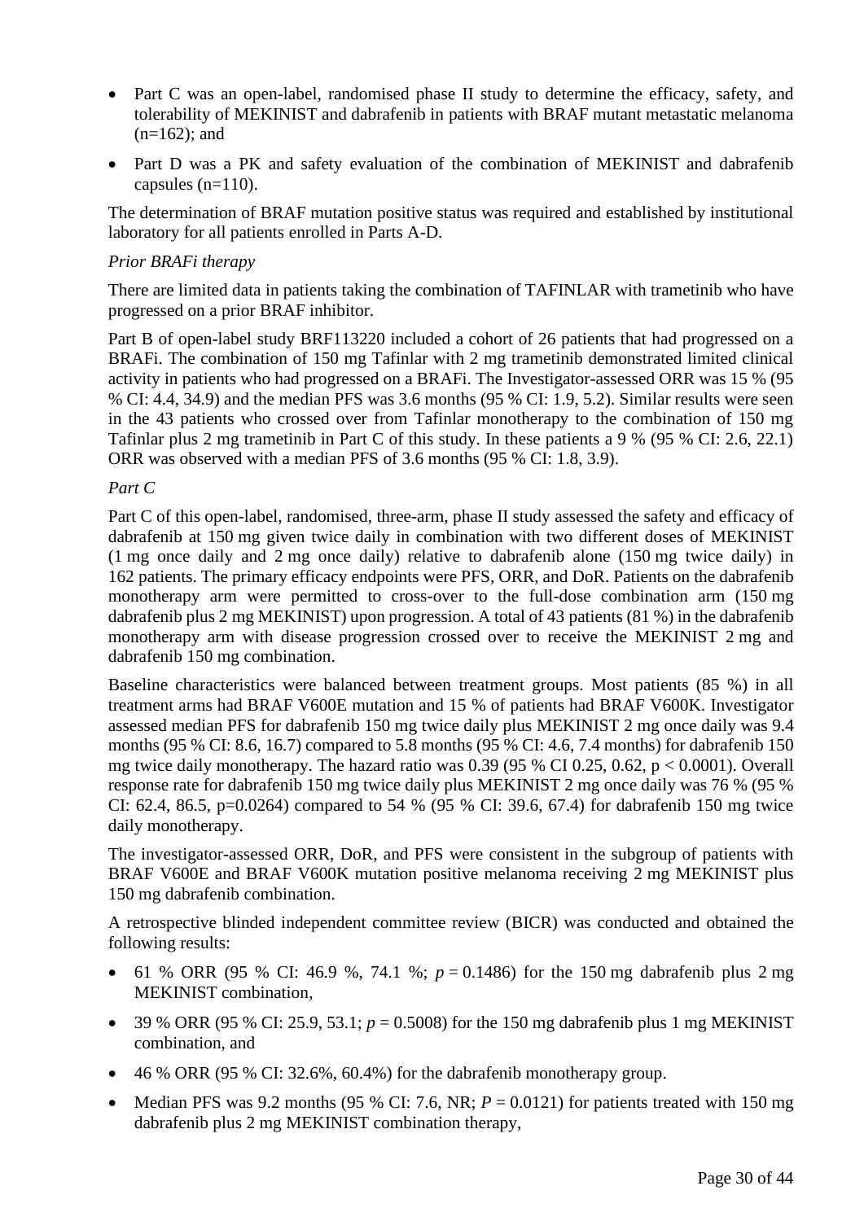- Part C was an open-label, randomised phase II study to determine the efficacy, safety, and tolerability of MEKINIST and dabrafenib in patients with BRAF mutant metastatic melanoma (n=162); and
- Part D was a PK and safety evaluation of the combination of MEKINIST and dabrafenib capsules (n=110).

The determination of BRAF mutation positive status was required and established by institutional laboratory for all patients enrolled in Parts A-D.

*Prior BRAFi therapy*

There are limited data in patients taking the combination of TAFINLAR with trametinib who have progressed on a prior BRAF inhibitor.

Part B of open-label study BRF113220 included a cohort of 26 patients that had progressed on a BRAFi. The combination of 150 mg Tafinlar with 2 mg trametinib demonstrated limited clinical activity in patients who had progressed on a BRAFi. The Investigator-assessed ORR was 15 % (95 % CI: 4.4, 34.9) and the median PFS was 3.6 months (95 % CI: 1.9, 5.2). Similar results were seen in the 43 patients who crossed over from Tafinlar monotherapy to the combination of 150 mg Tafinlar plus 2 mg trametinib in Part C of this study. In these patients a 9 % (95 % CI: 2.6, 22.1) ORR was observed with a median PFS of 3.6 months (95 % CI: 1.8, 3.9).

*Part C*

Part C of this open-label, randomised, three-arm, phase II study assessed the safety and efficacy of dabrafenib at 150 mg given twice daily in combination with two different doses of MEKINIST (1 mg once daily and 2 mg once daily) relative to dabrafenib alone (150 mg twice daily) in 162 patients. The primary efficacy endpoints were PFS, ORR, and DoR. Patients on the dabrafenib monotherapy arm were permitted to cross-over to the full-dose combination arm (150 mg dabrafenib plus 2 mg MEKINIST) upon progression. A total of 43 patients (81 %) in the dabrafenib monotherapy arm with disease progression crossed over to receive the MEKINIST 2 mg and dabrafenib 150 mg combination.

Baseline characteristics were balanced between treatment groups. Most patients (85 %) in all treatment arms had BRAF V600E mutation and 15 % of patients had BRAF V600K. Investigator assessed median PFS for dabrafenib 150 mg twice daily plus MEKINIST 2 mg once daily was 9.4 months (95 % CI: 8.6, 16.7) compared to 5.8 months (95 % CI: 4.6, 7.4 months) for dabrafenib 150 mg twice daily monotherapy. The hazard ratio was 0.39 (95 % CI 0.25, 0.62, $p < 0.0001$). Overall response rate for dabrafenib 150 mg twice daily plus MEKINIST 2 mg once daily was 76 % (95 % CI: 62.4, 86.5, p=0.0264) compared to 54 % (95 % CI: 39.6, 67.4) for dabrafenib 150 mg twice daily monotherapy.

The investigator-assessed ORR, DoR, and PFS were consistent in the subgroup of patients with BRAF V600E and BRAF V600K mutation positive melanoma receiving 2 mg MEKINIST plus 150 mg dabrafenib combination.

A retrospective blinded independent committee review (BICR) was conducted and obtained the following results:

- 61 % ORR (95 % CI: 46.9 %, 74.1 %; $p = 0.1486$) for the 150 mg dabrafenib plus 2 mg MEKINIST combination,
- 39 % ORR (95 % CI: 25.9, 53.1; $p = 0.5008$) for the 150 mg dabrafenib plus 1 mg MEKINIST combination, and
- 46 % ORR (95 % CI: 32.6%, 60.4%) for the dabrafenib monotherapy group.
- Median PFS was 9.2 months (95 % CI: 7.6, NR; $P = 0.0121$) for patients treated with 150 mg dabrafenib plus 2 mg MEKINIST combination therapy,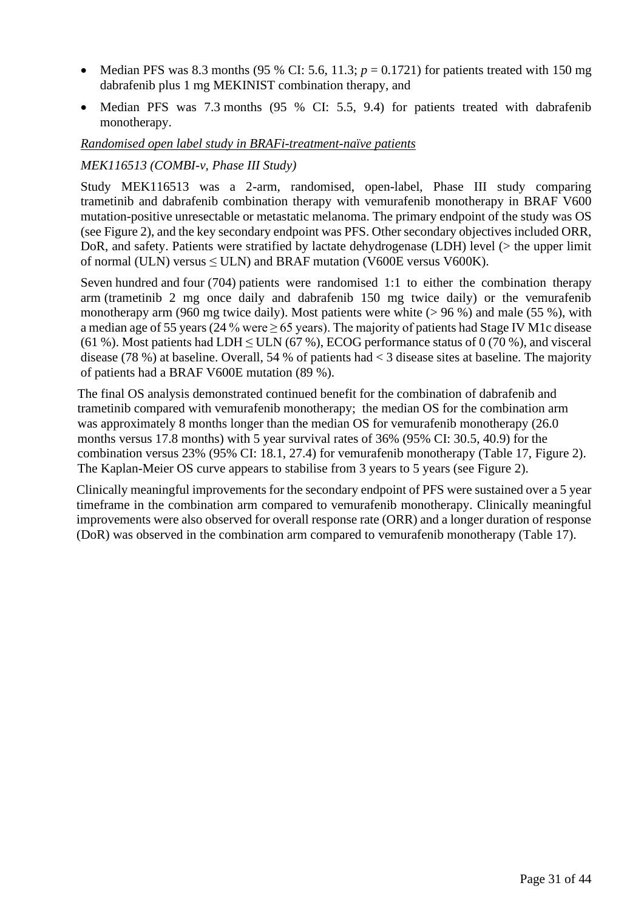- Median PFS was 8.3 months (95 % CI: 5.6, 11.3; $p = 0.1721$) for patients treated with 150 mg dabrafenib plus 1 mg MEKINIST combination therapy, and
- Median PFS was 7.3 months (95 % CI: 5.5, 9.4) for patients treated with dabrafenib monotherapy.

*Randomised open label study in BRAFi-treatment-naïve patients*

*MEK116513 (COMBI-v, Phase III Study)*

Study MEK116513 was a 2-arm, randomised, open-label, Phase III study comparing trametinib and dabrafenib combination therapy with vemurafenib monotherapy in BRAF V600 mutation-positive unresectable or metastatic melanoma. The primary endpoint of the study was OS (see Figure 2), and the key secondary endpoint was PFS. Other secondary objectives included ORR, DoR, and safety. Patients were stratified by lactate dehydrogenase (LDH) level (> the upper limit of normal (ULN) versus ≤ ULN) and BRAF mutation (V600E versus V600K).

Seven hundred and four (704) patients were randomised 1:1 to either the combination therapy arm (trametinib 2 mg once daily and dabrafenib 150 mg twice daily) or the vemurafenib monotherapy arm (960 mg twice daily). Most patients were white (> 96 %) and male (55 %), with a median age of 55 years (24 % were ≥ 65 years). The majority of patients had Stage IV M1c disease (61 %). Most patients had LDH ≤ ULN (67 %), ECOG performance status of 0 (70 %), and visceral disease (78 %) at baseline. Overall, 54 % of patients had < 3 disease sites at baseline. The majority of patients had a BRAF V600E mutation (89 %).

The final OS analysis demonstrated continued benefit for the combination of dabrafenib and trametinib compared with vemurafenib monotherapy; the median OS for the combination arm was approximately 8 months longer than the median OS for vemurafenib monotherapy (26.0 months versus 17.8 months) with 5 year survival rates of 36% (95% CI: 30.5, 40.9) for the combination versus 23% (95% CI: 18.1, 27.4) for vemurafenib monotherapy (Table 17, Figure 2). The Kaplan-Meier OS curve appears to stabilise from 3 years to 5 years (see Figure 2).

Clinically meaningful improvements for the secondary endpoint of PFS were sustained over a 5 year timeframe in the combination arm compared to vemurafenib monotherapy. Clinically meaningful improvements were also observed for overall response rate (ORR) and a longer duration of response (DoR) was observed in the combination arm compared to vemurafenib monotherapy (Table 17).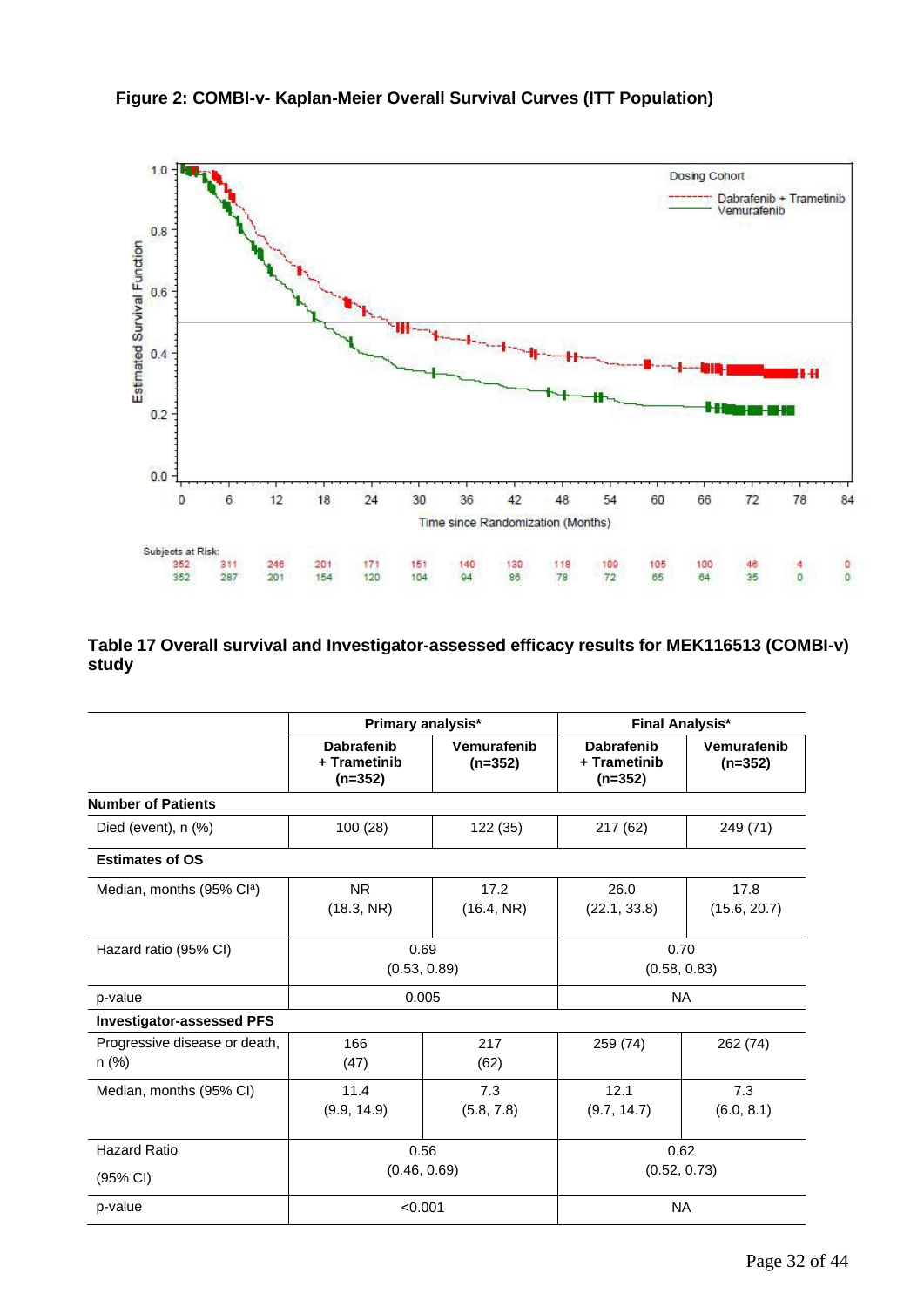**Figure 2: COMBI-v- Kaplan-Meier Overall Survival Curves (ITT Population)**

**Table 17 Overall survival and Investigator-assessed efficacy results for MEK116513 (COMBI-v) study**

| | Primary analysis* | | Final Analysis* | |
|---|---|---|---|---|
| | **Dabrafenib + Trametinib (n=352)** | **Vemurafenib (n=352)** | **Dabrafenib + Trametinib (n=352)** | **Vemurafenib (n=352)** |
| **Number of Patients** | | | | |
| Died (event), n (%) | 100 (28) | 122 (35) | 217 (62) | 249 (71) |
| **Estimates of OS** | | | | |
| Median, months (95% CI[a]) | NR (18.3, NR) | 17.2 (16.4, NR) | 26.0 (22.1, 33.8) | 17.8 (15.6, 20.7) |
| Hazard ratio (95% CI) | 0.69 (0.53, 0.89) | | 0.70 (0.58, 0.83) | |
| p-value | 0.005 | | NA | |
| **Investigator-assessed PFS** | | | | |
| Progressive disease or death, n (%) | 166 (47) | 217 (62) | 259 (74) | 262 (74) |
| Median, months (95% CI) | 11.4 (9.9, 14.9) | 7.3 (5.8, 7.8) | 12.1 (9.7, 14.7) | 7.3 (6.0, 8.1) |
| Hazard Ratio (95% CI) | 0.56 (0.46, 0.69) | | 0.62 (0.52, 0.73) | |
| p-value | <0.001 | | NA | |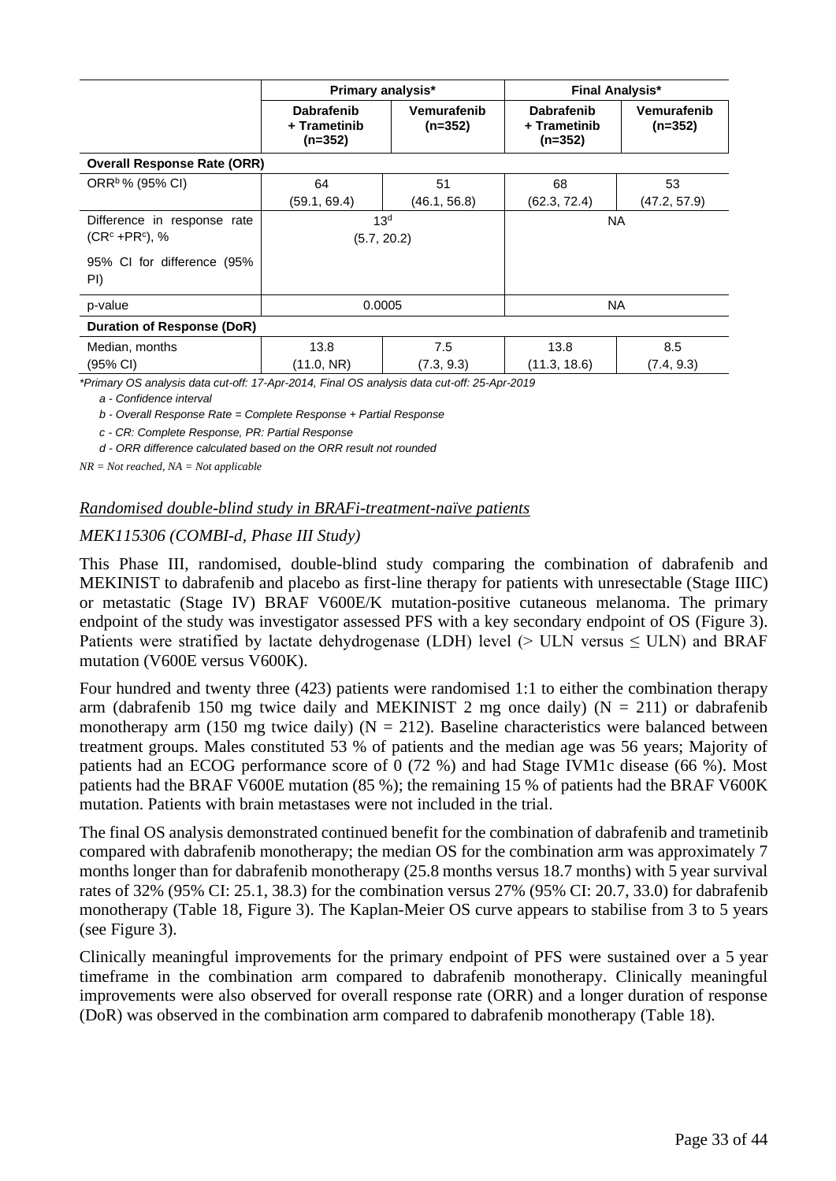| | Primary analysis* | | Final Analysis* | |
|---|---|---|---|---|
| | **Dabrafenib + Trametinib (n=352)** | **Vemurafenib (n=352)** | **Dabrafenib + Trametinib (n=352)** | **Vemurafenib (n=352)** |
| **Overall Response Rate (ORR)** | | | | |
| ORR[b] % (95% CI) | 64 (59.1, 69.4) | 51 (46.1, 56.8) | 68 (62.3, 72.4) | 53 (47.2, 57.9) |
| Difference in response rate (CR[c] +PR[c]), % <br> 95% CI for difference (95% PI) | 13[d] (5.7, 20.2) | | NA | |
| p-value | 0.0005 | | NA | |
| **Duration of Response (DoR)** | | | | |
| Median, months (95% CI) | 13.8 (11.0, NR) | 7.5 (7.3, 9.3) | 13.8 (11.3, 18.6) | 8.5 (7.4, 9.3) |

*Primary OS analysis data cut-off: 17-Apr-2014, Final OS analysis data cut-off: 25-Apr-2019*

*a - Confidence interval*

*b - Overall Response Rate = Complete Response + Partial Response*

*c - CR: Complete Response, PR: Partial Response*

*d - ORR difference calculated based on the ORR result not rounded*

*NR = Not reached, NA = Not applicable*

*<u>Randomised double-blind study in BRAFi-treatment-naïve patients</u>*

*MEK115306 (COMBI-d, Phase III Study)*

This Phase III, randomised, double-blind study comparing the combination of dabrafenib and MEKINIST to dabrafenib and placebo as first-line therapy for patients with unresectable (Stage IIIC) or metastatic (Stage IV) BRAF V600E/K mutation-positive cutaneous melanoma. The primary endpoint of the study was investigator assessed PFS with a key secondary endpoint of OS (Figure 3). Patients were stratified by lactate dehydrogenase (LDH) level (> ULN versus ≤ ULN) and BRAF mutation (V600E versus V600K).

Four hundred and twenty three (423) patients were randomised 1:1 to either the combination therapy arm (dabrafenib 150 mg twice daily and MEKINIST 2 mg once daily) (N = 211) or dabrafenib monotherapy arm (150 mg twice daily) (N = 212). Baseline characteristics were balanced between treatment groups. Males constituted 53 % of patients and the median age was 56 years; Majority of patients had an ECOG performance score of 0 (72 %) and had Stage IVM1c disease (66 %). Most patients had the BRAF V600E mutation (85 %); the remaining 15 % of patients had the BRAF V600K mutation. Patients with brain metastases were not included in the trial.

The final OS analysis demonstrated continued benefit for the combination of dabrafenib and trametinib compared with dabrafenib monotherapy; the median OS for the combination arm was approximately 7 months longer than for dabrafenib monotherapy (25.8 months versus 18.7 months) with 5 year survival rates of 32% (95% CI: 25.1, 38.3) for the combination versus 27% (95% CI: 20.7, 33.0) for dabrafenib monotherapy (Table 18, Figure 3). The Kaplan-Meier OS curve appears to stabilise from 3 to 5 years (see Figure 3).

Clinically meaningful improvements for the primary endpoint of PFS were sustained over a 5 year timeframe in the combination arm compared to dabrafenib monotherapy. Clinically meaningful improvements were also observed for overall response rate (ORR) and a longer duration of response (DoR) was observed in the combination arm compared to dabrafenib monotherapy (Table 18).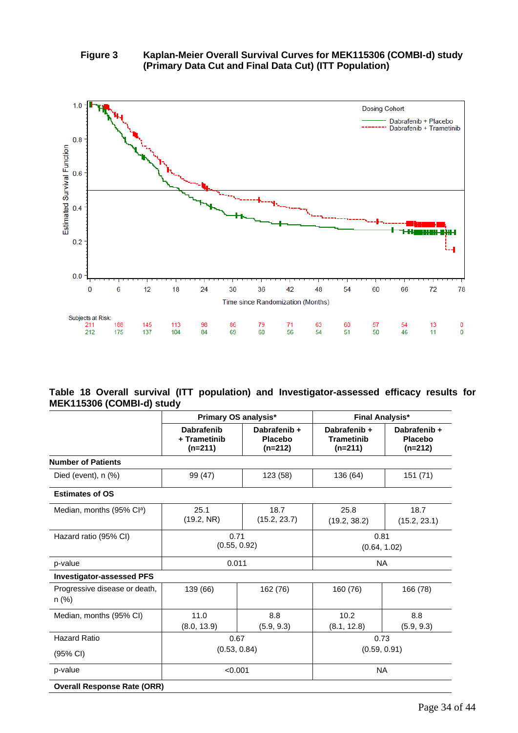**Figure 3 Kaplan-Meier Overall Survival Curves for MEK115306 (COMBI-d) study (Primary Data Cut and Final Data Cut) (ITT Population)**

Dosing Cohort
- Dabrafenib + Placebo
- Dabrafenib + Trametinib

Estimated Survival Function

Time since Randomization (Months)

| Subjects at Risk: | 0 | 6 | 12 | 18 | 24 | 30 | 36 | 42 | 48 | 54 | 60 | 66 | 72 | 78 |
|---|---|---|---|---|---|---|---|---|---|---|---|---|---|---|
| Dabrafenib + Trametinib | 211 | 188 | 145 | 113 | 98 | 86 | 79 | 71 | 63 | 60 | 57 | 54 | 13 | 0 |
| Dabrafenib + Placebo | 212 | 175 | 137 | 104 | 84 | 69 | 60 | 56 | 54 | 51 | 50 | 46 | 11 | 0 |

**Table 18 Overall survival (ITT population) and Investigator-assessed efficacy results for MEK115306 (COMBI-d) study**

| | Primary OS analysis* | | Final Analysis* | |
|---|---|---|---|---|
| | **Dabrafenib + Trametinib (n=211)** | **Dabrafenib + Placebo (n=212)** | **Dabrafenib + Trametinib (n=211)** | **Dabrafenib + Placebo (n=212)** |
| **Number of Patients** | | | | |
| Died (event), n (%) | 99 (47) | 123 (58) | 136 (64) | 151 (71) |
| **Estimates of OS** | | | | |
| Median, months (95% CI[a]) | 25.1 (19.2, NR) | 18.7 (15.2, 23.7) | 25.8 (19.2, 38.2) | 18.7 (15.2, 23.1) |
| Hazard ratio (95% CI) | 0.71 (0.55, 0.92) | | 0.81 (0.64, 1.02) | |
| p-value | 0.011 | | NA | |
| **Investigator-assessed PFS** | | | | |
| Progressive disease or death, n (%) | 139 (66) | 162 (76) | 160 (76) | 166 (78) |
| Median, months (95% CI) | 11.0 (8.0, 13.9) | 8.8 (5.9, 9.3) | 10.2 (8.1, 12.8) | 8.8 (5.9, 9.3) |
| Hazard Ratio (95% CI) | 0.67 (0.53, 0.84) | | 0.73 (0.59, 0.91) | |
| p-value | <0.001 | | NA | |
| **Overall Response Rate (ORR)** | | | | |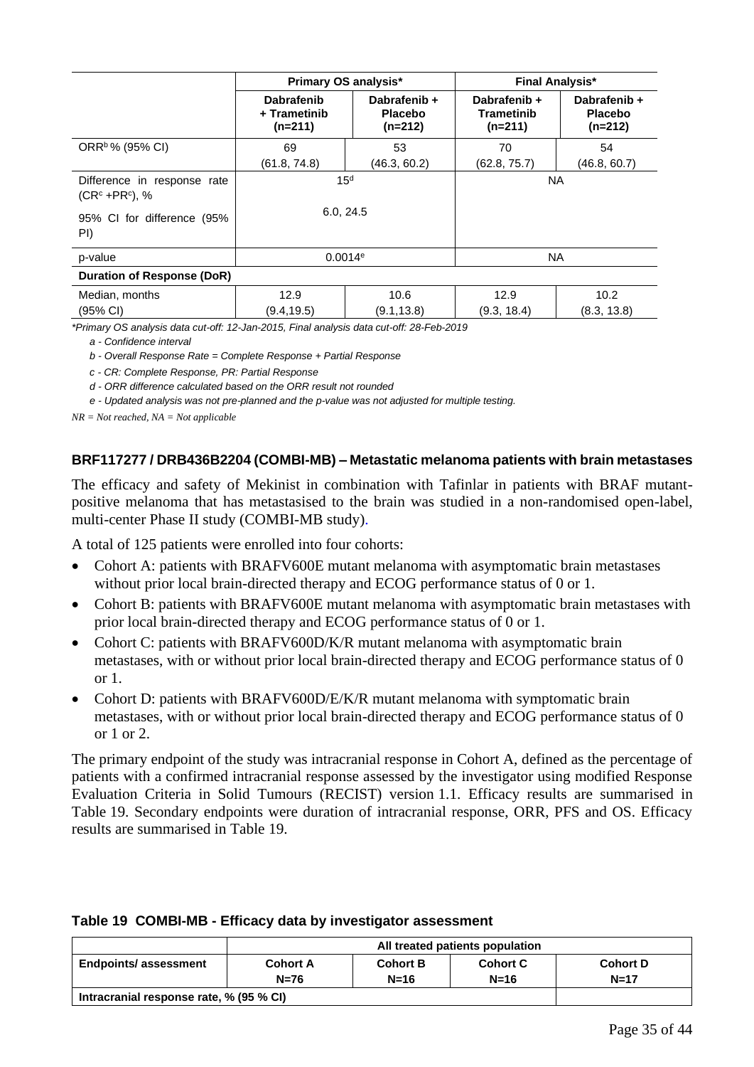| | Primary OS analysis* | | Final Analysis* | |
|---|---|---|---|---|
| | Dabrafenib + Trametinib (n=211) | Dabrafenib + Placebo (n=212) | Dabrafenib + Trametinib (n=211) | Dabrafenib + Placebo (n=212) |
| ORR[b] % (95% CI) | 69 (61.8, 74.8) | 53 (46.3, 60.2) | 70 (62.8, 75.7) | 54 (46.8, 60.7) |
| Difference in response rate (CR[c] +PR[c]), % <br> 95% CI for difference (95% PI) | 15[d] <br> 6.0, 24.5 | | NA | |
| p-value | 0.0014[e] | | NA | |
| **Duration of Response (DoR)** | | | | |
| Median, months (95% CI) | 12.9 (9.4,19.5) | 10.6 (9.1,13.8) | 12.9 (9.3, 18.4) | 10.2 (8.3, 13.8) |

*\*Primary OS analysis data cut-off: 12-Jan-2015, Final analysis data cut-off: 28-Feb-2019*

*a - Confidence interval*

*b - Overall Response Rate = Complete Response + Partial Response*

*c - CR: Complete Response, PR: Partial Response*

*d - ORR difference calculated based on the ORR result not rounded*

*e - Updated analysis was not pre-planned and the p-value was not adjusted for multiple testing.*

*NR = Not reached, NA = Not applicable*

**BRF117277 / DRB436B2204 (COMBI-MB) – Metastatic melanoma patients with brain metastases**

The efficacy and safety of Mekinist in combination with Tafinlar in patients with BRAF mutant-positive melanoma that has metastasised to the brain was studied in a non-randomised open-label, multi-center Phase II study (COMBI-MB study).

A total of 125 patients were enrolled into four cohorts:

- Cohort A: patients with BRAFV600E mutant melanoma with asymptomatic brain metastases without prior local brain-directed therapy and ECOG performance status of 0 or 1.
- Cohort B: patients with BRAFV600E mutant melanoma with asymptomatic brain metastases with prior local brain-directed therapy and ECOG performance status of 0 or 1.
- Cohort C: patients with BRAFV600D/K/R mutant melanoma with asymptomatic brain metastases, with or without prior local brain-directed therapy and ECOG performance status of 0 or 1.
- Cohort D: patients with BRAFV600D/E/K/R mutant melanoma with symptomatic brain metastases, with or without prior local brain-directed therapy and ECOG performance status of 0 or 1 or 2.

The primary endpoint of the study was intracranial response in Cohort A, defined as the percentage of patients with a confirmed intracranial response assessed by the investigator using modified Response Evaluation Criteria in Solid Tumours (RECIST) version 1.1. Efficacy results are summarised in Table 19. Secondary endpoints were duration of intracranial response, ORR, PFS and OS. Efficacy results are summarised in Table 19.

**Table 19 COMBI-MB - Efficacy data by investigator assessment**

| | All treated patients population | | | |
|---|---|---|---|---|
| **Endpoints/ assessment** | **Cohort A N=76** | **Cohort B N=16** | **Cohort C N=16** | **Cohort D N=17** |
| **Intracranial response rate, % (95 % CI)** | | | | |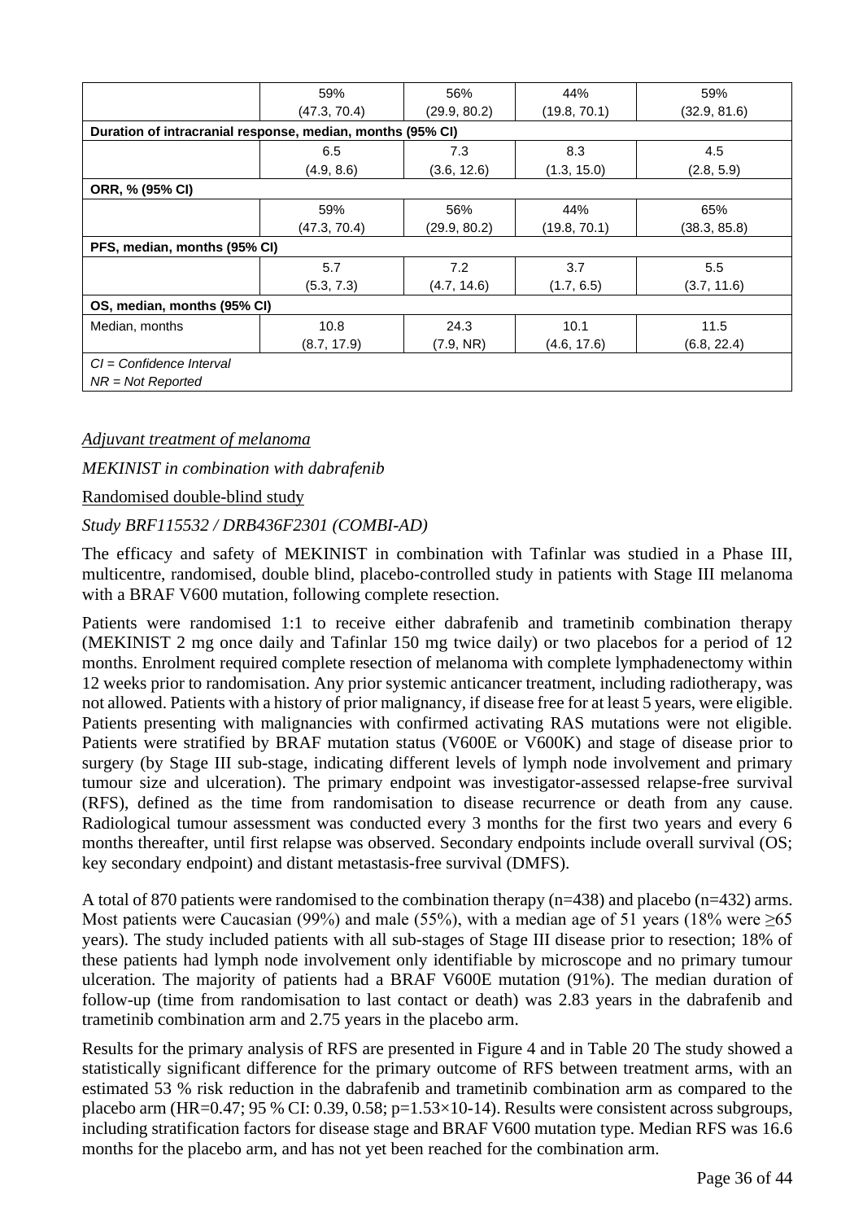| | | | | |
|---|---|---|---|---|
| | 59% (47.3, 70.4) | 56% (29.9, 80.2) | 44% (19.8, 70.1) | 59% (32.9, 81.6) |
| **Duration of intracranial response, median, months (95% CI)** | | | | |
| | 6.5 (4.9, 8.6) | 7.3 (3.6, 12.6) | 8.3 (1.3, 15.0) | 4.5 (2.8, 5.9) |
| **ORR, % (95% CI)** | | | | |
| | 59% (47.3, 70.4) | 56% (29.9, 80.2) | 44% (19.8, 70.1) | 65% (38.3, 85.8) |
| **PFS, median, months (95% CI)** | | | | |
| | 5.7 (5.3, 7.3) | 7.2 (4.7, 14.6) | 3.7 (1.7, 6.5) | 5.5 (3.7, 11.6) |
| **OS, median, months (95% CI)** | | | | |
| Median, months | 10.8 (8.7, 17.9) | 24.3 (7.9, NR) | 10.1 (4.6, 17.6) | 11.5 (6.8, 22.4) |
| *CI = Confidence Interval* *NR = Not Reported* | | | | |

<u>*Adjuvant treatment of melanoma*</u>

*MEKINIST in combination with dabrafenib*

<u>Randomised double-blind study</u>

*Study BRF115532 / DRB436F2301 (COMBI-AD)*

The efficacy and safety of MEKINIST in combination with Tafinlar was studied in a Phase III, multicentre, randomised, double blind, placebo-controlled study in patients with Stage III melanoma with a BRAF V600 mutation, following complete resection.

Patients were randomised 1:1 to receive either dabrafenib and trametinib combination therapy (MEKINIST 2 mg once daily and Tafinlar 150 mg twice daily) or two placebos for a period of 12 months. Enrolment required complete resection of melanoma with complete lymphadenectomy within 12 weeks prior to randomisation. Any prior systemic anticancer treatment, including radiotherapy, was not allowed. Patients with a history of prior malignancy, if disease free for at least 5 years, were eligible. Patients presenting with malignancies with confirmed activating RAS mutations were not eligible. Patients were stratified by BRAF mutation status (V600E or V600K) and stage of disease prior to surgery (by Stage III sub-stage, indicating different levels of lymph node involvement and primary tumour size and ulceration). The primary endpoint was investigator-assessed relapse-free survival (RFS), defined as the time from randomisation to disease recurrence or death from any cause. Radiological tumour assessment was conducted every 3 months for the first two years and every 6 months thereafter, until first relapse was observed. Secondary endpoints include overall survival (OS; key secondary endpoint) and distant metastasis-free survival (DMFS).

A total of 870 patients were randomised to the combination therapy (n=438) and placebo (n=432) arms. Most patients were Caucasian (99%) and male (55%), with a median age of 51 years (18% were $\geq$65 years). The study included patients with all sub-stages of Stage III disease prior to resection; 18% of these patients had lymph node involvement only identifiable by microscope and no primary tumour ulceration. The majority of patients had a BRAF V600E mutation (91%). The median duration of follow-up (time from randomisation to last contact or death) was 2.83 years in the dabrafenib and trametinib combination arm and 2.75 years in the placebo arm.

Results for the primary analysis of RFS are presented in Figure 4 and in Table 20 The study showed a statistically significant difference for the primary outcome of RFS between treatment arms, with an estimated 53 % risk reduction in the dabrafenib and trametinib combination arm as compared to the placebo arm (HR=0.47; 95 % CI: 0.39, 0.58; $p=1.53\times10^{-14}$). Results were consistent across subgroups, including stratification factors for disease stage and BRAF V600 mutation type. Median RFS was 16.6 months for the placebo arm, and has not yet been reached for the combination arm.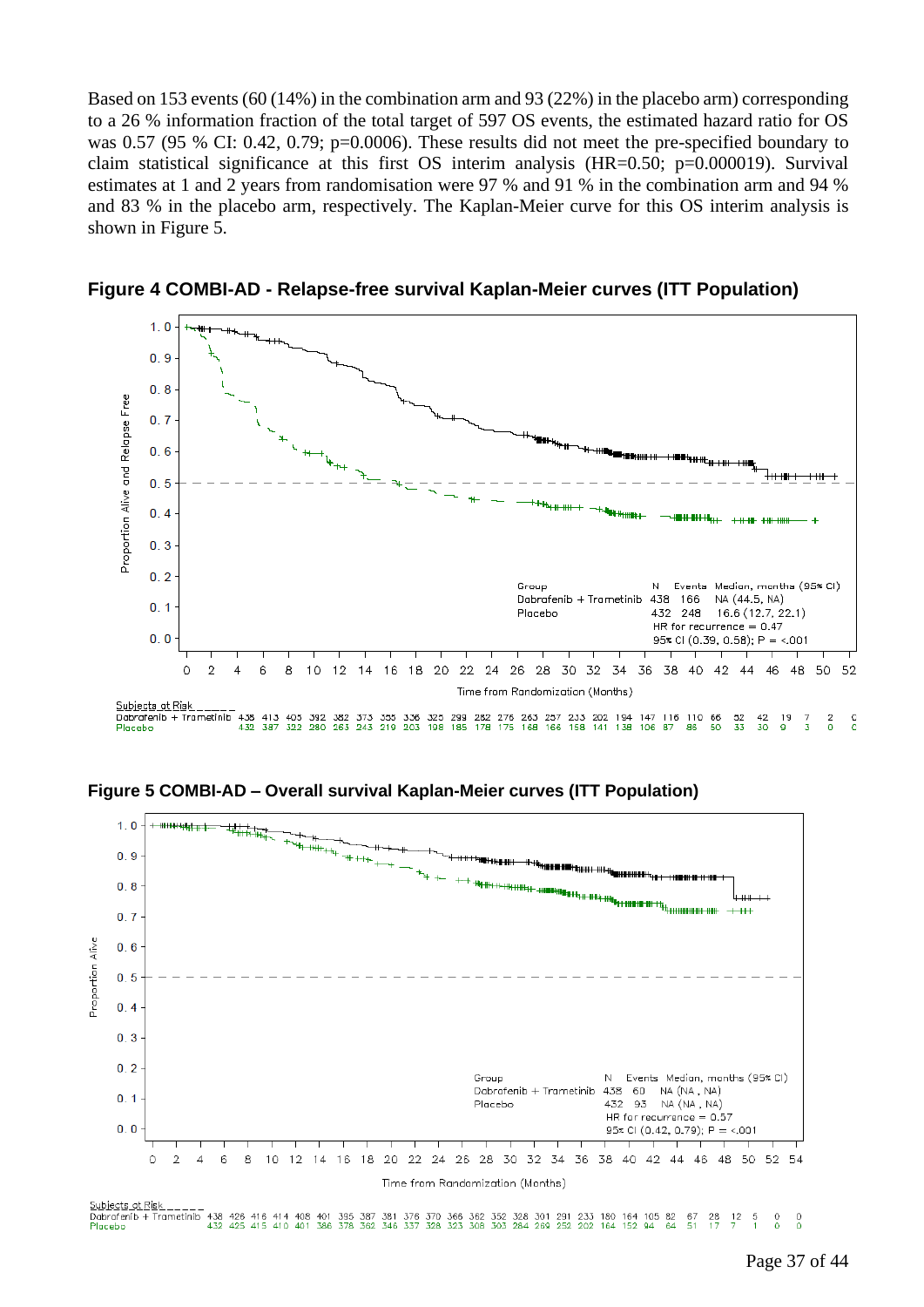Based on 153 events (60 (14%) in the combination arm and 93 (22%) in the placebo arm) corresponding to a 26 % information fraction of the total target of 597 OS events, the estimated hazard ratio for OS was 0.57 (95 % CI: 0.42, 0.79; p=0.0006). These results did not meet the pre-specified boundary to claim statistical significance at this first OS interim analysis (HR=0.50; p=0.000019). Survival estimates at 1 and 2 years from randomisation were 97 % and 91 % in the combination arm and 94 % and 83 % in the placebo arm, respectively. The Kaplan-Meier curve for this OS interim analysis is shown in Figure 5.

**Figure 4 COMBI-AD - Relapse-free survival Kaplan-Meier curves (ITT Population)**

| Group | N | Events | Median, months (95% CI) |
|---|---|---|---|
| Dabrafenib + Trametinib | 438 | 166 | NA (44.5, NA) |
| Placebo | 432 | 248 | 16.6 (12.7, 22.1) |

HR for recurrence = 0.47
95% CI (0.39, 0.58); P = <.001

Subjects at Risk

| Time from Randomization (Months) | 0 | 2 | 4 | 6 | 8 | 10 | 12 | 14 | 16 | 18 | 20 | 22 | 24 | 26 | 28 | 30 | 32 | 34 | 36 | 38 | 40 | 42 | 44 | 46 | 48 | 50 | 52 |
|---|---|---|---|---|---|---|---|---|---|---|---|---|---|---|---|---|---|---|---|---|---|---|---|---|---|---|---|
| Dabrafenib + Trametinib | 438 | 413 | 405 | 392 | 382 | 373 | 355 | 336 | 325 | 299 | 282 | 276 | 263 | 257 | 233 | 202 | 194 | 147 | 116 | 110 | 66 | 52 | 42 | 19 | 7 | 2 | 0 |
| Placebo | 432 | 387 | 322 | 280 | 263 | 243 | 219 | 203 | 198 | 185 | 178 | 175 | 168 | 166 | 158 | 141 | 138 | 106 | 87 | 86 | 50 | 33 | 30 | 9 | 3 | 0 | 0 |

**Figure 5 COMBI-AD – Overall survival Kaplan-Meier curves (ITT Population)**

| Group | N | Events | Median, months (95% CI) |
|---|---|---|---|
| Dabrafenib + Trametinib | 438 | 60 | NA (NA , NA) |
| Placebo | 432 | 93 | NA (NA , NA) |

HR for recurrence = 0.57
95% CI (0.42, 0.79); P = <.001

Subjects at Risk

| Time from Randomization (Months) | 0 | 2 | 4 | 6 | 8 | 10 | 12 | 14 | 16 | 18 | 20 | 22 | 24 | 26 | 28 | 30 | 32 | 34 | 36 | 38 | 40 | 42 | 44 | 46 | 48 | 50 | 52 | 54 |
|---|---|---|---|---|---|---|---|---|---|---|---|---|---|---|---|---|---|---|---|---|---|---|---|---|---|---|---|---|
| Dabrafenib + Trametinib | 438 | 426 | 416 | 414 | 408 | 401 | 395 | 387 | 381 | 376 | 370 | 366 | 362 | 352 | 328 | 301 | 291 | 233 | 180 | 164 | 105 | 82 | 67 | 28 | 12 | 5 | 0 | 0 |
| Placebo | 432 | 425 | 415 | 410 | 401 | 386 | 378 | 362 | 346 | 337 | 328 | 323 | 308 | 303 | 284 | 269 | 252 | 202 | 164 | 152 | 94 | 64 | 51 | 17 | 7 | 1 | 0 | 0 |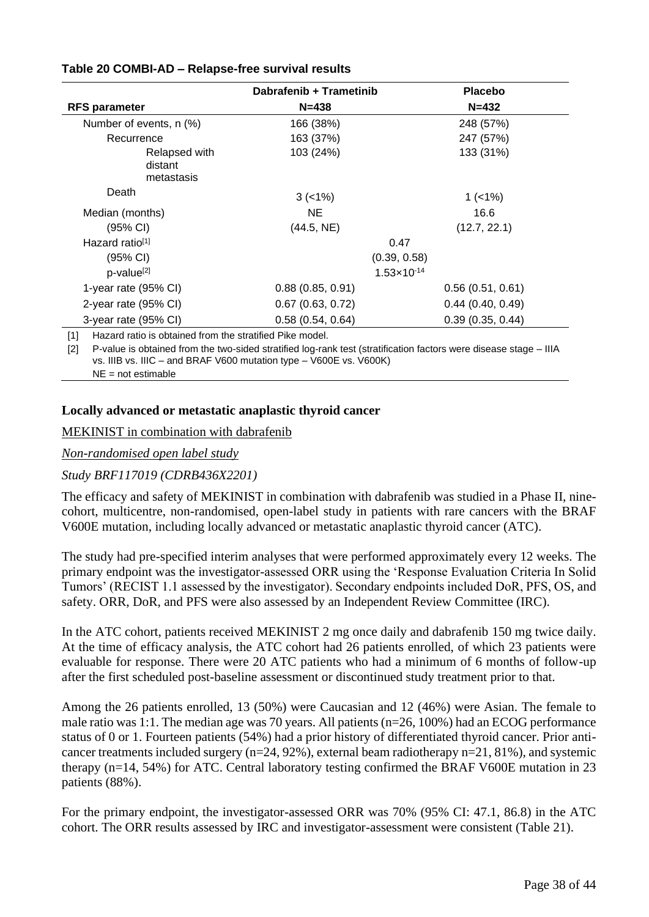**Table 20 COMBI-AD – Relapse-free survival results**

| RFS parameter | Dabrafenib + Trametinib N=438 | Placebo N=432 |
|---|---|---|
| Number of events, n (%) | 166 (38%) | 248 (57%) |
| Recurrence | 163 (37%) | 247 (57%) |
| Relapsed with distant metastasis | 103 (24%) | 133 (31%) |
| Death | 3 (<1%) | 1 (<1%) |
| Median (months) | NE | 16.6 |
| (95% CI) | (44.5, NE) | (12.7, 22.1) |
| Hazard ratio[1] | 0.47 | |
| (95% CI) | (0.39, 0.58) | |
| p-value[2] | $1.53 \times 10^{-14}$ | |
| 1-year rate (95% CI) | 0.88 (0.85, 0.91) | 0.56 (0.51, 0.61) |
| 2-year rate (95% CI) | 0.67 (0.63, 0.72) | 0.44 (0.40, 0.49) |
| 3-year rate (95% CI) | 0.58 (0.54, 0.64) | 0.39 (0.35, 0.44) |

[1] Hazard ratio is obtained from the stratified Pike model.

[2] P-value is obtained from the two-sided stratified log-rank test (stratification factors were disease stage – IIIA vs. IIIB vs. IIIC – and BRAF V600 mutation type – V600E vs. V600K)

NE = not estimable

**Locally advanced or metastatic anaplastic thyroid cancer**

MEKINIST in combination with dabrafenib

*Non-randomised open label study*

*Study BRF117019 (CDRB436X2201)*

The efficacy and safety of MEKINIST in combination with dabrafenib was studied in a Phase II, nine-cohort, multicentre, non-randomised, open-label study in patients with rare cancers with the BRAF V600E mutation, including locally advanced or metastatic anaplastic thyroid cancer (ATC).

The study had pre-specified interim analyses that were performed approximately every 12 weeks. The primary endpoint was the investigator-assessed ORR using the 'Response Evaluation Criteria In Solid Tumors' (RECIST 1.1 assessed by the investigator). Secondary endpoints included DoR, PFS, OS, and safety. ORR, DoR, and PFS were also assessed by an Independent Review Committee (IRC).

In the ATC cohort, patients received MEKINIST 2 mg once daily and dabrafenib 150 mg twice daily. At the time of efficacy analysis, the ATC cohort had 26 patients enrolled, of which 23 patients were evaluable for response. There were 20 ATC patients who had a minimum of 6 months of follow-up after the first scheduled post-baseline assessment or discontinued study treatment prior to that.

Among the 26 patients enrolled, 13 (50%) were Caucasian and 12 (46%) were Asian. The female to male ratio was 1:1. The median age was 70 years. All patients (n=26, 100%) had an ECOG performance status of 0 or 1. Fourteen patients (54%) had a prior history of differentiated thyroid cancer. Prior anti-cancer treatments included surgery (n=24, 92%), external beam radiotherapy n=21, 81%), and systemic therapy (n=14, 54%) for ATC. Central laboratory testing confirmed the BRAF V600E mutation in 23 patients (88%).

For the primary endpoint, the investigator-assessed ORR was 70% (95% CI: 47.1, 86.8) in the ATC cohort. The ORR results assessed by IRC and investigator-assessment were consistent (Table 21).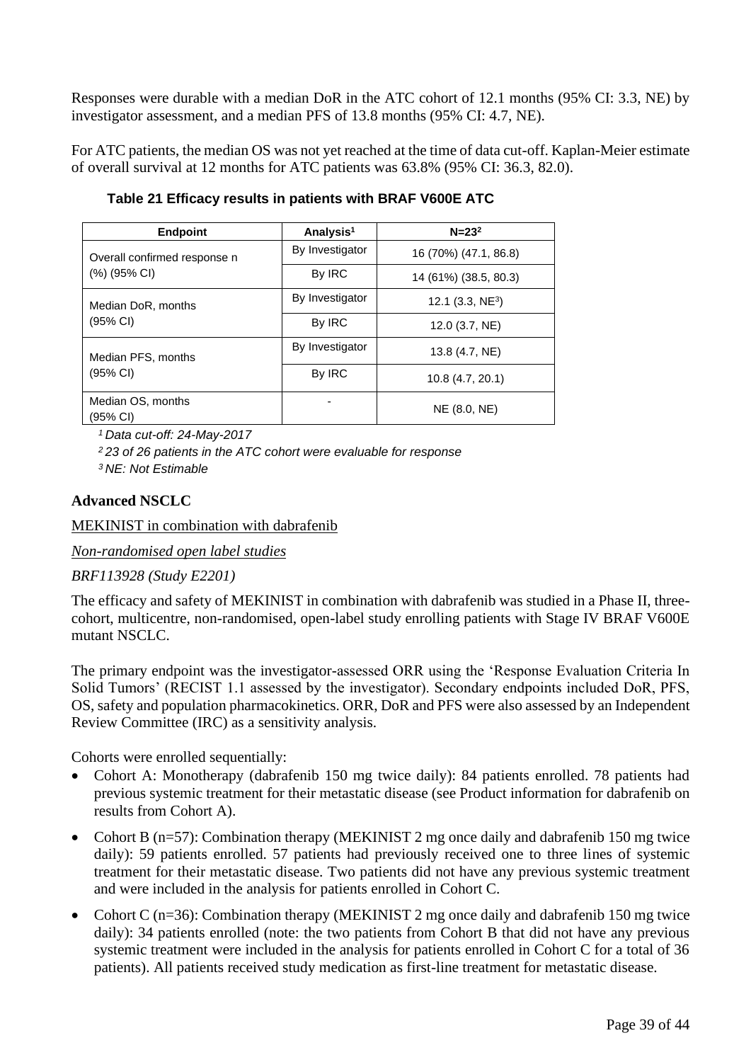Responses were durable with a median DoR in the ATC cohort of 12.1 months (95% CI: 3.3, NE) by investigator assessment, and a median PFS of 13.8 months (95% CI: 4.7, NE).

For ATC patients, the median OS was not yet reached at the time of data cut-off. Kaplan-Meier estimate of overall survival at 12 months for ATC patients was 63.8% (95% CI: 36.3, 82.0).

**Table 21 Efficacy results in patients with BRAF V600E ATC**

| Endpoint | Analysis[1] | N=23[2] |
|---|---|---|
| Overall confirmed response n (%) (95% CI) | By Investigator | 16 (70%) (47.1, 86.8) |
| | By IRC | 14 (61%) (38.5, 80.3) |
| Median DoR, months (95% CI) | By Investigator | 12.1 (3.3, NE[3]) |
| | By IRC | 12.0 (3.7, NE) |
| Median PFS, months (95% CI) | By Investigator | 13.8 (4.7, NE) |
| | By IRC | 10.8 (4.7, 20.1) |
| Median OS, months (95% CI) | - | NE (8.0, NE) |

*[1] Data cut-off: 24-May-2017*

*[2] 23 of 26 patients in the ATC cohort were evaluable for response*

*[3] NE: Not Estimable*

**Advanced NSCLC**

MEKINIST in combination with dabrafenib

*Non-randomised open label studies*

*BRF113928 (Study E2201)*

The efficacy and safety of MEKINIST in combination with dabrafenib was studied in a Phase II, three-cohort, multicentre, non-randomised, open-label study enrolling patients with Stage IV BRAF V600E mutant NSCLC.

The primary endpoint was the investigator-assessed ORR using the 'Response Evaluation Criteria In Solid Tumors' (RECIST 1.1 assessed by the investigator). Secondary endpoints included DoR, PFS, OS, safety and population pharmacokinetics. ORR, DoR and PFS were also assessed by an Independent Review Committee (IRC) as a sensitivity analysis.

Cohorts were enrolled sequentially:

- Cohort A: Monotherapy (dabrafenib 150 mg twice daily): 84 patients enrolled. 78 patients had previous systemic treatment for their metastatic disease (see Product information for dabrafenib on results from Cohort A).
- Cohort B (n=57): Combination therapy (MEKINIST 2 mg once daily and dabrafenib 150 mg twice daily): 59 patients enrolled. 57 patients had previously received one to three lines of systemic treatment for their metastatic disease. Two patients did not have any previous systemic treatment and were included in the analysis for patients enrolled in Cohort C.
- Cohort C (n=36): Combination therapy (MEKINIST 2 mg once daily and dabrafenib 150 mg twice daily): 34 patients enrolled (note: the two patients from Cohort B that did not have any previous systemic treatment were included in the analysis for patients enrolled in Cohort C for a total of 36 patients). All patients received study medication as first-line treatment for metastatic disease.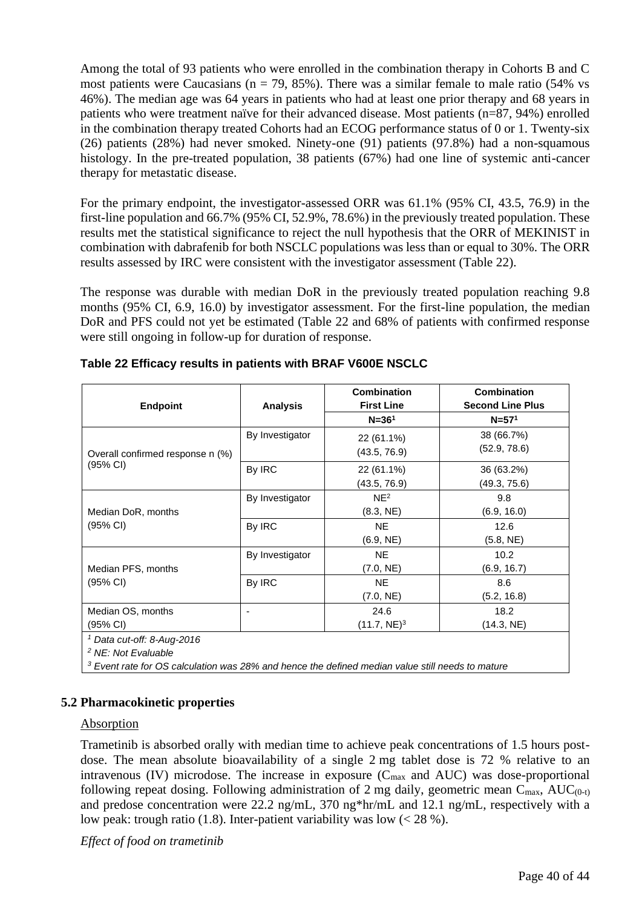Among the total of 93 patients who were enrolled in the combination therapy in Cohorts B and C most patients were Caucasians (n = 79, 85%). There was a similar female to male ratio (54% vs 46%). The median age was 64 years in patients who had at least one prior therapy and 68 years in patients who were treatment naïve for their advanced disease. Most patients (n=87, 94%) enrolled in the combination therapy treated Cohorts had an ECOG performance status of 0 or 1. Twenty-six (26) patients (28%) had never smoked. Ninety-one (91) patients (97.8%) had a non-squamous histology. In the pre-treated population, 38 patients (67%) had one line of systemic anti-cancer therapy for metastatic disease.

For the primary endpoint, the investigator-assessed ORR was 61.1% (95% CI, 43.5, 76.9) in the first-line population and 66.7% (95% CI, 52.9%, 78.6%) in the previously treated population. These results met the statistical significance to reject the null hypothesis that the ORR of MEKINIST in combination with dabrafenib for both NSCLC populations was less than or equal to 30%. The ORR results assessed by IRC were consistent with the investigator assessment (Table 22).

The response was durable with median DoR in the previously treated population reaching 9.8 months (95% CI, 6.9, 16.0) by investigator assessment. For the first-line population, the median DoR and PFS could not yet be estimated (Table 22 and 68% of patients with confirmed response were still ongoing in follow-up for duration of response.

**Table 22 Efficacy results in patients with BRAF V600E NSCLC**

| Endpoint | Analysis | Combination First Line N=36[1] | Combination Second Line Plus N=57[1] |
|---|---|---|---|
| Overall confirmed response n (%) (95% CI) | By Investigator | 22 (61.1%) (43.5, 76.9) | 38 (66.7%) (52.9, 78.6) |
| | By IRC | 22 (61.1%) (43.5, 76.9) | 36 (63.2%) (49.3, 75.6) |
| Median DoR, months (95% CI) | By Investigator | NE[2] (8.3, NE) | 9.8 (6.9, 16.0) |
| | By IRC | NE (6.9, NE) | 12.6 (5.8, NE) |
| Median PFS, months (95% CI) | By Investigator | NE (7.0, NE) | 10.2 (6.9, 16.7) |
| | By IRC | NE (7.0, NE) | 8.6 (5.2, 16.8) |
| Median OS, months (95% CI) | - | 24.6 (11.7, NE)[3] | 18.2 (14.3, NE) |

*[1] Data cut-off: 8-Aug-2016*
*[2] NE: Not Evaluable*
*[3] Event rate for OS calculation was 28% and hence the defined median value still needs to mature*

## 5.2 Pharmacokinetic properties

Absorption

Trametinib is absorbed orally with median time to achieve peak concentrations of 1.5 hours post-dose. The mean absolute bioavailability of a single 2 mg tablet dose is 72 % relative to an intravenous (IV) microdose. The increase in exposure ($C_{max}$ and AUC) was dose-proportional following repeat dosing. Following administration of 2 mg daily, geometric mean $C_{max}$, $AUC_{(0-t)}$ and predose concentration were 22.2 ng/mL, 370 ng*hr/mL and 12.1 ng/mL, respectively with a low peak: trough ratio (1.8). Inter-patient variability was low (< 28 %).

*Effect of food on trametinib*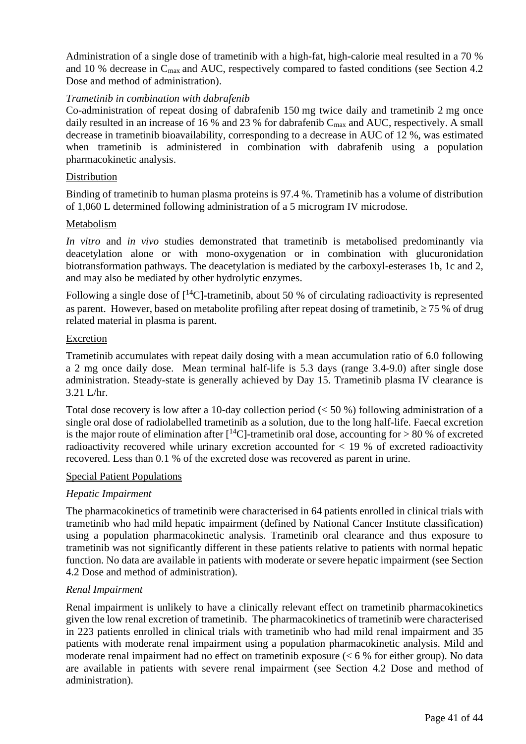Administration of a single dose of trametinib with a high-fat, high-calorie meal resulted in a 70 % and 10 % decrease in $C_{max}$ and AUC, respectively compared to fasted conditions (see Section 4.2 Dose and method of administration).

*Trametinib in combination with dabrafenib*

Co-administration of repeat dosing of dabrafenib 150 mg twice daily and trametinib 2 mg once daily resulted in an increase of 16 % and 23 % for dabrafenib $C_{max}$ and AUC, respectively. A small decrease in trametinib bioavailability, corresponding to a decrease in AUC of 12 %, was estimated when trametinib is administered in combination with dabrafenib using a population pharmacokinetic analysis.

Distribution

Binding of trametinib to human plasma proteins is 97.4 %. Trametinib has a volume of distribution of 1,060 L determined following administration of a 5 microgram IV microdose.

Metabolism

*In vitro* and *in vivo* studies demonstrated that trametinib is metabolised predominantly via deacetylation alone or with mono-oxygenation or in combination with glucuronidation biotransformation pathways. The deacetylation is mediated by the carboxyl-esterases 1b, 1c and 2, and may also be mediated by other hydrolytic enzymes.

Following a single dose of [$^{14}$C]-trametinib, about 50 % of circulating radioactivity is represented as parent. However, based on metabolite profiling after repeat dosing of trametinib, ≥ 75 % of drug related material in plasma is parent.

Excretion

Trametinib accumulates with repeat daily dosing with a mean accumulation ratio of 6.0 following a 2 mg once daily dose. Mean terminal half-life is 5.3 days (range 3.4-9.0) after single dose administration. Steady-state is generally achieved by Day 15. Trametinib plasma IV clearance is 3.21 L/hr.

Total dose recovery is low after a 10-day collection period (< 50 %) following administration of a single oral dose of radiolabelled trametinib as a solution, due to the long half-life. Faecal excretion is the major route of elimination after [$^{14}$C]-trametinib oral dose, accounting for > 80 % of excreted radioactivity recovered while urinary excretion accounted for < 19 % of excreted radioactivity recovered. Less than 0.1 % of the excreted dose was recovered as parent in urine.

Special Patient Populations

*Hepatic Impairment*

The pharmacokinetics of trametinib were characterised in 64 patients enrolled in clinical trials with trametinib who had mild hepatic impairment (defined by National Cancer Institute classification) using a population pharmacokinetic analysis. Trametinib oral clearance and thus exposure to trametinib was not significantly different in these patients relative to patients with normal hepatic function. No data are available in patients with moderate or severe hepatic impairment (see Section 4.2 Dose and method of administration).

*Renal Impairment*

Renal impairment is unlikely to have a clinically relevant effect on trametinib pharmacokinetics given the low renal excretion of trametinib. The pharmacokinetics of trametinib were characterised in 223 patients enrolled in clinical trials with trametinib who had mild renal impairment and 35 patients with moderate renal impairment using a population pharmacokinetic analysis. Mild and moderate renal impairment had no effect on trametinib exposure (< 6 % for either group). No data are available in patients with severe renal impairment (see Section 4.2 Dose and method of administration).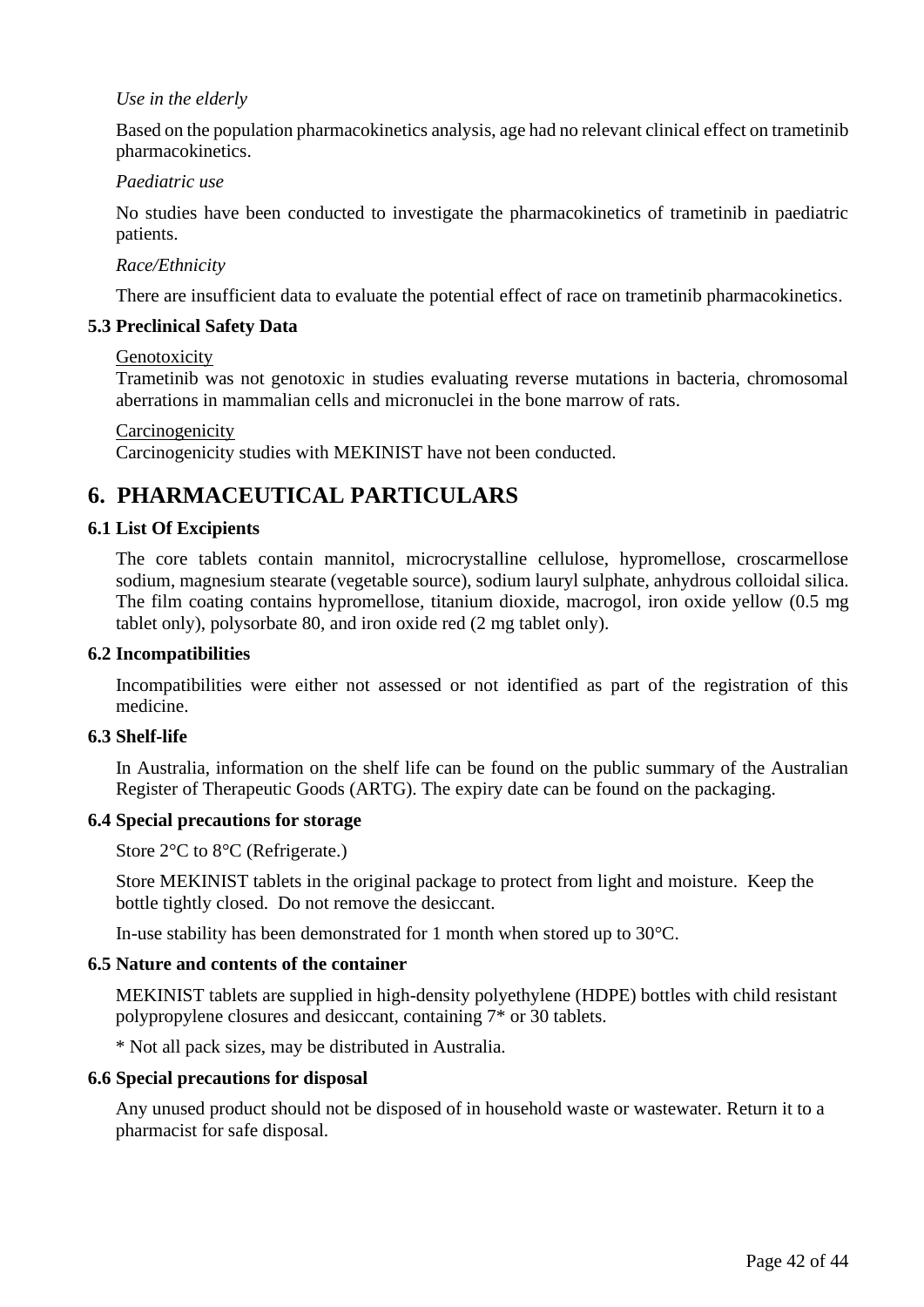*Use in the elderly*

Based on the population pharmacokinetics analysis, age had no relevant clinical effect on trametinib pharmacokinetics.

*Paediatric use*

No studies have been conducted to investigate the pharmacokinetics of trametinib in paediatric patients.

*Race/Ethnicity*

There are insufficient data to evaluate the potential effect of race on trametinib pharmacokinetics.

### 5.3 Preclinical Safety Data

Genotoxicity

Trametinib was not genotoxic in studies evaluating reverse mutations in bacteria, chromosomal aberrations in mammalian cells and micronuclei in the bone marrow of rats.

Carcinogenicity

Carcinogenicity studies with MEKINIST have not been conducted.

## 6. PHARMACEUTICAL PARTICULARS

### 6.1 List Of Excipients

The core tablets contain mannitol, microcrystalline cellulose, hypromellose, croscarmellose sodium, magnesium stearate (vegetable source), sodium lauryl sulphate, anhydrous colloidal silica. The film coating contains hypromellose, titanium dioxide, macrogol, iron oxide yellow (0.5 mg tablet only), polysorbate 80, and iron oxide red (2 mg tablet only).

### 6.2 Incompatibilities

Incompatibilities were either not assessed or not identified as part of the registration of this medicine.

### 6.3 Shelf-life

In Australia, information on the shelf life can be found on the public summary of the Australian Register of Therapeutic Goods (ARTG). The expiry date can be found on the packaging.

### 6.4 Special precautions for storage

Store 2°C to 8°C (Refrigerate.)

Store MEKINIST tablets in the original package to protect from light and moisture. Keep the bottle tightly closed. Do not remove the desiccant.

In-use stability has been demonstrated for 1 month when stored up to 30°C.

### 6.5 Nature and contents of the container

MEKINIST tablets are supplied in high-density polyethylene (HDPE) bottles with child resistant polypropylene closures and desiccant, containing 7* or 30 tablets.

* Not all pack sizes, may be distributed in Australia.

### 6.6 Special precautions for disposal

Any unused product should not be disposed of in household waste or wastewater. Return it to a pharmacist for safe disposal.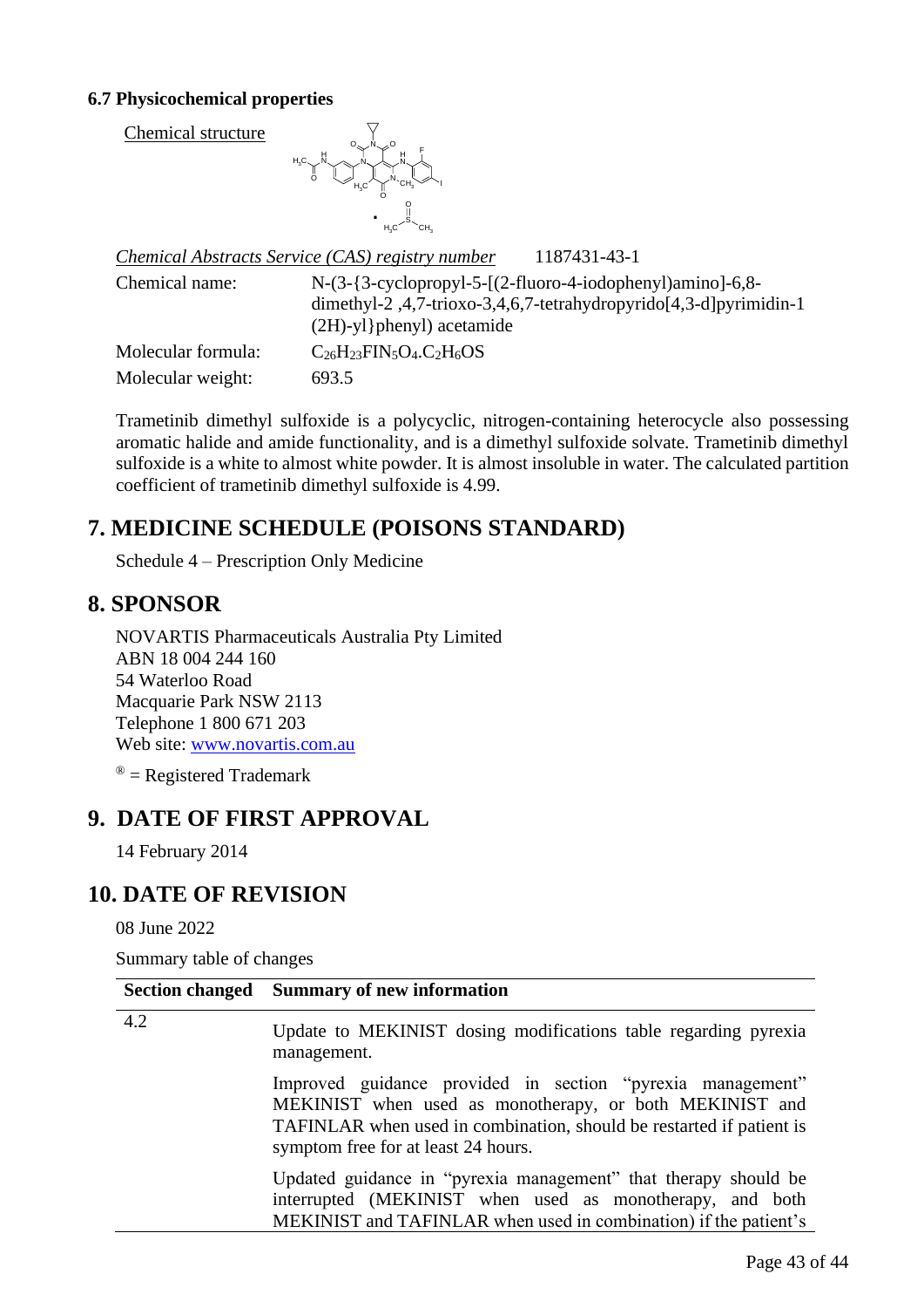### 6.7 Physicochemical properties

Chemical structure

*Chemical Abstracts Service (CAS) registry number* 1187431-43-1

| | |
|---|---|
| Chemical name: | N-(3-{3-cyclopropyl-5-[(2-fluoro-4-iodophenyl)amino]-6,8-dimethyl-2 ,4,7-trioxo-3,4,6,7-tetrahydropyrido[4,3-d]pyrimidin-1 (2H)-yl}phenyl) acetamide |
| Molecular formula: | $C_{26}H_{23}FIN_5O_4.C_2H_6OS$ |
| Molecular weight: | 693.5 |

Trametinib dimethyl sulfoxide is a polycyclic, nitrogen-containing heterocycle also possessing aromatic halide and amide functionality, and is a dimethyl sulfoxide solvate. Trametinib dimethyl sulfoxide is a white to almost white powder. It is almost insoluble in water. The calculated partition coefficient of trametinib dimethyl sulfoxide is 4.99.

## 7. MEDICINE SCHEDULE (POISONS STANDARD)

Schedule 4 – Prescription Only Medicine

## 8. SPONSOR

NOVARTIS Pharmaceuticals Australia Pty Limited
ABN 18 004 244 160
54 Waterloo Road
Macquarie Park NSW 2113
Telephone 1 800 671 203
Web site: www.novartis.com.au

® = Registered Trademark

## 9. DATE OF FIRST APPROVAL

14 February 2014

## 10. DATE OF REVISION

08 June 2022

Summary table of changes

| Section changed | Summary of new information |
|---|---|
| 4.2 | Update to MEKINIST dosing modifications table regarding pyrexia management.<br><br>Improved guidance provided in section "pyrexia management" MEKINIST when used as monotherapy, or both MEKINIST and TAFINLAR when used in combination, should be restarted if patient is symptom free for at least 24 hours.<br><br>Updated guidance in "pyrexia management" that therapy should be interrupted (MEKINIST when used as monotherapy and both MEKINIST and TAFINLAR when used in combination) if the patient's |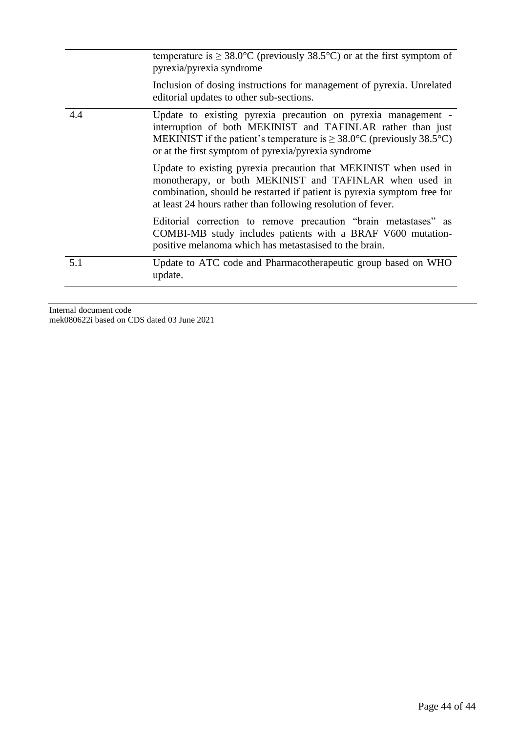| | |
|---|---|
| | temperature is ≥ 38.0°C (previously 38.5°C) or at the first symptom of pyrexia/pyrexia syndrome<br><br>Inclusion of dosing instructions for management of pyrexia. Unrelated editorial updates to other sub-sections. |
| 4.4 | Update to existing pyrexia precaution on pyrexia management - interruption of both MEKINIST and TAFINLAR rather than just MEKINIST if the patient's temperature is ≥ 38.0°C (previously 38.5°C) or at the first symptom of pyrexia/pyrexia syndrome<br><br>Update to existing pyrexia precaution that MEKINIST when used in monotherapy, or both MEKINIST and TAFINLAR when used in combination, should be restarted if patient is pyrexia symptom free for at least 24 hours rather than following resolution of fever.<br><br>Editorial correction to remove precaution "brain metastases" as COMBI-MB study includes patients with a BRAF V600 mutation-positive melanoma which has metastasised to the brain. |
| 5.1 | Update to ATC code and Pharmacotherapeutic group based on WHO update. |

Internal document code
mek080622i based on CDS dated 03 June 2021